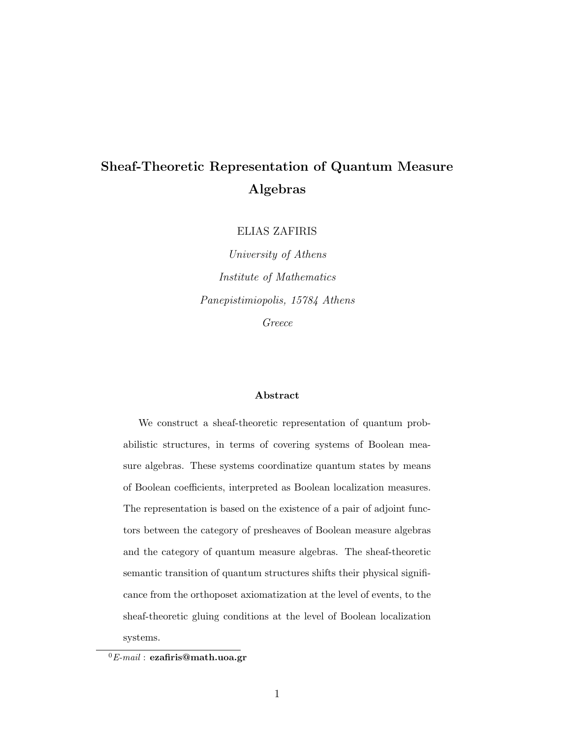# Sheaf-Theoretic Representation of Quantum Measure Algebras

ELIAS ZAFIRIS

*University of Athens*

*Institute of Mathematics*

*Panepistimiopolis, 15784 Athens*

*Greece*

### Abstract

We construct a sheaf-theoretic representation of quantum probabilistic structures, in terms of covering systems of Boolean measure algebras. These systems coordinatize quantum states by means of Boolean coefficients, interpreted as Boolean localization measures. The representation is based on the existence of a pair of adjoint functors between the category of presheaves of Boolean measure algebras and the category of quantum measure algebras. The sheaf-theoretic semantic transition of quantum structures shifts their physical significance from the orthoposet axiomatization at the level of events, to the sheaf-theoretic gluing conditions at the level of Boolean localization systems.

[0] *E-mail* : **ezafiris@math.uoa.gr**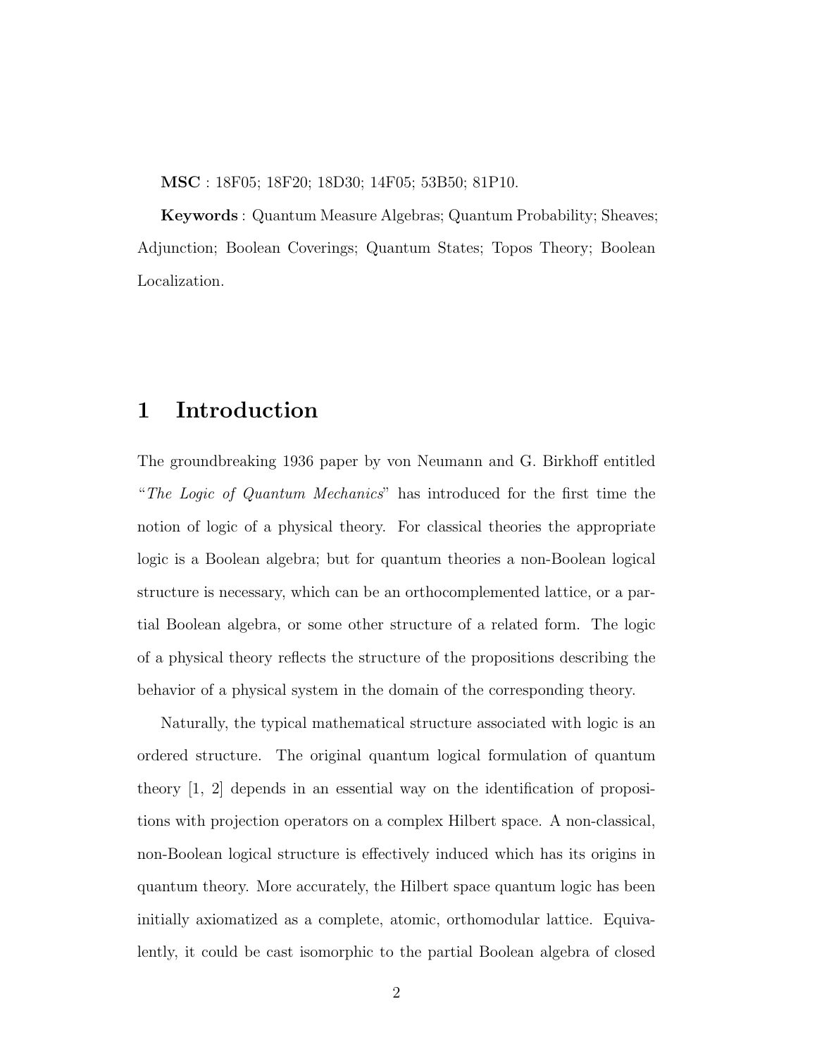**MSC** : 18F05; 18F20; 18D30; 14F05; 53B50; 81P10.

**Keywords** : Quantum Measure Algebras; Quantum Probability; Sheaves; Adjunction; Boolean Coverings; Quantum States; Topos Theory; Boolean Localization.

# 1 Introduction

The groundbreaking 1936 paper by von Neumann and G. Birkhoff entitled "*The Logic of Quantum Mechanics*" has introduced for the first time the notion of logic of a physical theory. For classical theories the appropriate logic is a Boolean algebra; but for quantum theories a non-Boolean logical structure is necessary, which can be an orthocomplemented lattice, or a partial Boolean algebra, or some other structure of a related form. The logic of a physical theory reflects the structure of the propositions describing the behavior of a physical system in the domain of the corresponding theory.

Naturally, the typical mathematical structure associated with logic is an ordered structure. The original quantum logical formulation of quantum theory [1, 2] depends in an essential way on the identification of propositions with projection operators on a complex Hilbert space. A non-classical, non-Boolean logical structure is effectively induced which has its origins in quantum theory. More accurately, the Hilbert space quantum logic has been initially axiomatized as a complete, atomic, orthomodular lattice. Equivalently, it could be cast isomorphic to the partial Boolean algebra of closed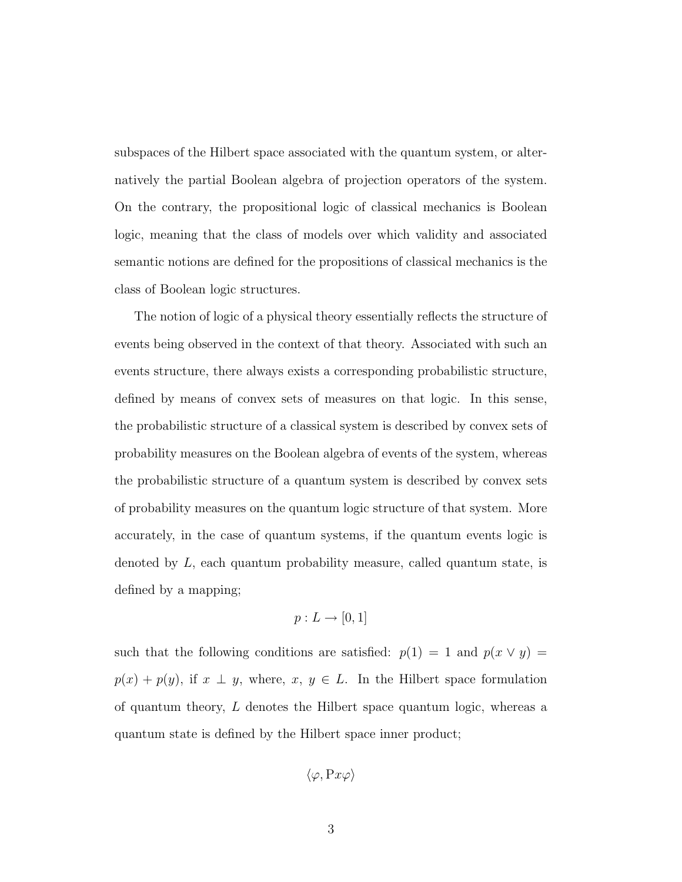subspaces of the Hilbert space associated with the quantum system, or alternatively the partial Boolean algebra of projection operators of the system. On the contrary, the propositional logic of classical mechanics is Boolean logic, meaning that the class of models over which validity and associated semantic notions are defined for the propositions of classical mechanics is the class of Boolean logic structures.

The notion of logic of a physical theory essentially reflects the structure of events being observed in the context of that theory. Associated with such an events structure, there always exists a corresponding probabilistic structure, defined by means of convex sets of measures on that logic. In this sense, the probabilistic structure of a classical system is described by convex sets of probability measures on the Boolean algebra of events of the system, whereas the probabilistic structure of a quantum system is described by convex sets of probability measures on the quantum logic structure of that system. More accurately, in the case of quantum systems, if the quantum events logic is denoted by $L$, each quantum probability measure, called quantum state, is defined by a mapping;

$$p : L \to [0, 1]$$

such that the following conditions are satisfied: $p(1) = 1$ and $p(x \vee y) = p(x) + p(y)$, if $x \perp y$, where, $x$, $y \in L$. In the Hilbert space formulation of quantum theory, $L$ denotes the Hilbert space quantum logic, whereas a quantum state is defined by the Hilbert space inner product;

$$\langle \varphi, \mathrm{P}x\varphi \rangle$$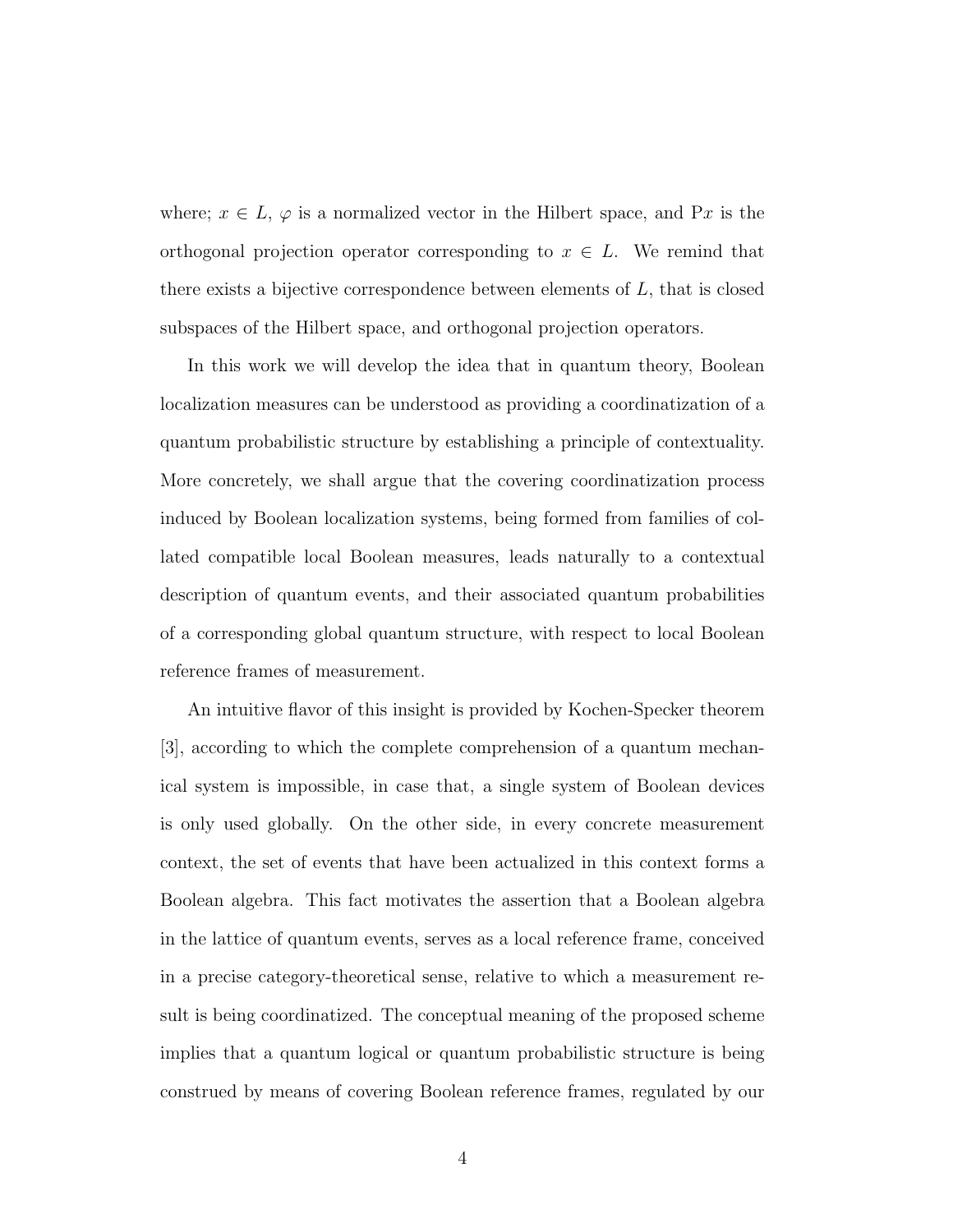where; $x \in L$, $\varphi$ is a normalized vector in the Hilbert space, and $\mathrm{P}x$ is the orthogonal projection operator corresponding to $x \in L$. We remind that there exists a bijective correspondence between elements of $L$, that is closed subspaces of the Hilbert space, and orthogonal projection operators.

In this work we will develop the idea that in quantum theory, Boolean localization measures can be understood as providing a coordinatization of a quantum probabilistic structure by establishing a principle of contextuality. More concretely, we shall argue that the covering coordinatization process induced by Boolean localization systems, being formed from families of collated compatible local Boolean measures, leads naturally to a contextual description of quantum events, and their associated quantum probabilities of a corresponding global quantum structure, with respect to local Boolean reference frames of measurement.

An intuitive flavor of this insight is provided by Kochen-Specker theorem [3], according to which the complete comprehension of a quantum mechanical system is impossible, in case that, a single system of Boolean devices is only used globally. On the other side, in every concrete measurement context, the set of events that have been actualized in this context forms a Boolean algebra. This fact motivates the assertion that a Boolean algebra in the lattice of quantum events, serves as a local reference frame, conceived in a precise category-theoretical sense, relative to which a measurement result is being coordinatized. The conceptual meaning of the proposed scheme implies that a quantum logical or quantum probabilistic structure is being construed by means of covering Boolean reference frames, regulated by our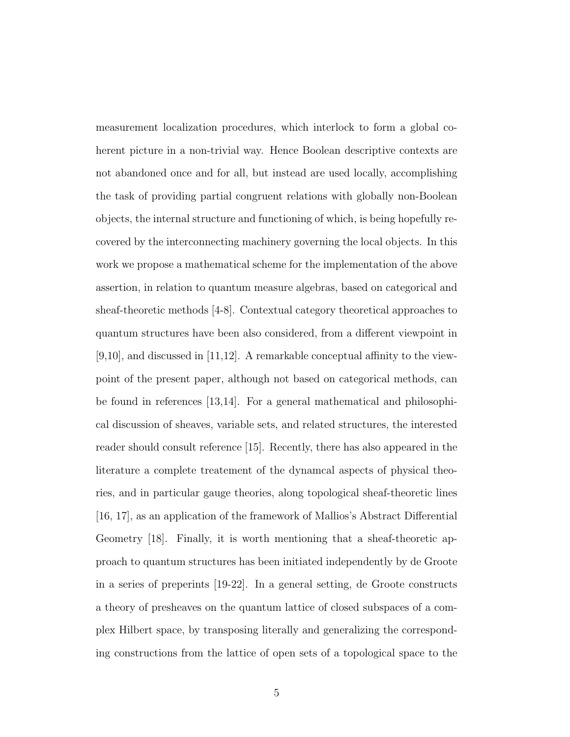measurement localization procedures, which interlock to form a global coherent picture in a non-trivial way. Hence Boolean descriptive contexts are not abandoned once and for all, but instead are used locally, accomplishing the task of providing partial congruent relations with globally non-Boolean objects, the internal structure and functioning of which, is being hopefully recovered by the interconnecting machinery governing the local objects. In this work we propose a mathematical scheme for the implementation of the above assertion, in relation to quantum measure algebras, based on categorical and sheaf-theoretic methods [4-8]. Contextual category theoretical approaches to quantum structures have been also considered, from a different viewpoint in [9,10], and discussed in [11,12]. A remarkable conceptual affinity to the viewpoint of the present paper, although not based on categorical methods, can be found in references [13,14]. For a general mathematical and philosophical discussion of sheaves, variable sets, and related structures, the interested reader should consult reference [15]. Recently, there has also appeared in the literature a complete treatement of the dynamcal aspects of physical theories, and in particular gauge theories, along topological sheaf-theoretic lines [16, 17], as an application of the framework of Mallios's Abstract Differential Geometry [18]. Finally, it is worth mentioning that a sheaf-theoretic approach to quantum structures has been initiated independently by de Groote in a series of preperints [19-22]. In a general setting, de Groote constructs a theory of presheaves on the quantum lattice of closed subspaces of a complex Hilbert space, by transposing literally and generalizing the corresponding constructions from the lattice of open sets of a topological space to the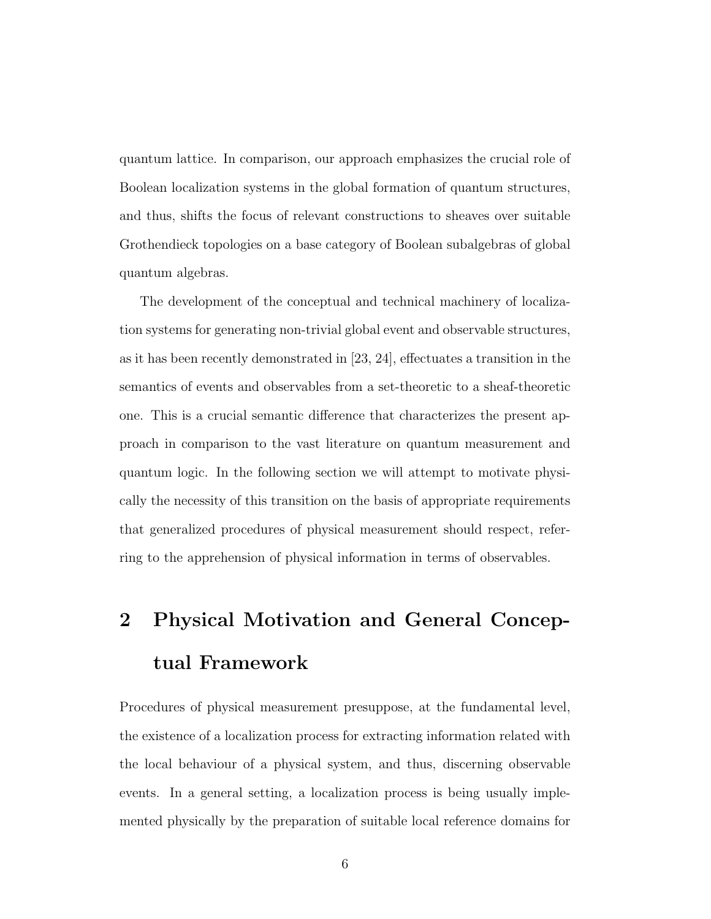quantum lattice. In comparison, our approach emphasizes the crucial role of Boolean localization systems in the global formation of quantum structures, and thus, shifts the focus of relevant constructions to sheaves over suitable Grothendieck topologies on a base category of Boolean subalgebras of global quantum algebras.

The development of the conceptual and technical machinery of localization systems for generating non-trivial global event and observable structures, as it has been recently demonstrated in [23, 24], effectuates a transition in the semantics of events and observables from a set-theoretic to a sheaf-theoretic one. This is a crucial semantic difference that characterizes the present approach in comparison to the vast literature on quantum measurement and quantum logic. In the following section we will attempt to motivate physically the necessity of this transition on the basis of appropriate requirements that generalized procedures of physical measurement should respect, referring to the apprehension of physical information in terms of observables.

## 2 Physical Motivation and General Conceptual Framework

Procedures of physical measurement presuppose, at the fundamental level, the existence of a localization process for extracting information related with the local behaviour of a physical system, and thus, discerning observable events. In a general setting, a localization process is being usually implemented physically by the preparation of suitable local reference domains for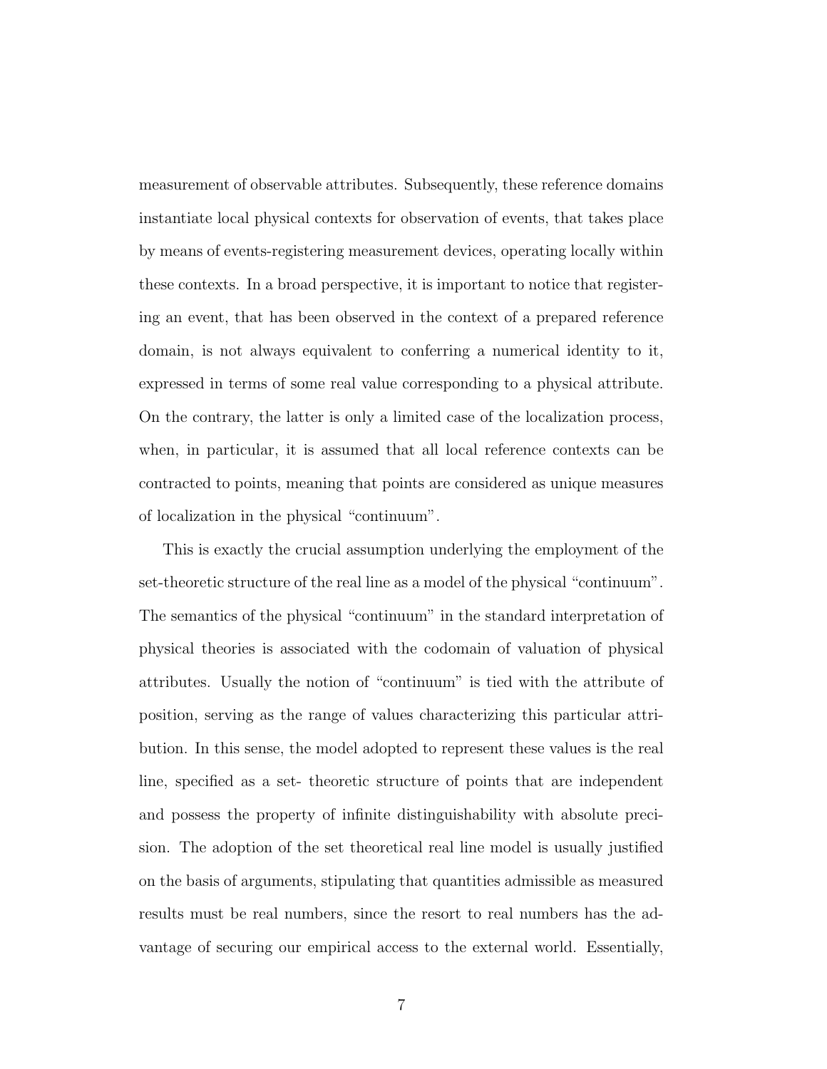measurement of observable attributes. Subsequently, these reference domains instantiate local physical contexts for observation of events, that takes place by means of events-registering measurement devices, operating locally within these contexts. In a broad perspective, it is important to notice that registering an event, that has been observed in the context of a prepared reference domain, is not always equivalent to conferring a numerical identity to it, expressed in terms of some real value corresponding to a physical attribute. On the contrary, the latter is only a limited case of the localization process, when, in particular, it is assumed that all local reference contexts can be contracted to points, meaning that points are considered as unique measures of localization in the physical "continuum".

This is exactly the crucial assumption underlying the employment of the set-theoretic structure of the real line as a model of the physical "continuum". The semantics of the physical "continuum" in the standard interpretation of physical theories is associated with the codomain of valuation of physical attributes. Usually the notion of "continuum" is tied with the attribute of position, serving as the range of values characterizing this particular attribution. In this sense, the model adopted to represent these values is the real line, specified as a set- theoretic structure of points that are independent and possess the property of infinite distinguishability with absolute precision. The adoption of the set theoretical real line model is usually justified on the basis of arguments, stipulating that quantities admissible as measured results must be real numbers, since the resort to real numbers has the advantage of securing our empirical access to the external world. Essentially,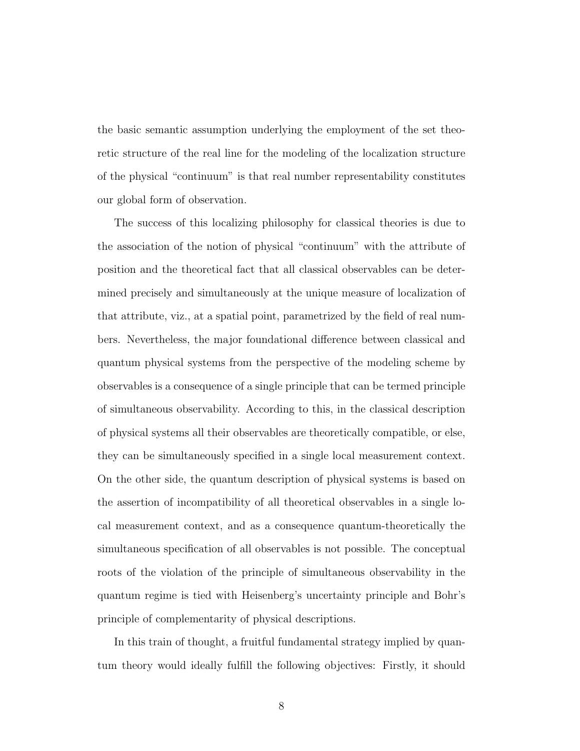the basic semantic assumption underlying the employment of the set theoretic structure of the real line for the modeling of the localization structure of the physical "continuum" is that real number representability constitutes our global form of observation.

The success of this localizing philosophy for classical theories is due to the association of the notion of physical "continuum" with the attribute of position and the theoretical fact that all classical observables can be determined precisely and simultaneously at the unique measure of localization of that attribute, viz., at a spatial point, parametrized by the field of real numbers. Nevertheless, the major foundational difference between classical and quantum physical systems from the perspective of the modeling scheme by observables is a consequence of a single principle that can be termed principle of simultaneous observability. According to this, in the classical description of physical systems all their observables are theoretically compatible, or else, they can be simultaneously specified in a single local measurement context. On the other side, the quantum description of physical systems is based on the assertion of incompatibility of all theoretical observables in a single local measurement context, and as a consequence quantum-theoretically the simultaneous specification of all observables is not possible. The conceptual roots of the violation of the principle of simultaneous observability in the quantum regime is tied with Heisenberg's uncertainty principle and Bohr's principle of complementarity of physical descriptions.

In this train of thought, a fruitful fundamental strategy implied by quantum theory would ideally fulfill the following objectives: Firstly, it should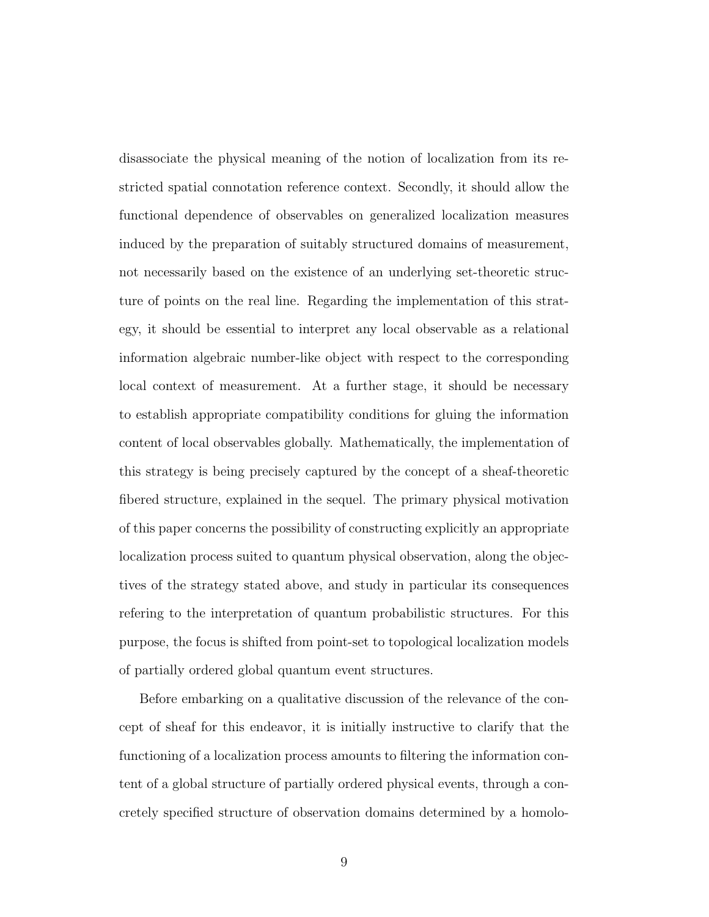disassociate the physical meaning of the notion of localization from its restricted spatial connotation reference context. Secondly, it should allow the functional dependence of observables on generalized localization measures induced by the preparation of suitably structured domains of measurement, not necessarily based on the existence of an underlying set-theoretic structure of points on the real line. Regarding the implementation of this strategy, it should be essential to interpret any local observable as a relational information algebraic number-like object with respect to the corresponding local context of measurement. At a further stage, it should be necessary to establish appropriate compatibility conditions for gluing the information content of local observables globally. Mathematically, the implementation of this strategy is being precisely captured by the concept of a sheaf-theoretic fibered structure, explained in the sequel. The primary physical motivation of this paper concerns the possibility of constructing explicitly an appropriate localization process suited to quantum physical observation, along the objectives of the strategy stated above, and study in particular its consequences refering to the interpretation of quantum probabilistic structures. For this purpose, the focus is shifted from point-set to topological localization models of partially ordered global quantum event structures.

Before embarking on a qualitative discussion of the relevance of the concept of sheaf for this endeavor, it is initially instructive to clarify that the functioning of a localization process amounts to filtering the information content of a global structure of partially ordered physical events, through a concretely specified structure of observation domains determined by a homolo-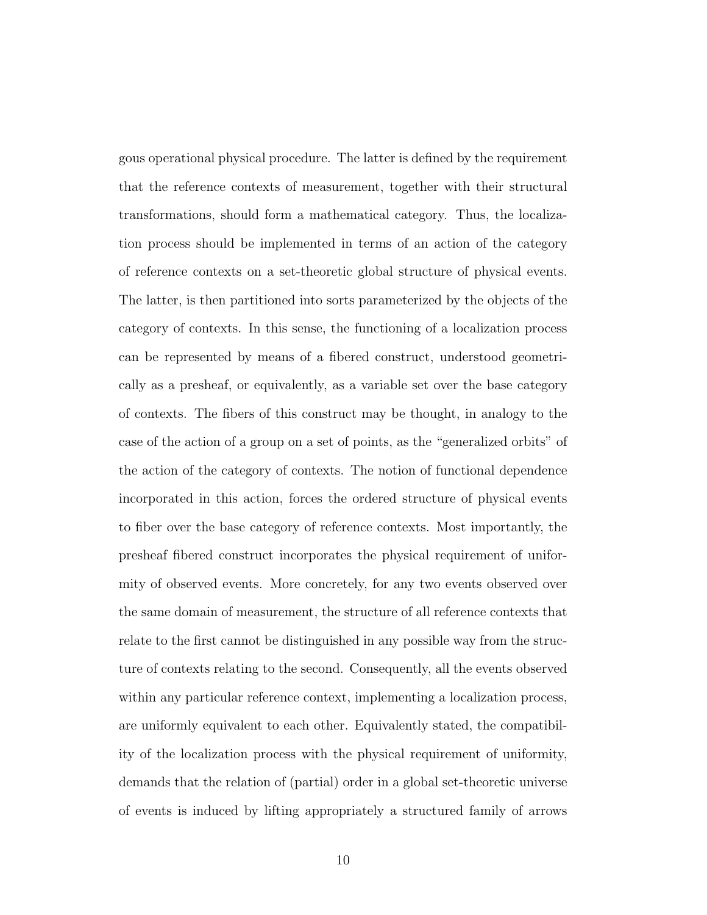gous operational physical procedure. The latter is defined by the requirement that the reference contexts of measurement, together with their structural transformations, should form a mathematical category. Thus, the localization process should be implemented in terms of an action of the category of reference contexts on a set-theoretic global structure of physical events. The latter, is then partitioned into sorts parameterized by the objects of the category of contexts. In this sense, the functioning of a localization process can be represented by means of a fibered construct, understood geometrically as a presheaf, or equivalently, as a variable set over the base category of contexts. The fibers of this construct may be thought, in analogy to the case of the action of a group on a set of points, as the "generalized orbits" of the action of the category of contexts. The notion of functional dependence incorporated in this action, forces the ordered structure of physical events to fiber over the base category of reference contexts. Most importantly, the presheaf fibered construct incorporates the physical requirement of uniformity of observed events. More concretely, for any two events observed over the same domain of measurement, the structure of all reference contexts that relate to the first cannot be distinguished in any possible way from the structure of contexts relating to the second. Consequently, all the events observed within any particular reference context, implementing a localization process, are uniformly equivalent to each other. Equivalently stated, the compatibility of the localization process with the physical requirement of uniformity, demands that the relation of (partial) order in a global set-theoretic universe of events is induced by lifting appropriately a structured family of arrows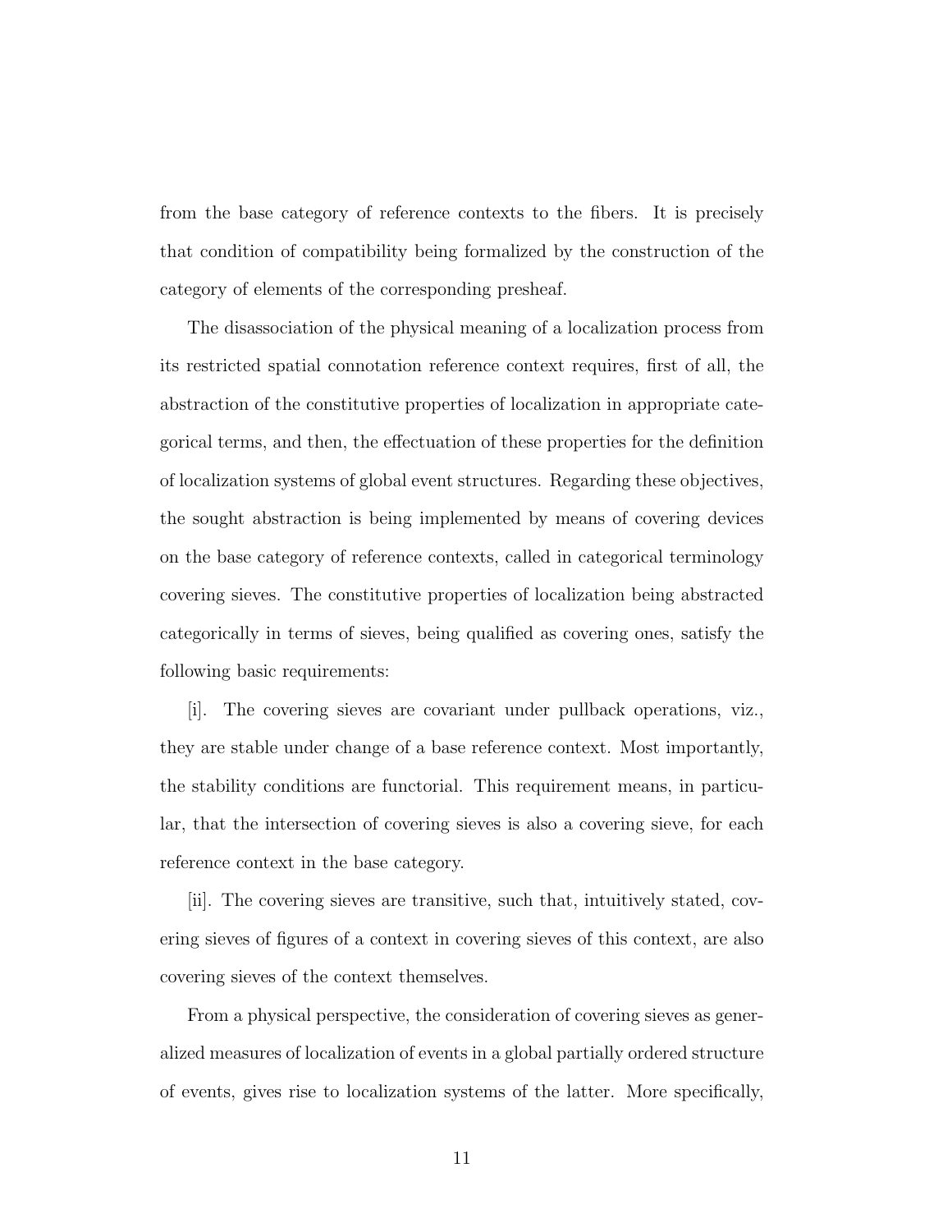from the base category of reference contexts to the fibers. It is precisely that condition of compatibility being formalized by the construction of the category of elements of the corresponding presheaf.

The disassociation of the physical meaning of a localization process from its restricted spatial connotation reference context requires, first of all, the abstraction of the constitutive properties of localization in appropriate categorical terms, and then, the effectuation of these properties for the definition of localization systems of global event structures. Regarding these objectives, the sought abstraction is being implemented by means of covering devices on the base category of reference contexts, called in categorical terminology covering sieves. The constitutive properties of localization being abstracted categorically in terms of sieves, being qualified as covering ones, satisfy the following basic requirements:

[i]. The covering sieves are covariant under pullback operations, viz., they are stable under change of a base reference context. Most importantly, the stability conditions are functorial. This requirement means, in particular, that the intersection of covering sieves is also a covering sieve, for each reference context in the base category.

[ii]. The covering sieves are transitive, such that, intuitively stated, covering sieves of figures of a context in covering sieves of this context, are also covering sieves of the context themselves.

From a physical perspective, the consideration of covering sieves as generalized measures of localization of events in a global partially ordered structure of events, gives rise to localization systems of the latter. More specifically,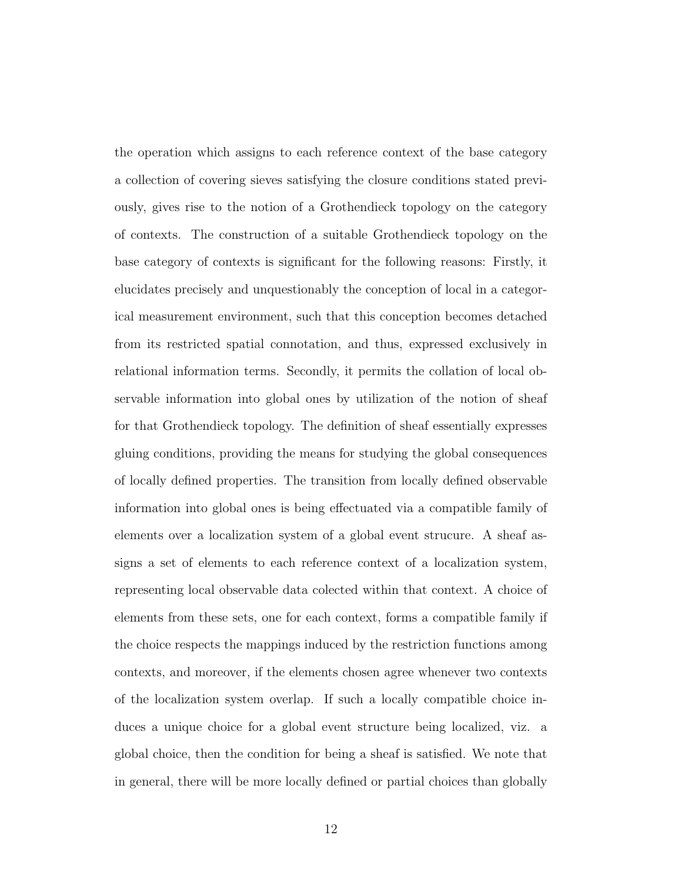the operation which assigns to each reference context of the base category a collection of covering sieves satisfying the closure conditions stated previously, gives rise to the notion of a Grothendieck topology on the category of contexts. The construction of a suitable Grothendieck topology on the base category of contexts is significant for the following reasons: Firstly, it elucidates precisely and unquestionably the conception of local in a categorical measurement environment, such that this conception becomes detached from its restricted spatial connotation, and thus, expressed exclusively in relational information terms. Secondly, it permits the collation of local observable information into global ones by utilization of the notion of sheaf for that Grothendieck topology. The definition of sheaf essentially expresses gluing conditions, providing the means for studying the global consequences of locally defined properties. The transition from locally defined observable information into global ones is being effectuated via a compatible family of elements over a localization system of a global event strucure. A sheaf assigns a set of elements to each reference context of a localization system, representing local observable data colected within that context. A choice of elements from these sets, one for each context, forms a compatible family if the choice respects the mappings induced by the restriction functions among contexts, and moreover, if the elements chosen agree whenever two contexts of the localization system overlap. If such a locally compatible choice induces a unique choice for a global event structure being localized, viz. a global choice, then the condition for being a sheaf is satisfied. We note that in general, there will be more locally defined or partial choices than globally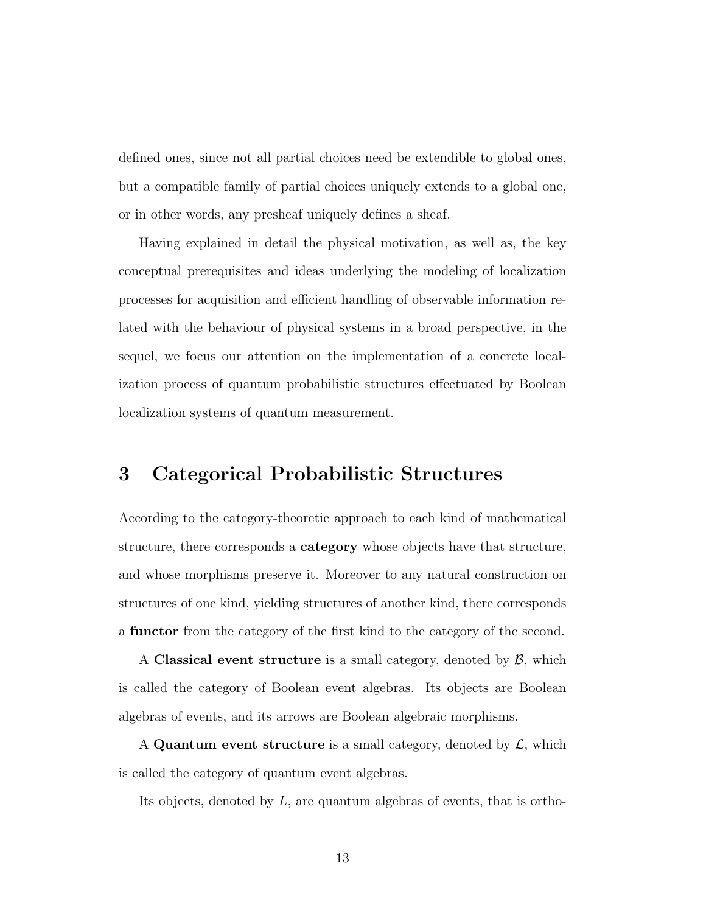defined ones, since not all partial choices need be extendible to global ones, but a compatible family of partial choices uniquely extends to a global one, or in other words, any presheaf uniquely defines a sheaf.

Having explained in detail the physical motivation, as well as, the key conceptual prerequisites and ideas underlying the modeling of localization processes for acquisition and efficient handling of observable information related with the behaviour of physical systems in a broad perspective, in the sequel, we focus our attention on the implementation of a concrete localization process of quantum probabilistic structures effectuated by Boolean localization systems of quantum measurement.

## 3 Categorical Probabilistic Structures

According to the category-theoretic approach to each kind of mathematical structure, there corresponds a **category** whose objects have that structure, and whose morphisms preserve it. Moreover to any natural construction on structures of one kind, yielding structures of another kind, there corresponds a **functor** from the category of the first kind to the category of the second.

A **Classical event structure** is a small category, denoted by $\mathcal{B}$, which is called the category of Boolean event algebras. Its objects are Boolean algebras of events, and its arrows are Boolean algebraic morphisms.

A **Quantum event structure** is a small category, denoted by $\mathcal{L}$, which is called the category of quantum event algebras.

Its objects, denoted by $L$, are quantum algebras of events, that is ortho-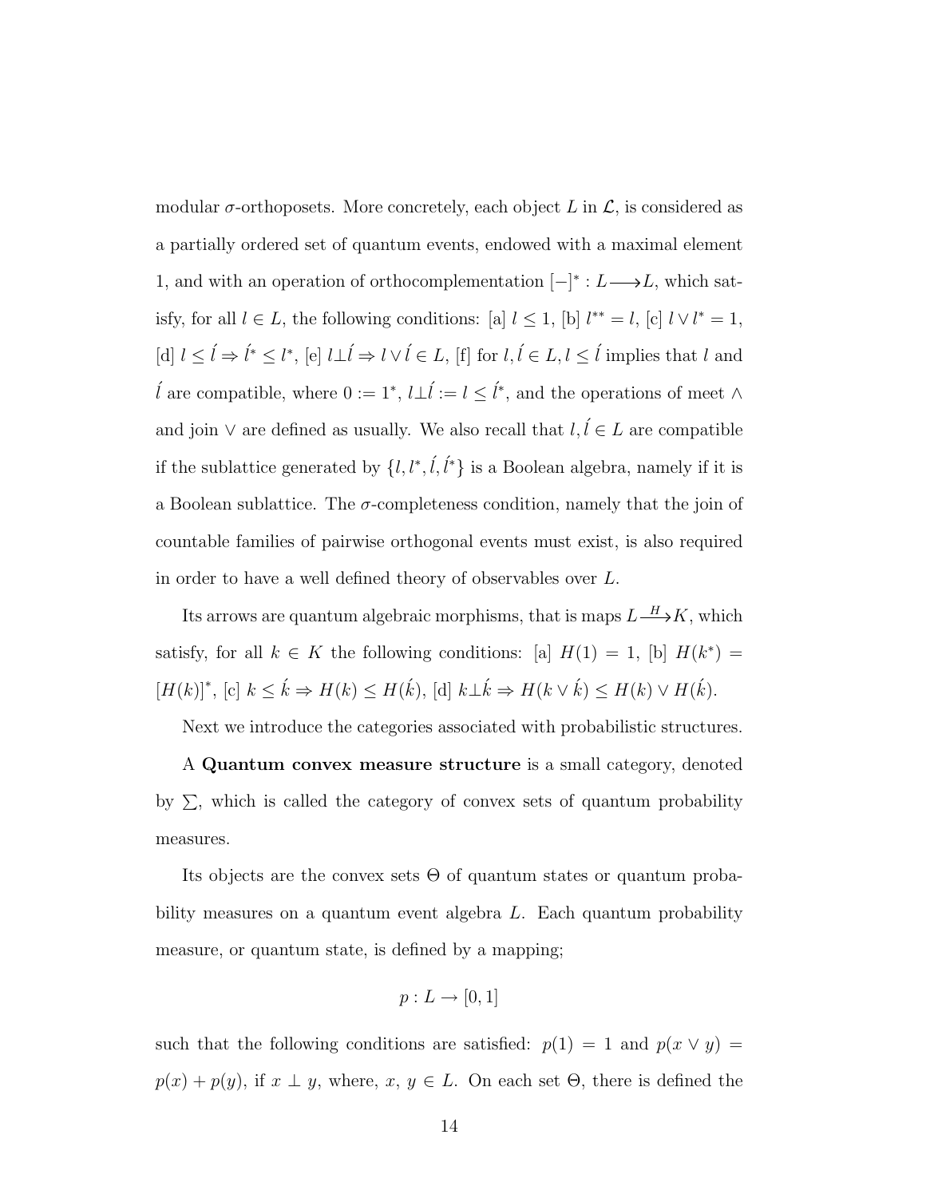modular $\sigma$-orthoposets. More concretely, each object $L$ in $\mathcal{L}$, is considered as a partially ordered set of quantum events, endowed with a maximal element 1, and with an operation of orthocomplementation $[-]^* : L \longrightarrow L$, which satisfy, for all $l \in L$, the following conditions: [a] $l \leq 1$, [b] $l^{**} = l$, [c] $l \vee l^* = 1$, [d] $l \leq \acute{l} \Rightarrow \acute{l}^* \leq l^*$, [e] $l \bot \acute{l} \Rightarrow l \vee \acute{l} \in L$, [f] for $l, \acute{l} \in L, l \leq \acute{l}$ implies that $l$ and $\acute{l}$ are compatible, where $0 := 1^*$, $l \bot \acute{l} := l \leq \acute{l}^*$, and the operations of meet $\wedge$ and join $\vee$ are defined as usually. We also recall that $l, \acute{l} \in L$ are compatible if the sublattice generated by $\{l, l^*, \acute{l}, \acute{l}^*\}$ is a Boolean algebra, namely if it is a Boolean sublattice. The $\sigma$-completeness condition, namely that the join of countable families of pairwise orthogonal events must exist, is also required in order to have a well defined theory of observables over $L$.

Its arrows are quantum algebraic morphisms, that is maps $L \xrightarrow{H} K$, which satisfy, for all $k \in K$ the following conditions: [a] $H(1) = 1$, [b] $H(k^*) = [H(k)]^*$, [c] $k \leq \acute{k} \Rightarrow H(k) \leq H(\acute{k})$, [d] $k \bot \acute{k} \Rightarrow H(k \vee \acute{k}) \leq H(k) \vee H(\acute{k})$.

Next we introduce the categories associated with probabilistic structures.

A **Quantum convex measure structure** is a small category, denoted by $\sum$, which is called the category of convex sets of quantum probability measures.

Its objects are the convex sets $\Theta$ of quantum states or quantum probability measures on a quantum event algebra $L$. Each quantum probability measure, or quantum state, is defined by a mapping;

$$p : L \to [0, 1]$$

such that the following conditions are satisfied: $p(1) = 1$ and $p(x \vee y) = p(x) + p(y)$, if $x \perp y$, where, $x$, $y \in L$. On each set $\Theta$, there is defined the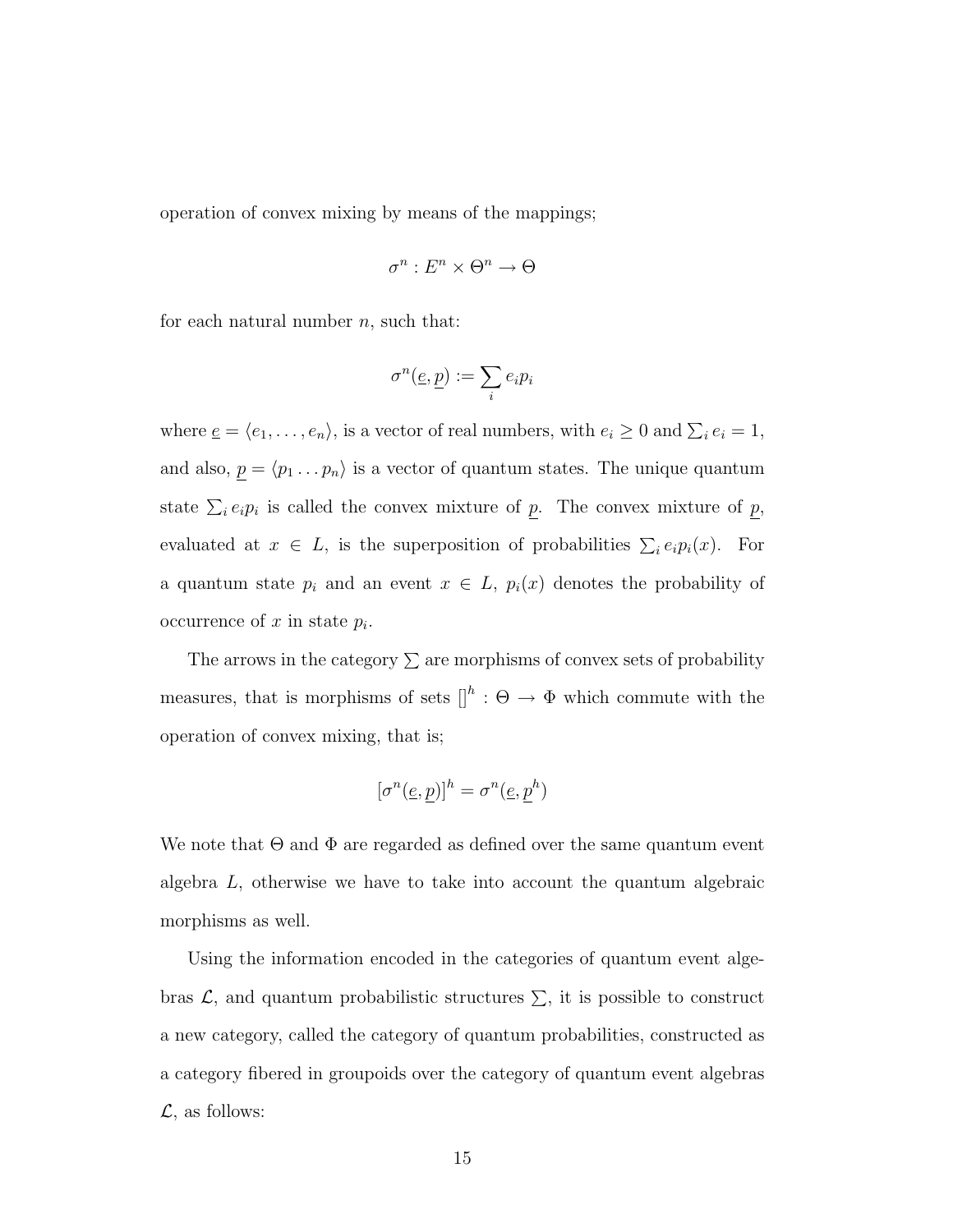operation of convex mixing by means of the mappings;

$$\sigma^n : E^n \times \Theta^n \to \Theta$$

for each natural number $n$, such that:

$$\sigma^n(\underline{e}, \underline{p}) := \sum_i e_i p_i$$

where $\underline{e} = \langle e_1, \ldots, e_n \rangle$, is a vector of real numbers, with $e_i \geq 0$ and $\sum_i e_i = 1$, and also, $\underline{p} = \langle p_1 \ldots p_n \rangle$ is a vector of quantum states. The unique quantum state $\sum_i e_i p_i$ is called the convex mixture of $\underline{p}$. The convex mixture of $\underline{p}$, evaluated at $x \in L$, is the superposition of probabilities $\sum_i e_i p_i(x)$. For a quantum state $p_i$ and an event $x \in L$, $p_i(x)$ denotes the probability of occurrence of $x$ in state $p_i$.

The arrows in the category $\sum$ are morphisms of convex sets of probability measures, that is morphisms of sets $[]^h : \Theta \to \Phi$ which commute with the operation of convex mixing, that is;

$$[\sigma^n(\underline{e}, \underline{p})]^h = \sigma^n(\underline{e}, \underline{p}^h)$$

We note that $\Theta$ and $\Phi$ are regarded as defined over the same quantum event algebra $L$, otherwise we have to take into account the quantum algebraic morphisms as well.

Using the information encoded in the categories of quantum event algebras $\mathcal{L}$, and quantum probabilistic structures $\sum$, it is possible to construct a new category, called the category of quantum probabilities, constructed as a category fibered in groupoids over the category of quantum event algebras $\mathcal{L}$, as follows: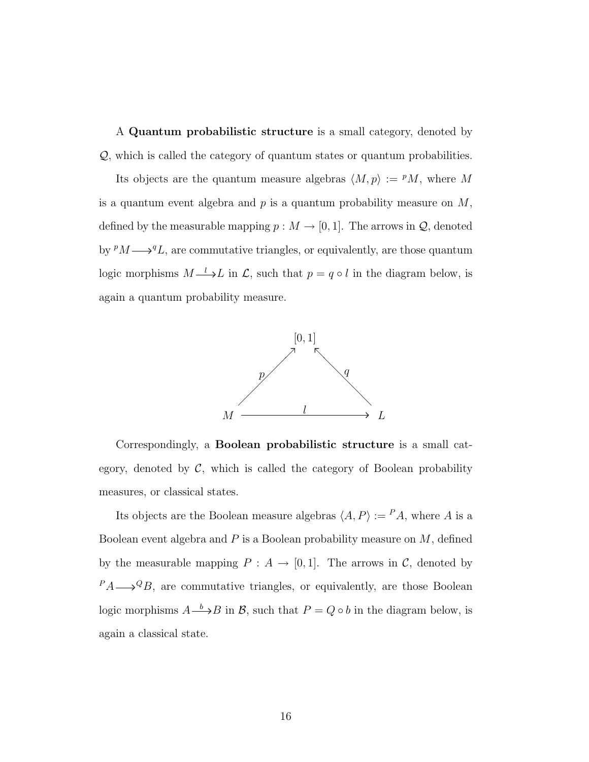A **Quantum probabilistic structure** is a small category, denoted by $\mathcal{Q}$, which is called the category of quantum states or quantum probabilities.

Its objects are the quantum measure algebras $\langle M, p \rangle := {}^{p}M$, where $M$ is a quantum event algebra and $p$ is a quantum probability measure on $M$, defined by the measurable mapping $p : M \to [0,1]$. The arrows in $\mathcal{Q}$, denoted by ${}^{p}M \longrightarrow {}^{q}L$, are commutative triangles, or equivalently, are those quantum logic morphisms $M \xrightarrow{l} L$ in $\mathcal{L}$, such that $p = q \circ l$ in the diagram below, is again a quantum probability measure.

$$
\begin{array}{ccc}
 & [0,1] & \\
{}^{p}\nearrow & & \nwarrow^{q} \\
M & \xrightarrow{\quad l \quad} & L
\end{array}
$$

Correspondingly, a **Boolean probabilistic structure** is a small category, denoted by $\mathcal{C}$, which is called the category of Boolean probability measures, or classical states.

Its objects are the Boolean measure algebras $\langle A, P \rangle := {}^{P}A$, where $A$ is a Boolean event algebra and $P$ is a Boolean probability measure on $M$, defined by the measurable mapping $P : A \to [0,1]$. The arrows in $\mathcal{C}$, denoted by ${}^{P}A \longrightarrow {}^{Q}B$, are commutative triangles, or equivalently, are those Boolean logic morphisms $A \xrightarrow{b} B$ in $\mathcal{B}$, such that $P = Q \circ b$ in the diagram below, is again a classical state.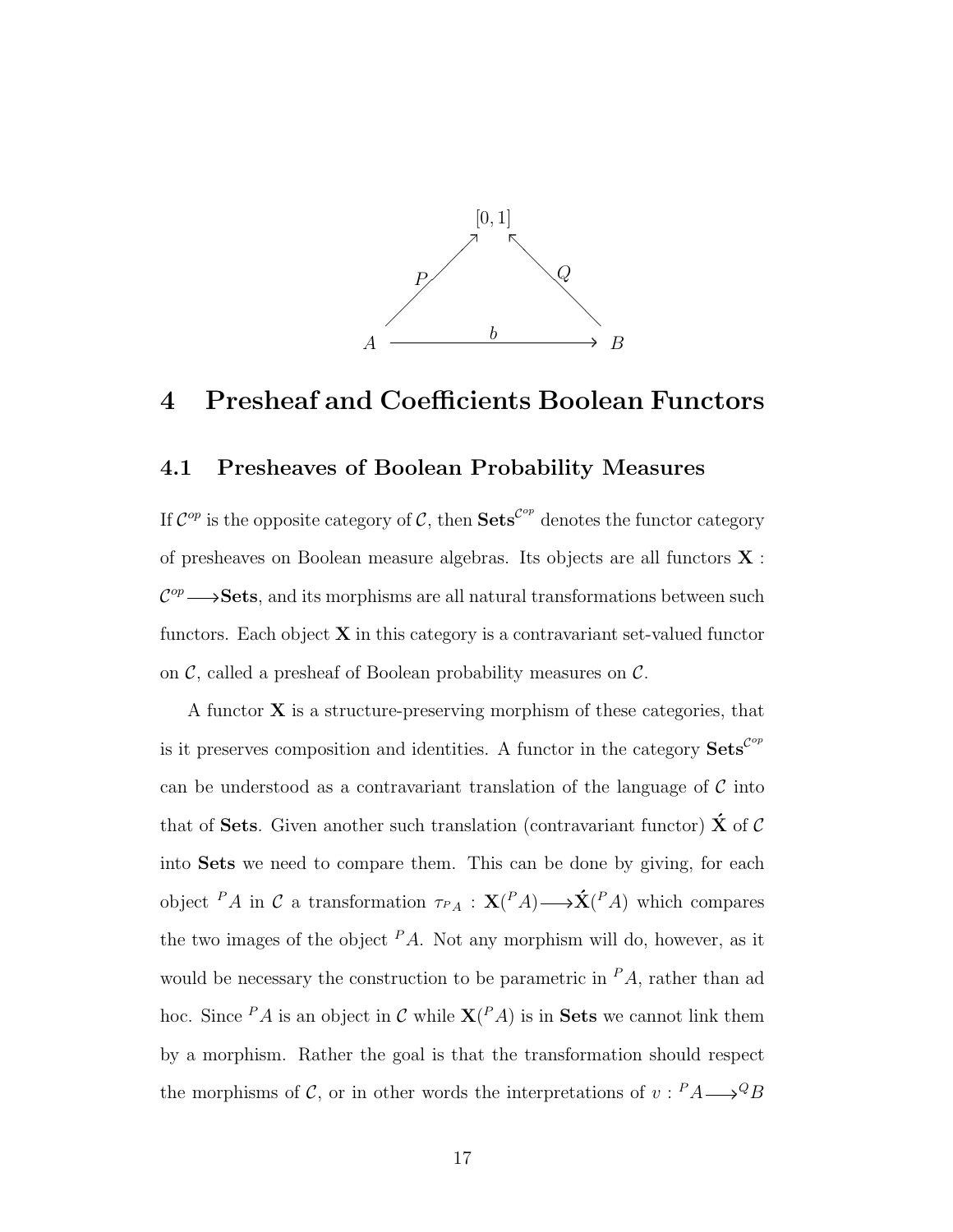$$
\begin{array}{ccc}
 & [0,1] & \\
{\scriptstyle P}\nearrow & & \nwarrow{\scriptstyle Q} \\
A & \xrightarrow{\quad b \quad} & B
\end{array}
$$

# 4 Presheaf and Coefficients Boolean Functors

## 4.1 Presheaves of Boolean Probability Measures

If $\mathcal{C}^{op}$ is the opposite category of $\mathcal{C}$, then $\mathbf{Sets}^{\mathcal{C}^{op}}$ denotes the functor category of presheaves on Boolean measure algebras. Its objects are all functors $\mathbf{X} : \mathcal{C}^{op} \longrightarrow \mathbf{Sets}$, and its morphisms are all natural transformations between such functors. Each object $\mathbf{X}$ in this category is a contravariant set-valued functor on $\mathcal{C}$, called a presheaf of Boolean probability measures on $\mathcal{C}$.

A functor $\mathbf{X}$ is a structure-preserving morphism of these categories, that is it preserves composition and identities. A functor in the category $\mathbf{Sets}^{\mathcal{C}^{op}}$ can be understood as a contravariant translation of the language of $\mathcal{C}$ into that of $\mathbf{Sets}$. Given another such translation (contravariant functor) $\acute{\mathbf{X}}$ of $\mathcal{C}$ into $\mathbf{Sets}$ we need to compare them. This can be done by giving, for each object ${}^{P}A$ in $\mathcal{C}$ a transformation $\tau_{{}^{P}A} : \mathbf{X}({}^{P}A) \longrightarrow \acute{\mathbf{X}}({}^{P}A)$ which compares the two images of the object ${}^{P}A$. Not any morphism will do, however, as it would be necessary the construction to be parametric in ${}^{P}A$, rather than ad hoc. Since ${}^{P}A$ is an object in $\mathcal{C}$ while $\mathbf{X}({}^{P}A)$ is in $\mathbf{Sets}$ we cannot link them by a morphism. Rather the goal is that the transformation should respect the morphisms of $\mathcal{C}$, or in other words the interpretations of $v : {}^{P}A \longrightarrow {}^{Q}B$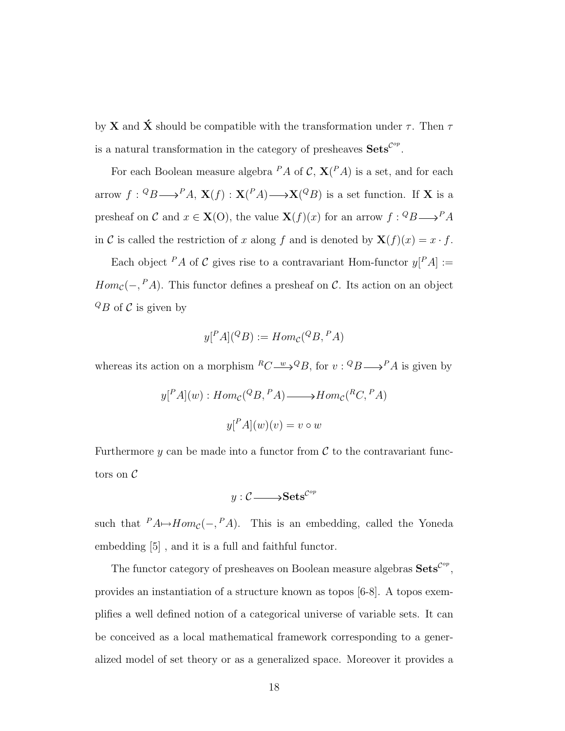by $\mathbf{X}$ and $\acute{\mathbf{X}}$ should be compatible with the transformation under $\tau$. Then $\tau$ is a natural transformation in the category of presheaves $\mathbf{Sets}^{\mathcal{C}^{op}}$.

For each Boolean measure algebra ${}^{P}A$ of $\mathcal{C}$, $\mathbf{X}({}^{P}A)$ is a set, and for each arrow $f : {}^{Q}B \longrightarrow {}^{P}A$, $\mathbf{X}(f) : \mathbf{X}({}^{P}A) \longrightarrow \mathbf{X}({}^{Q}B)$ is a set function. If $\mathbf{X}$ is a presheaf on $\mathcal{C}$ and $x \in \mathbf{X}(\mathrm{O})$, the value $\mathbf{X}(f)(x)$ for an arrow $f : {}^{Q}B \longrightarrow {}^{P}A$ in $\mathcal{C}$ is called the restriction of $x$ along $f$ and is denoted by $\mathbf{X}(f)(x) = x \cdot f$.

Each object ${}^{P}A$ of $\mathcal{C}$ gives rise to a contravariant Hom-functor $y[{}^{P}A] := Hom_{\mathcal{C}}(-, {}^{P}A)$. This functor defines a presheaf on $\mathcal{C}$. Its action on an object ${}^{Q}B$ of $\mathcal{C}$ is given by

$$y[{}^{P}A]({}^{Q}B) := Hom_{\mathcal{C}}({}^{Q}B, {}^{P}A)$$

whereas its action on a morphism ${}^{R}C \xrightarrow{w} {}^{Q}B$, for $v : {}^{Q}B \longrightarrow {}^{P}A$ is given by

$$y[{}^{P}A](w) : Hom_{\mathcal{C}}({}^{Q}B, {}^{P}A) \longrightarrow Hom_{\mathcal{C}}({}^{R}C, {}^{P}A)$$

$$y[{}^{P}A](w)(v) = v \circ w$$

Furthermore $y$ can be made into a functor from $\mathcal{C}$ to the contravariant functors on $\mathcal{C}$

$$y : \mathcal{C} \longrightarrow \mathbf{Sets}^{\mathcal{C}^{op}}$$

such that ${}^{P}A \mapsto Hom_{\mathcal{C}}(-, {}^{P}A)$. This is an embedding, called the Yoneda embedding [5] , and it is a full and faithful functor.

The functor category of presheaves on Boolean measure algebras $\mathbf{Sets}^{\mathcal{C}^{op}}$, provides an instantiation of a structure known as topos [6-8]. A topos exemplifies a well defined notion of a categorical universe of variable sets. It can be conceived as a local mathematical framework corresponding to a generalized model of set theory or as a generalized space. Moreover it provides a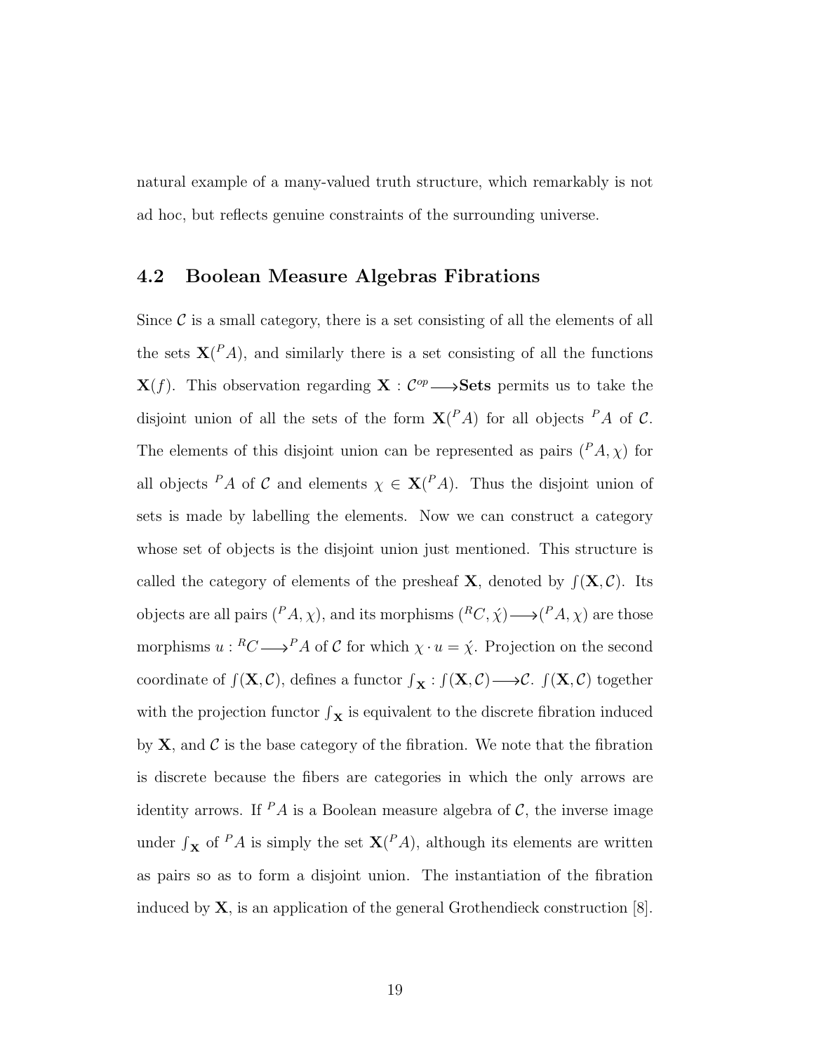natural example of a many-valued truth structure, which remarkably is not ad hoc, but reflects genuine constraints of the surrounding universe.

### 4.2 Boolean Measure Algebras Fibrations

Since $\mathcal{C}$ is a small category, there is a set consisting of all the elements of all the sets $\mathbf{X}({}^{P}A)$, and similarly there is a set consisting of all the functions $\mathbf{X}(f)$. This observation regarding $\mathbf{X} : \mathcal{C}^{op} \longrightarrow \mathbf{Sets}$ permits us to take the disjoint union of all the sets of the form $\mathbf{X}({}^{P}A)$ for all objects ${}^{P}A$ of $\mathcal{C}$. The elements of this disjoint union can be represented as pairs $({}^{P}A, \chi)$ for all objects ${}^{P}A$ of $\mathcal{C}$ and elements $\chi \in \mathbf{X}({}^{P}A)$. Thus the disjoint union of sets is made by labelling the elements. Now we can construct a category whose set of objects is the disjoint union just mentioned. This structure is called the category of elements of the presheaf $\mathbf{X}$, denoted by $\int(\mathbf{X}, \mathcal{C})$. Its objects are all pairs $({}^{P}A, \chi)$, and its morphisms $({}^{R}C, \acute{\chi}) \longrightarrow ({}^{P}A, \chi)$ are those morphisms $u : {}^{R}C \longrightarrow {}^{P}A$ of $\mathcal{C}$ for which $\chi \cdot u = \acute{\chi}$. Projection on the second coordinate of $\int(\mathbf{X}, \mathcal{C})$, defines a functor $\int_{\mathbf{X}} : \int(\mathbf{X}, \mathcal{C}) \longrightarrow \mathcal{C}$. $\int(\mathbf{X}, \mathcal{C})$ together with the projection functor $\int_{\mathbf{X}}$ is equivalent to the discrete fibration induced by $\mathbf{X}$, and $\mathcal{C}$ is the base category of the fibration. We note that the fibration is discrete because the fibers are categories in which the only arrows are identity arrows. If ${}^{P}A$ is a Boolean measure algebra of $\mathcal{C}$, the inverse image under $\int_{\mathbf{X}}$ of ${}^{P}A$ is simply the set $\mathbf{X}({}^{P}A)$, although its elements are written as pairs so as to form a disjoint union. The instantiation of the fibration induced by $\mathbf{X}$, is an application of the general Grothendieck construction [8].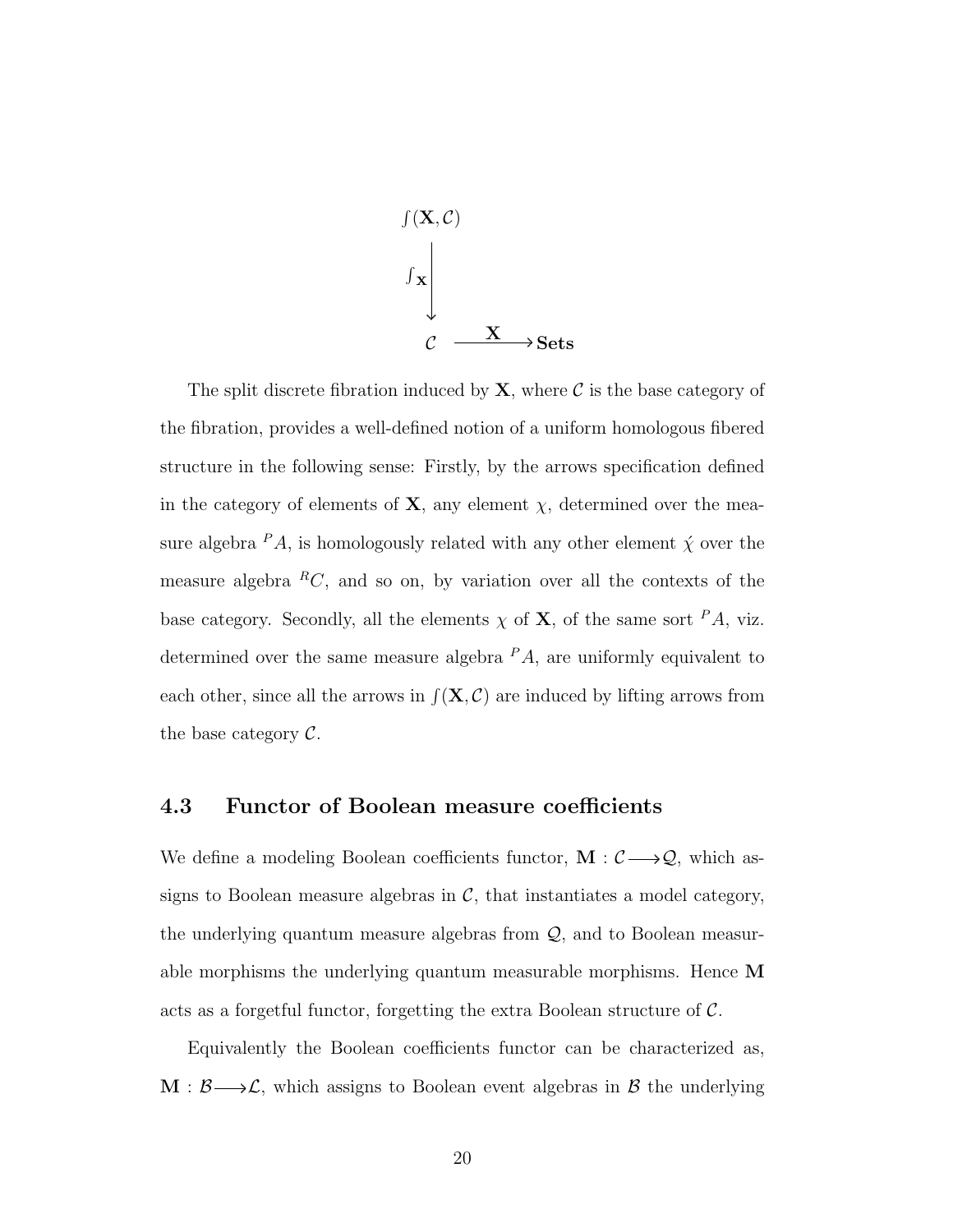$$
\begin{array}{c}
\int(\mathbf{X}, \mathcal{C}) \\
\Big\downarrow {\scriptstyle \int_{\mathbf{X}}} \\
\mathcal{C} \xrightarrow{\ \mathbf{X}\ } \mathbf{Sets}
\end{array}
$$

The split discrete fibration induced by $\mathbf{X}$, where $\mathcal{C}$ is the base category of the fibration, provides a well-defined notion of a uniform homologous fibered structure in the following sense: Firstly, by the arrows specification defined in the category of elements of $\mathbf{X}$, any element $\chi$, determined over the measure algebra ${}^{P}A$, is homologously related with any other element $\acute{\chi}$ over the measure algebra ${}^{R}C$, and so on, by variation over all the contexts of the base category. Secondly, all the elements $\chi$ of $\mathbf{X}$, of the same sort ${}^{P}A$, viz. determined over the same measure algebra ${}^{P}A$, are uniformly equivalent to each other, since all the arrows in $\int(\mathbf{X}, \mathcal{C})$ are induced by lifting arrows from the base category $\mathcal{C}$.

### 4.3 Functor of Boolean measure coefficients

We define a modeling Boolean coefficients functor, $\mathbf{M} : \mathcal{C} \longrightarrow \mathcal{Q}$, which assigns to Boolean measure algebras in $\mathcal{C}$, that instantiates a model category, the underlying quantum measure algebras from $\mathcal{Q}$, and to Boolean measurable morphisms the underlying quantum measurable morphisms. Hence $\mathbf{M}$ acts as a forgetful functor, forgetting the extra Boolean structure of $\mathcal{C}$.

Equivalently the Boolean coefficients functor can be characterized as, $\mathbf{M} : \mathcal{B} \longrightarrow \mathcal{L}$, which assigns to Boolean event algebras in $\mathcal{B}$ the underlying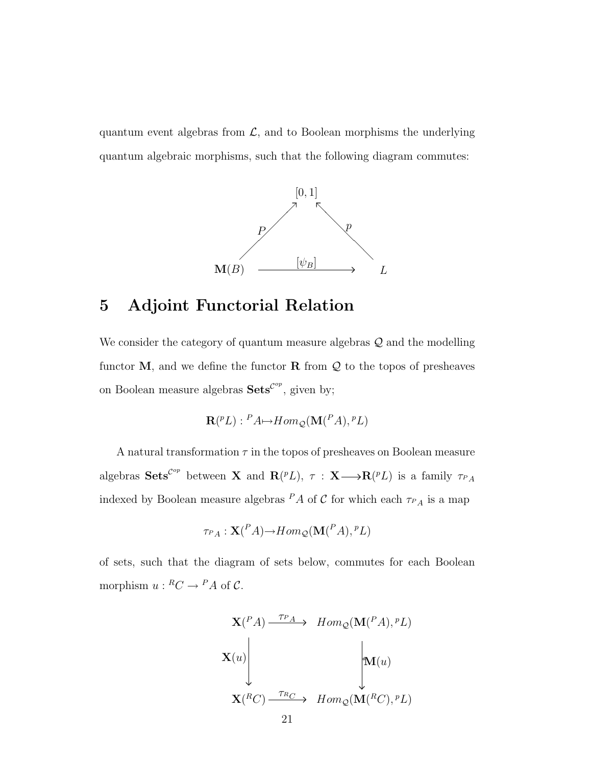quantum event algebras from $\mathcal{L}$, and to Boolean morphisms the underlying quantum algebraic morphisms, such that the following diagram commutes:

$$
\begin{array}{ccc}
 & [0,1] & \\
 {}^{P}\nearrow & & \nwarrow^{p} \\
\mathbf{M}(B) & \xrightarrow{[\psi_B]} & L
\end{array}
$$

## 5 Adjoint Functorial Relation

We consider the category of quantum measure algebras $\mathcal{Q}$ and the modelling functor $\mathbf{M}$, and we define the functor $\mathbf{R}$ from $\mathcal{Q}$ to the topos of presheaves on Boolean measure algebras $\mathbf{Sets}^{\mathcal{C}^{op}}$, given by;

$$\mathbf{R}({}^{p}L) : {}^{P}A \mapsto Hom_{\mathcal{Q}}(\mathbf{M}({}^{P}A), {}^{p}L)$$

A natural transformation $\tau$ in the topos of presheaves on Boolean measure algebras $\mathbf{Sets}^{\mathcal{C}^{op}}$ between $\mathbf{X}$ and $\mathbf{R}({}^{p}L)$, $\tau : \mathbf{X} \longrightarrow \mathbf{R}({}^{p}L)$ is a family $\tau_{{}^{P}A}$ indexed by Boolean measure algebras ${}^{P}A$ of $\mathcal{C}$ for which each $\tau_{{}^{P}A}$ is a map

$$\tau_{{}^{P}A} : \mathbf{X}({}^{P}A) \rightarrow Hom_{\mathcal{Q}}(\mathbf{M}({}^{P}A), {}^{p}L)$$

of sets, such that the diagram of sets below, commutes for each Boolean morphism $u : {}^{R}C \rightarrow {}^{P}A$ of $\mathcal{C}$.

$$
\begin{array}{ccc}
\mathbf{X}({}^{P}A) & \xrightarrow{\tau_{{}^{P}A}} & Hom_{\mathcal{Q}}(\mathbf{M}({}^{P}A), {}^{p}L) \\
\Big\downarrow \mathbf{X}(u) & & \Big\downarrow {}^{*}\mathbf{M}(u) \\
\mathbf{X}({}^{R}C) & \xrightarrow{\tau_{{}^{R}C}} & Hom_{\mathcal{Q}}(\mathbf{M}({}^{R}C), {}^{p}L)
\end{array}
$$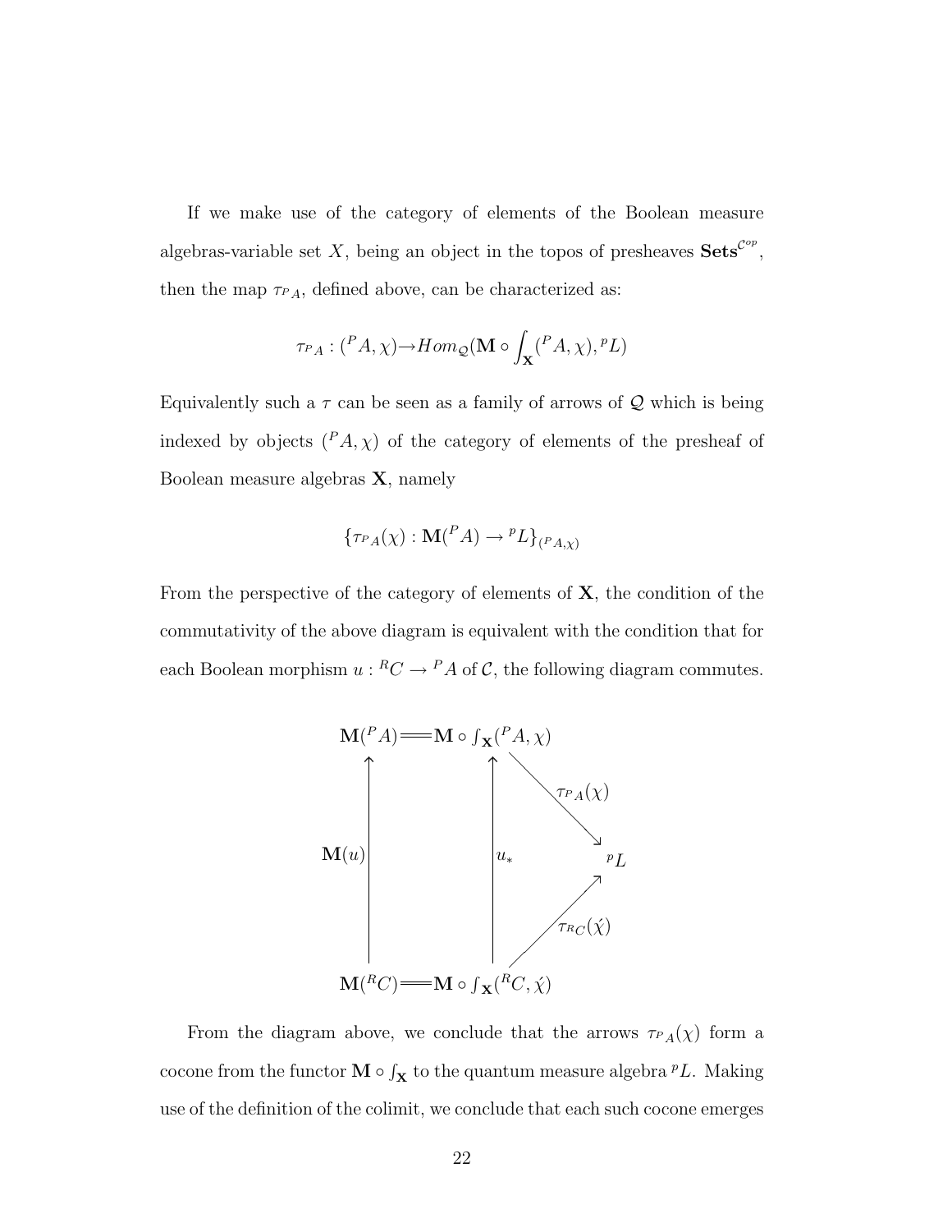If we make use of the category of elements of the Boolean measure algebras-variable set $X$, being an object in the topos of presheaves $\mathbf{Sets}^{\mathcal{C}^{op}}$, then the map $\tau_{^PA}$, defined above, can be characterized as:

$$\tau_{^PA} : ({}^PA, \chi) \rightarrow Hom_{\mathcal{Q}}(\mathbf{M} \circ \int_{\mathbf{X}} ({}^PA, \chi), {}^pL)$$

Equivalently such a $\tau$ can be seen as a family of arrows of $\mathcal{Q}$ which is being indexed by objects $({}^PA, \chi)$ of the category of elements of the presheaf of Boolean measure algebras $\mathbf{X}$, namely

$$\{\tau_{^PA}(\chi) : \mathbf{M}({}^PA) \rightarrow {}^pL\}_{({}^PA, \chi)}$$

From the perspective of the category of elements of $\mathbf{X}$, the condition of the commutativity of the above diagram is equivalent with the condition that for each Boolean morphism $u : {}^RC \rightarrow {}^PA$ of $\mathcal{C}$, the following diagram commutes.

$$
\begin{array}{ccccc}
\mathbf{M}({}^PA) & = & \mathbf{M} \circ \int_{\mathbf{X}}({}^PA, \chi) & & \\
\uparrow \mathbf{M}(u) & & \uparrow u_* & \searrow \tau_{^PA}(\chi) & \\
 & & & & {}^pL \\
 & & & \nearrow \tau_{^RC}(\acute{\chi}) & \\
\mathbf{M}({}^RC) & = & \mathbf{M} \circ \int_{\mathbf{X}}({}^RC, \acute{\chi}) & &
\end{array}
$$

From the diagram above, we conclude that the arrows $\tau_{^PA}(\chi)$ form a cocone from the functor $\mathbf{M} \circ \int_{\mathbf{X}}$ to the quantum measure algebra ${}^pL$. Making use of the definition of the colimit, we conclude that each such cocone emerges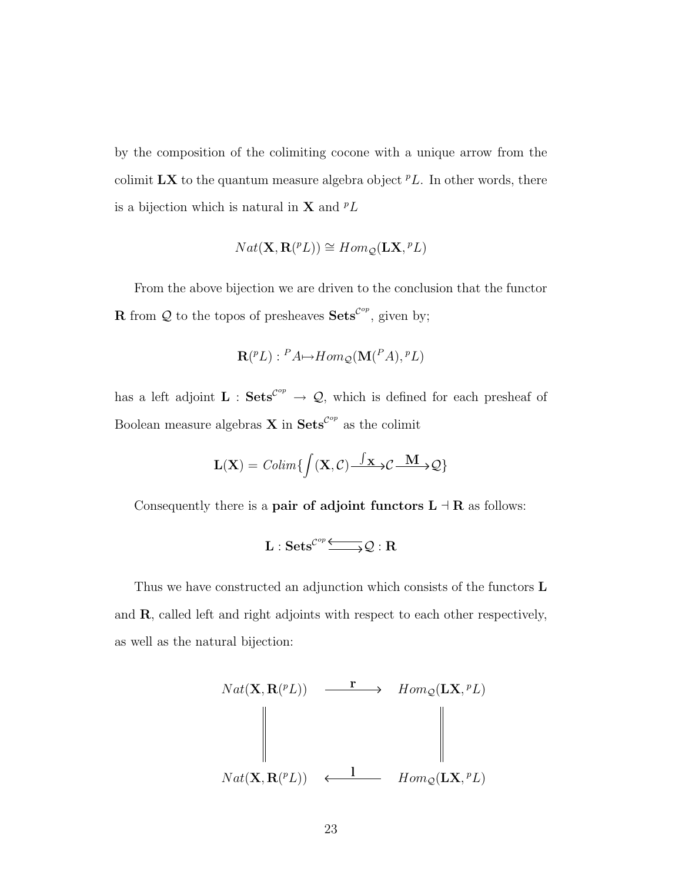by the composition of the colimiting cocone with a unique arrow from the colimit $\mathbf{LX}$ to the quantum measure algebra object ${}^{p}L$. In other words, there is a bijection which is natural in $\mathbf{X}$ and ${}^{p}L$

$$Nat(\mathbf{X}, \mathbf{R}({}^{p}L)) \cong Hom_{\mathcal{Q}}(\mathbf{LX}, {}^{p}L)$$

From the above bijection we are driven to the conclusion that the functor $\mathbf{R}$ from $\mathcal{Q}$ to the topos of presheaves $\mathbf{Sets}^{\mathcal{C}^{op}}$, given by;

$$\mathbf{R}({}^{p}L) : {}^{P}A \mapsto Hom_{\mathcal{Q}}(\mathbf{M}({}^{P}A), {}^{p}L)$$

has a left adjoint $\mathbf{L} : \mathbf{Sets}^{\mathcal{C}^{op}} \to \mathcal{Q}$, which is defined for each presheaf of Boolean measure algebras $\mathbf{X}$ in $\mathbf{Sets}^{\mathcal{C}^{op}}$ as the colimit

$$\mathbf{L}(\mathbf{X}) = Colim\{\int(\mathbf{X}, \mathcal{C}) \xrightarrow{\int \mathbf{X}} \mathcal{C} \xrightarrow{\mathbf{M}} \mathcal{Q}\}$$

Consequently there is a **pair of adjoint functors** $\mathbf{L} \dashv \mathbf{R}$ as follows:

$$\mathbf{L} : \mathbf{Sets}^{\mathcal{C}^{op}} \underset{\longrightarrow}{\longleftarrow} \mathcal{Q} : \mathbf{R}$$

Thus we have constructed an adjunction which consists of the functors $\mathbf{L}$ and $\mathbf{R}$, called left and right adjoints with respect to each other respectively, as well as the natural bijection:

$$\begin{array}{ccc}
Nat(\mathbf{X}, \mathbf{R}({}^{p}L)) & \xrightarrow{\mathbf{r}} & Hom_{\mathcal{Q}}(\mathbf{LX}, {}^{p}L) \\
\| & & \| \\
Nat(\mathbf{X}, \mathbf{R}({}^{p}L)) & \xleftarrow{\mathbf{l}} & Hom_{\mathcal{Q}}(\mathbf{LX}, {}^{p}L)
\end{array}$$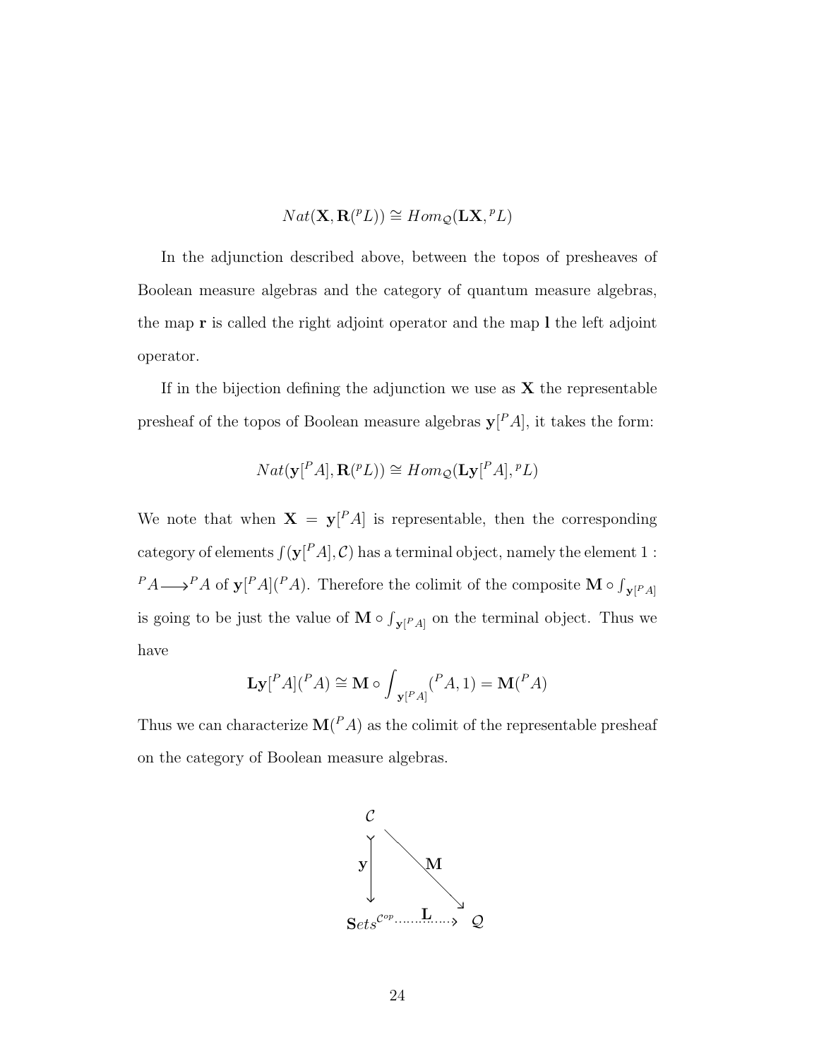$$Nat(\mathbf{X}, \mathbf{R}({}^{p}L)) \cong Hom_{\mathcal{Q}}(\mathbf{L}\mathbf{X}, {}^{p}L)$$

In the adjunction described above, between the topos of presheaves of Boolean measure algebras and the category of quantum measure algebras, the map $\mathbf{r}$ is called the right adjoint operator and the map $\mathbf{l}$ the left adjoint operator.

If in the bijection defining the adjunction we use as $\mathbf{X}$ the representable presheaf of the topos of Boolean measure algebras $\mathbf{y}[{}^{P}A]$, it takes the form:

$$Nat(\mathbf{y}[{}^{P}A], \mathbf{R}({}^{p}L)) \cong Hom_{\mathcal{Q}}(\mathbf{L}\mathbf{y}[{}^{P}A], {}^{p}L)$$

We note that when $\mathbf{X} = \mathbf{y}[{}^{P}A]$ is representable, then the corresponding category of elements $\int(\mathbf{y}[{}^{P}A], \mathcal{C})$ has a terminal object, namely the element $1 : {}^{P}A \longrightarrow {}^{P}A$ of $\mathbf{y}[{}^{P}A]({}^{P}A)$. Therefore the colimit of the composite $\mathbf{M} \circ \int_{\mathbf{y}[{}^{P}A]}$ is going to be just the value of $\mathbf{M} \circ \int_{\mathbf{y}[{}^{P}A]}$ on the terminal object. Thus we have

$$\mathbf{L}\mathbf{y}[{}^{P}A]({}^{P}A) \cong \mathbf{M} \circ \int_{\mathbf{y}[{}^{P}A]}({}^{P}A, 1) = \mathbf{M}({}^{P}A)$$

Thus we can characterize $\mathbf{M}({}^{P}A)$ as the colimit of the representable presheaf on the category of Boolean measure algebras.

$$\begin{array}{ccc} \mathcal{C} & & \\ \downarrow \mathbf{y} & \searrow \mathbf{M} & \\ \mathbf{S}ets^{\mathcal{C}^{op}} & \xrightarrow{\mathbf{L}} & \mathcal{Q} \end{array}$$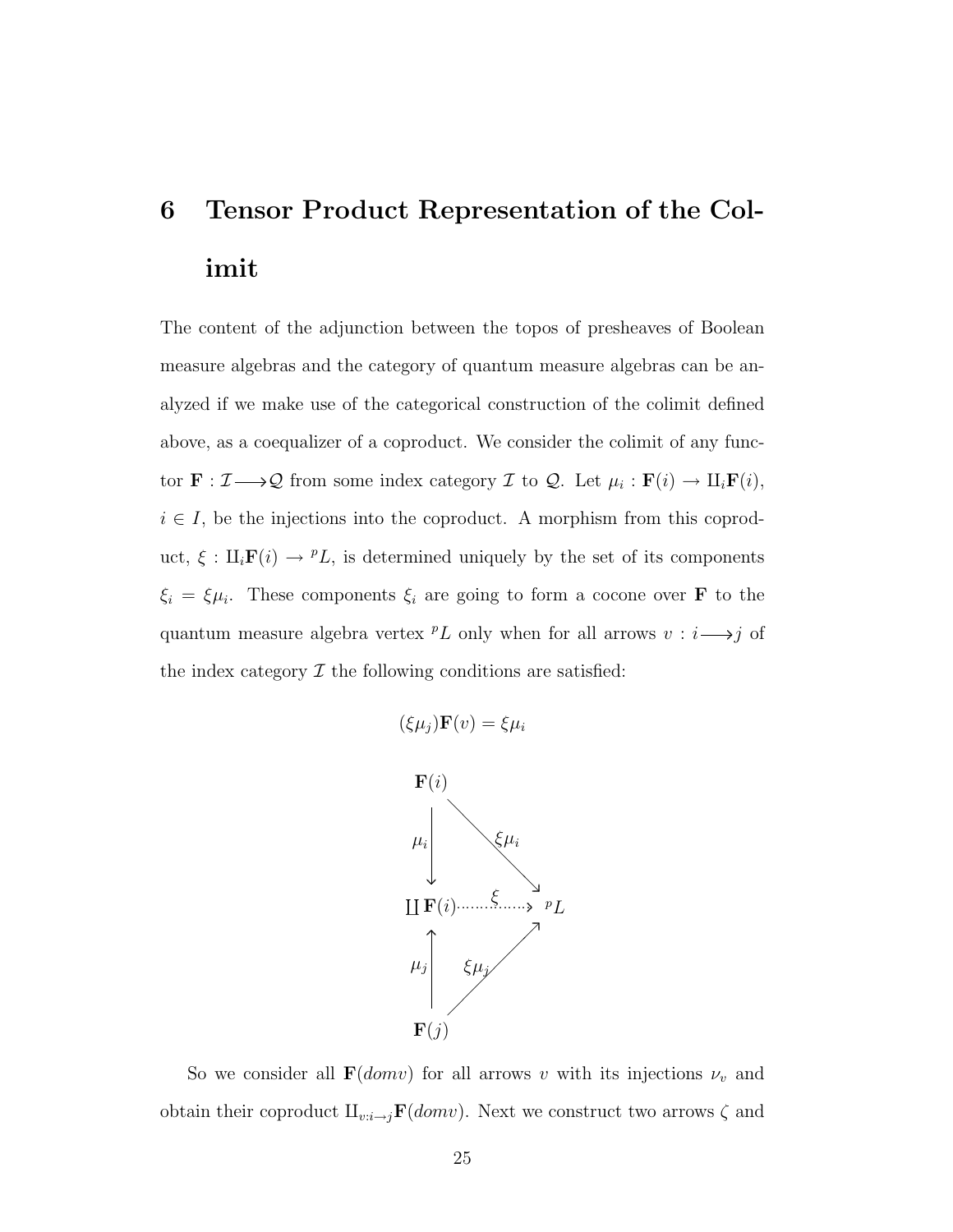# 6 Tensor Product Representation of the Colimit

The content of the adjunction between the topos of presheaves of Boolean measure algebras and the category of quantum measure algebras can be analyzed if we make use of the categorical construction of the colimit defined above, as a coequalizer of a coproduct. We consider the colimit of any functor $\mathbf{F} : \mathcal{I} \longrightarrow \mathcal{Q}$ from some index category $\mathcal{I}$ to $\mathcal{Q}$. Let $\mu_i : \mathbf{F}(i) \to \amalg_i \mathbf{F}(i)$, $i \in I$, be the injections into the coproduct. A morphism from this coproduct, $\xi : \amalg_i \mathbf{F}(i) \to {}^{p}L$, is determined uniquely by the set of its components $\xi_i = \xi \mu_i$. These components $\xi_i$ are going to form a cocone over $\mathbf{F}$ to the quantum measure algebra vertex ${}^{p}L$ only when for all arrows $v : i \longrightarrow j$ of the index category $\mathcal{I}$ the following conditions are satisfied:

$$(\xi \mu_j)\mathbf{F}(v) = \xi \mu_i$$

$$\begin{array}{ccc}
\mathbf{F}(i) & & \\
\downarrow \mu_i & \searrow^{\xi\mu_i} & \\
\coprod \mathbf{F}(i) & \xrightarrow{\ \ \xi\ \ } & {}^{p}L \\
\uparrow \mu_j & \nearrow_{\xi\mu_j} & \\
\mathbf{F}(j) & &
\end{array}$$

So we consider all $\mathbf{F}(dom v)$ for all arrows $v$ with its injections $\nu_v$ and obtain their coproduct $\amalg_{v:i \to j} \mathbf{F}(dom v)$. Next we construct two arrows $\zeta$ and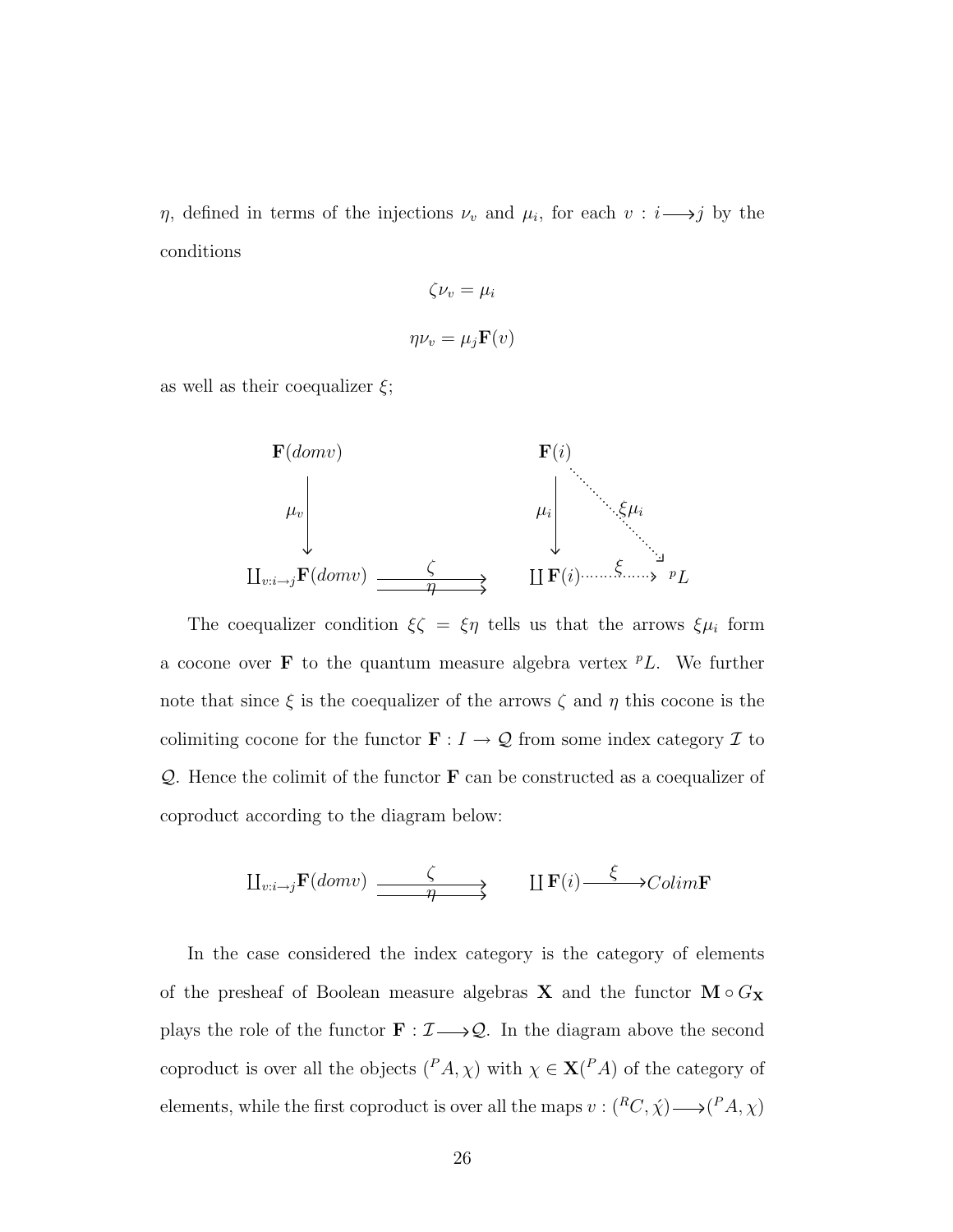$\eta$, defined in terms of the injections $\nu_v$ and $\mu_i$, for each $v : i \longrightarrow j$ by the conditions

$$\zeta \nu_v = \mu_i$$

$$\eta \nu_v = \mu_j \mathbf{F}(v)$$

as well as their coequalizer $\xi$;

$$\begin{array}{ccccc}
\mathbf{F}(domv) & & & \mathbf{F}(i) & \\
\downarrow \mu_v & & & \downarrow \mu_i & \searrow \xi\mu_i \\
\coprod_{v:i\to j} \mathbf{F}(domv) & \underset{\eta}{\overset{\zeta}{\rightrightarrows}} & & \coprod \mathbf{F}(i) & \overset{\xi}{\dashrightarrow} {}^{p}L
\end{array}$$

The coequalizer condition $\xi\zeta = \xi\eta$ tells us that the arrows $\xi\mu_i$ form a cocone over $\mathbf{F}$ to the quantum measure algebra vertex ${}^{p}L$. We further note that since $\xi$ is the coequalizer of the arrows $\zeta$ and $\eta$ this cocone is the colimiting cocone for the functor $\mathbf{F} : I \to \mathcal{Q}$ from some index category $\mathcal{I}$ to $\mathcal{Q}$. Hence the colimit of the functor $\mathbf{F}$ can be constructed as a coequalizer of coproduct according to the diagram below:

$$\coprod_{v:i\to j} \mathbf{F}(domv) \underset{\eta}{\overset{\zeta}{\rightrightarrows}} \coprod \mathbf{F}(i) \overset{\xi}{\longrightarrow} Colim\mathbf{F}$$

In the case considered the index category is the category of elements of the presheaf of Boolean measure algebras $\mathbf{X}$ and the functor $\mathbf{M} \circ G_{\mathbf{X}}$ plays the role of the functor $\mathbf{F} : \mathcal{I} \longrightarrow \mathcal{Q}$. In the diagram above the second coproduct is over all the objects $({}^{P}A, \chi)$ with $\chi \in \mathbf{X}({}^{P}A)$ of the category of elements, while the first coproduct is over all the maps $v : ({}^{R}C, \acute{\chi}) \longrightarrow ({}^{P}A, \chi)$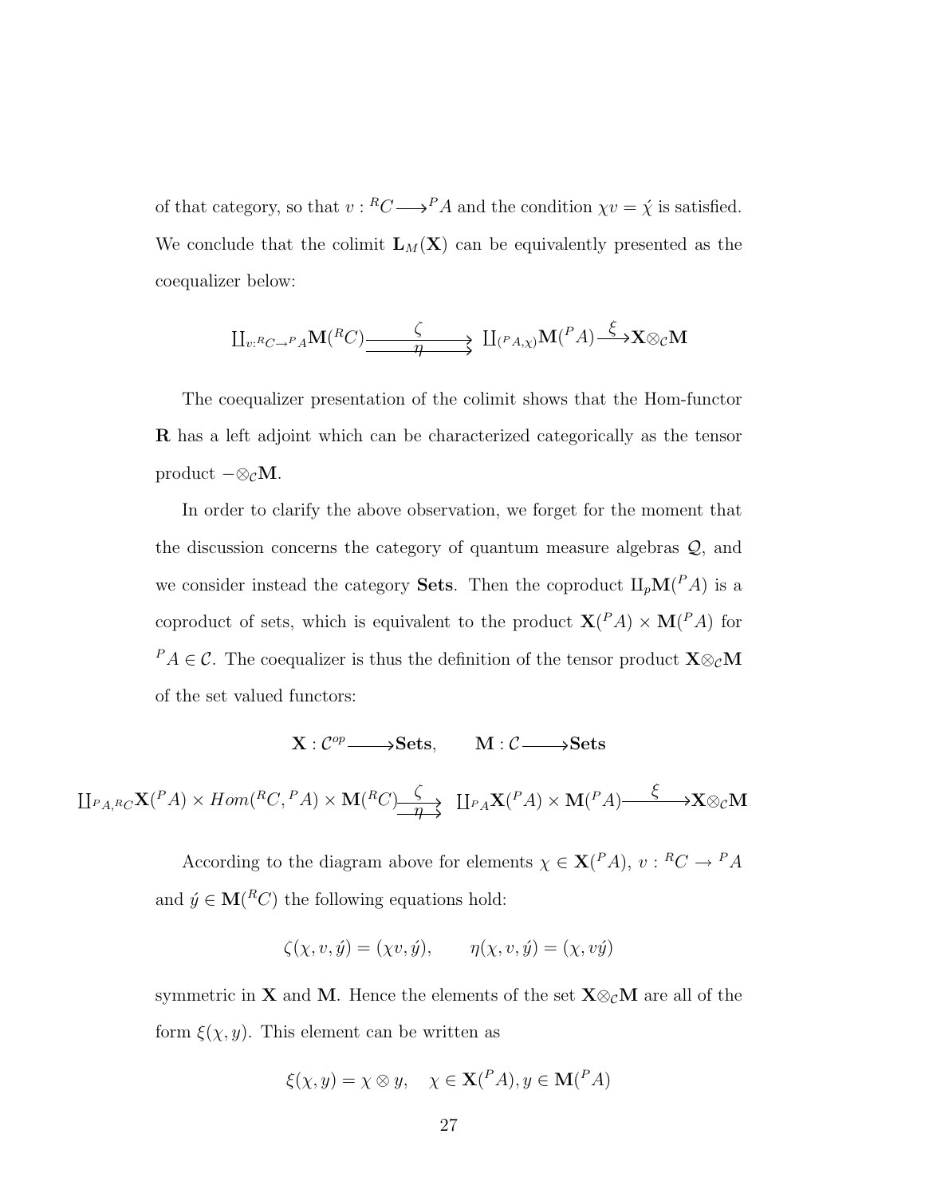of that category, so that $v : {}^R C \longrightarrow {}^P A$ and the condition $\chi v = \acute{\chi}$ is satisfied. We conclude that the colimit $\mathbf{L}_M(\mathbf{X})$ can be equivalently presented as the coequalizer below:

$$\coprod_{v:{}^R C \to {}^P A} \mathbf{M}({}^R C) \underset{\eta}{\overset{\zeta}{\rightrightarrows}} \coprod_{({}^P A, \chi)} \mathbf{M}({}^P A) \overset{\xi}{\longrightarrow} \mathbf{X} \otimes_{\mathcal{C}} \mathbf{M}$$

The coequalizer presentation of the colimit shows that the Hom-functor $\mathbf{R}$ has a left adjoint which can be characterized categorically as the tensor product $- \otimes_{\mathcal{C}} \mathbf{M}$.

In order to clarify the above observation, we forget for the moment that the discussion concerns the category of quantum measure algebras $\mathcal{Q}$, and we consider instead the category **Sets**. Then the coproduct $\amalg_p \mathbf{M}({}^P A)$ is a coproduct of sets, which is equivalent to the product $\mathbf{X}({}^P A) \times \mathbf{M}({}^P A)$ for ${}^P A \in \mathcal{C}$. The coequalizer is thus the definition of the tensor product $\mathbf{X} \otimes_{\mathcal{C}} \mathbf{M}$ of the set valued functors:

$$\mathbf{X} : \mathcal{C}^{op} \longrightarrow \mathbf{Sets}, \qquad \mathbf{M} : \mathcal{C} \longrightarrow \mathbf{Sets}$$

$$\coprod_{{}^P A, {}^R C} \mathbf{X}({}^P A) \times Hom({}^R C, {}^P A) \times \mathbf{M}({}^R C) \underset{\eta}{\overset{\zeta}{\rightrightarrows}} \coprod_{{}^P A} \mathbf{X}({}^P A) \times \mathbf{M}({}^P A) \overset{\xi}{\longrightarrow} \mathbf{X} \otimes_{\mathcal{C}} \mathbf{M}$$

According to the diagram above for elements $\chi \in \mathbf{X}({}^P A)$, $v : {}^R C \to {}^P A$ and $\acute{y} \in \mathbf{M}({}^R C)$ the following equations hold:

$$\zeta(\chi, v, \acute{y}) = (\chi v, \acute{y}), \qquad \eta(\chi, v, \acute{y}) = (\chi, v\acute{y})$$

symmetric in $\mathbf{X}$ and $\mathbf{M}$. Hence the elements of the set $\mathbf{X} \otimes_{\mathcal{C}} \mathbf{M}$ are all of the form $\xi(\chi, y)$. This element can be written as

$$\xi(\chi, y) = \chi \otimes y, \quad \chi \in \mathbf{X}({}^P A), y \in \mathbf{M}({}^P A)$$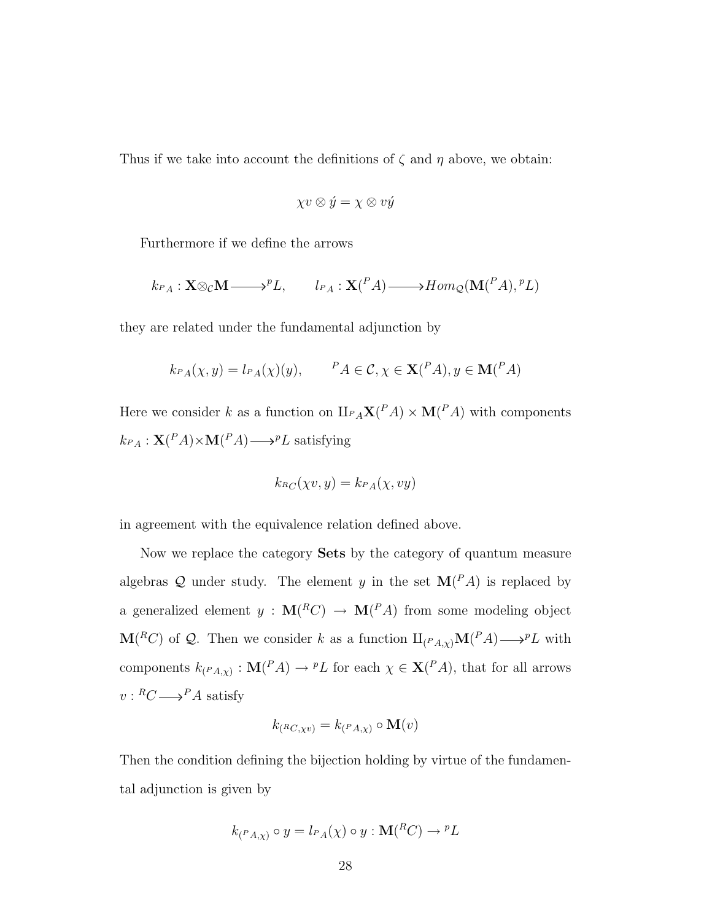Thus if we take into account the definitions of $\zeta$ and $\eta$ above, we obtain:

$$\chi v \otimes \acute{y} = \chi \otimes v\acute{y}$$

Furthermore if we define the arrows

$$k_{^PA} : \mathbf{X} \otimes_{\mathcal{C}} \mathbf{M} \longrightarrow {}^pL, \qquad l_{^PA} : \mathbf{X}(^PA) \longrightarrow Hom_{\mathcal{Q}}(\mathbf{M}(^PA), {}^pL)$$

they are related under the fundamental adjunction by

$$k_{^PA}(\chi, y) = l_{^PA}(\chi)(y), \qquad {}^PA \in \mathcal{C}, \chi \in \mathbf{X}(^PA), y \in \mathbf{M}(^PA)$$

Here we consider $k$ as a function on $\amalg_{^PA} \mathbf{X}(^PA) \times \mathbf{M}(^PA)$ with components $k_{^PA} : \mathbf{X}(^PA) \times \mathbf{M}(^PA) \longrightarrow {}^pL$ satisfying

$$k_{^RC}(\chi v, y) = k_{^PA}(\chi, vy)$$

in agreement with the equivalence relation defined above.

Now we replace the category **Sets** by the category of quantum measure algebras $\mathcal{Q}$ under study. The element $y$ in the set $\mathbf{M}(^PA)$ is replaced by a generalized element $y : \mathbf{M}(^RC) \to \mathbf{M}(^PA)$ from some modeling object $\mathbf{M}(^RC)$ of $\mathcal{Q}$. Then we consider $k$ as a function $\amalg_{(^PA,\chi)} \mathbf{M}(^PA) \longrightarrow {}^pL$ with components $k_{(^PA,\chi)} : \mathbf{M}(^PA) \to {}^pL$ for each $\chi \in \mathbf{X}(^PA)$, that for all arrows $v : {}^RC \longrightarrow {}^PA$ satisfy

$$k_{(^RC,\chi v)} = k_{(^PA,\chi)} \circ \mathbf{M}(v)$$

Then the condition defining the bijection holding by virtue of the fundamental adjunction is given by

$$k_{(^PA,\chi)} \circ y = l_{^PA}(\chi) \circ y : \mathbf{M}(^RC) \to {}^pL$$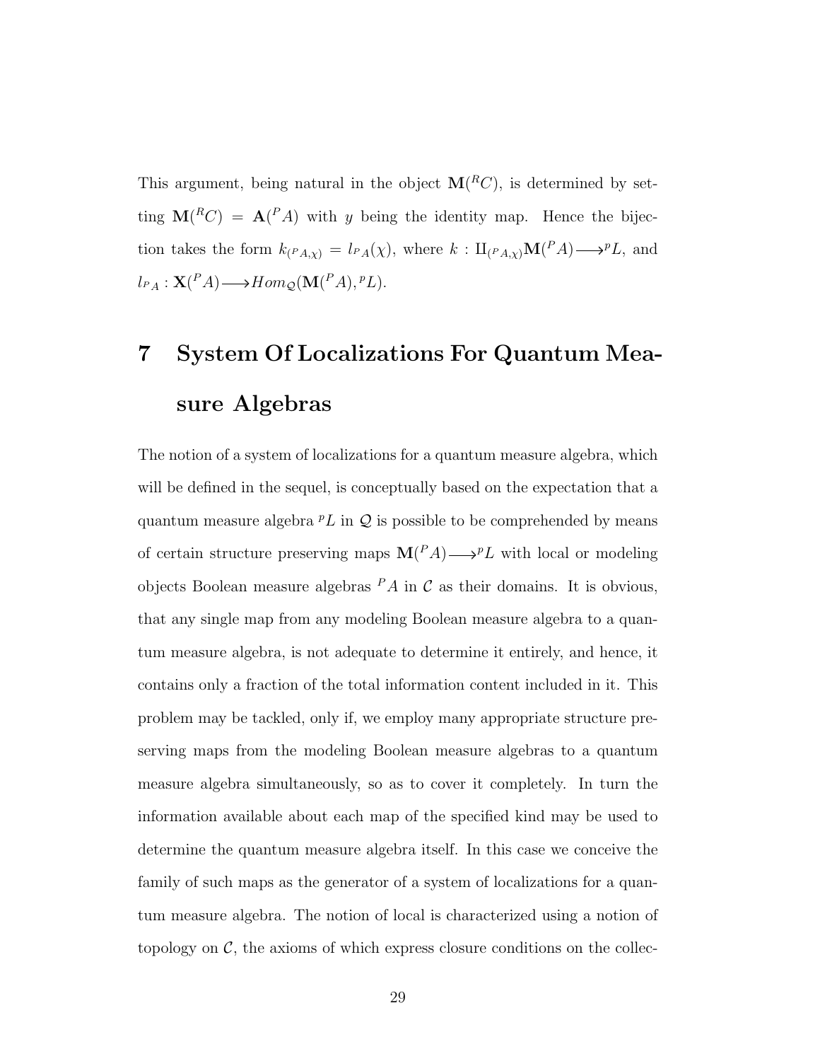This argument, being natural in the object $\mathbf{M}({}^{R}C)$, is determined by setting $\mathbf{M}({}^{R}C) = \mathbf{A}({}^{P}A)$ with $y$ being the identity map. Hence the bijection takes the form $k_{({}^{P}A,\chi)} = l_{{}^{P}A}(\chi)$, where $k : \amalg_{({}^{P}A,\chi)}\mathbf{M}({}^{P}A) \longrightarrow {}^{p}L$, and $l_{{}^{P}A} : \mathbf{X}({}^{P}A) \longrightarrow Hom_{\mathcal{Q}}(\mathbf{M}({}^{P}A), {}^{p}L)$.

# 7 System Of Localizations For Quantum Measure Algebras

The notion of a system of localizations for a quantum measure algebra, which will be defined in the sequel, is conceptually based on the expectation that a quantum measure algebra ${}^{p}L$ in $\mathcal{Q}$ is possible to be comprehended by means of certain structure preserving maps $\mathbf{M}({}^{P}A) \longrightarrow {}^{p}L$ with local or modeling objects Boolean measure algebras ${}^{P}A$ in $\mathcal{C}$ as their domains. It is obvious, that any single map from any modeling Boolean measure algebra to a quantum measure algebra, is not adequate to determine it entirely, and hence, it contains only a fraction of the total information content included in it. This problem may be tackled, only if, we employ many appropriate structure preserving maps from the modeling Boolean measure algebras to a quantum measure algebra simultaneously, so as to cover it completely. In turn the information available about each map of the specified kind may be used to determine the quantum measure algebra itself. In this case we conceive the family of such maps as the generator of a system of localizations for a quantum measure algebra. The notion of local is characterized using a notion of topology on $\mathcal{C}$, the axioms of which express closure conditions on the collec-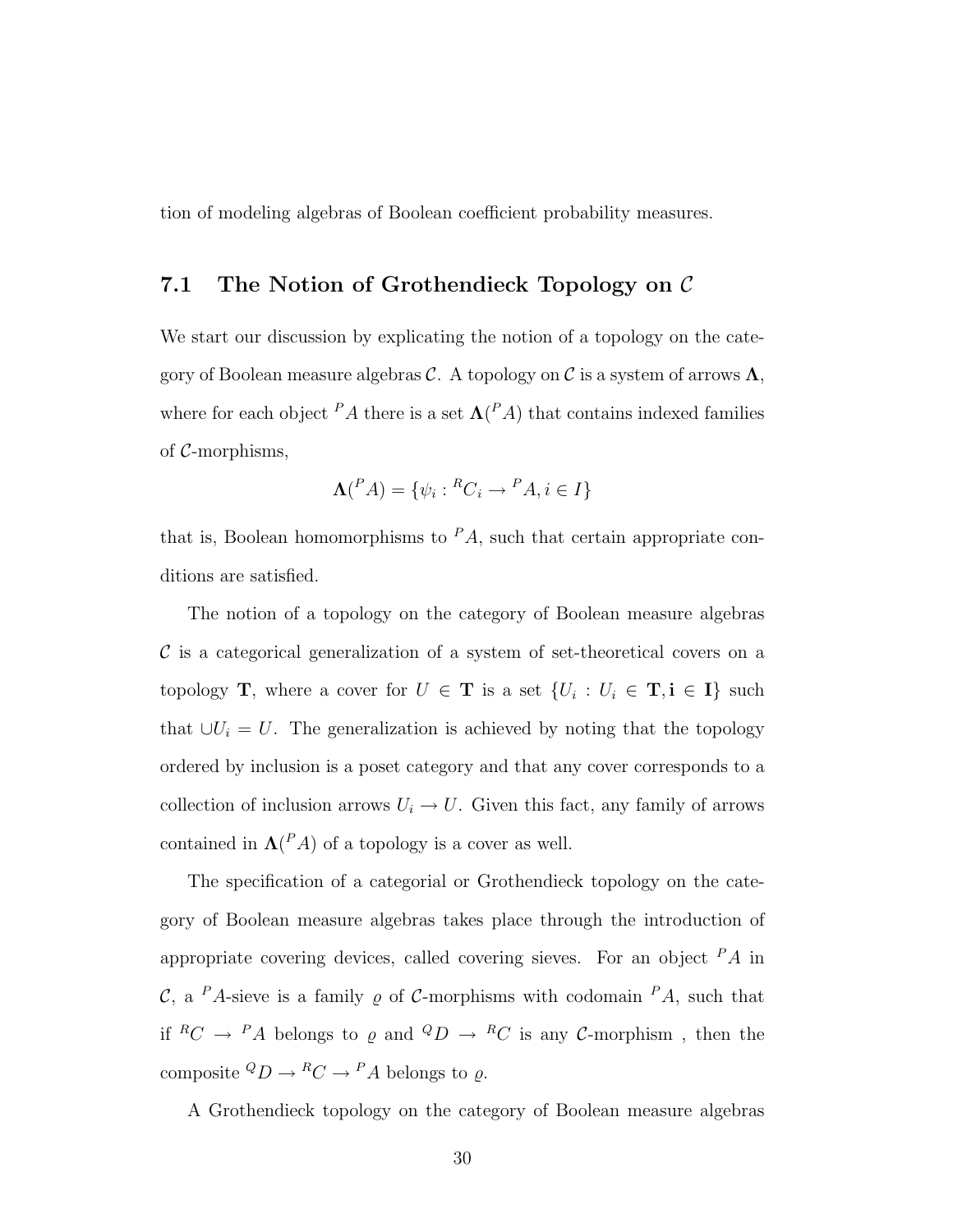tion of modeling algebras of Boolean coefficient probability measures.

## 7.1 The Notion of Grothendieck Topology on $\mathcal{C}$

We start our discussion by explicating the notion of a topology on the category of Boolean measure algebras $\mathcal{C}$. A topology on $\mathcal{C}$ is a system of arrows $\mathbf{\Lambda}$, where for each object ${}^{P}A$ there is a set $\mathbf{\Lambda}({}^{P}A)$ that contains indexed families of $\mathcal{C}$-morphisms,

$$\mathbf{\Lambda}({}^{P}A) = \{\psi_i : {}^{R}C_i \to {}^{P}A, i \in I\}$$

that is, Boolean homomorphisms to ${}^{P}A$, such that certain appropriate conditions are satisfied.

The notion of a topology on the category of Boolean measure algebras $\mathcal{C}$ is a categorical generalization of a system of set-theoretical covers on a topology $\mathbf{T}$, where a cover for $U \in \mathbf{T}$ is a set $\{U_i : U_i \in \mathbf{T}, \mathbf{i} \in \mathbf{I}\}$ such that $\cup U_i = U$. The generalization is achieved by noting that the topology ordered by inclusion is a poset category and that any cover corresponds to a collection of inclusion arrows $U_i \to U$. Given this fact, any family of arrows contained in $\mathbf{\Lambda}({}^{P}A)$ of a topology is a cover as well.

The specification of a categorial or Grothendieck topology on the category of Boolean measure algebras takes place through the introduction of appropriate covering devices, called covering sieves. For an object ${}^{P}A$ in $\mathcal{C}$, a ${}^{P}A$-sieve is a family $\varrho$ of $\mathcal{C}$-morphisms with codomain ${}^{P}A$, such that if ${}^{R}C \to {}^{P}A$ belongs to $\varrho$ and ${}^{Q}D \to {}^{R}C$ is any $\mathcal{C}$-morphism , then the composite ${}^{Q}D \to {}^{R}C \to {}^{P}A$ belongs to $\varrho$.

A Grothendieck topology on the category of Boolean measure algebras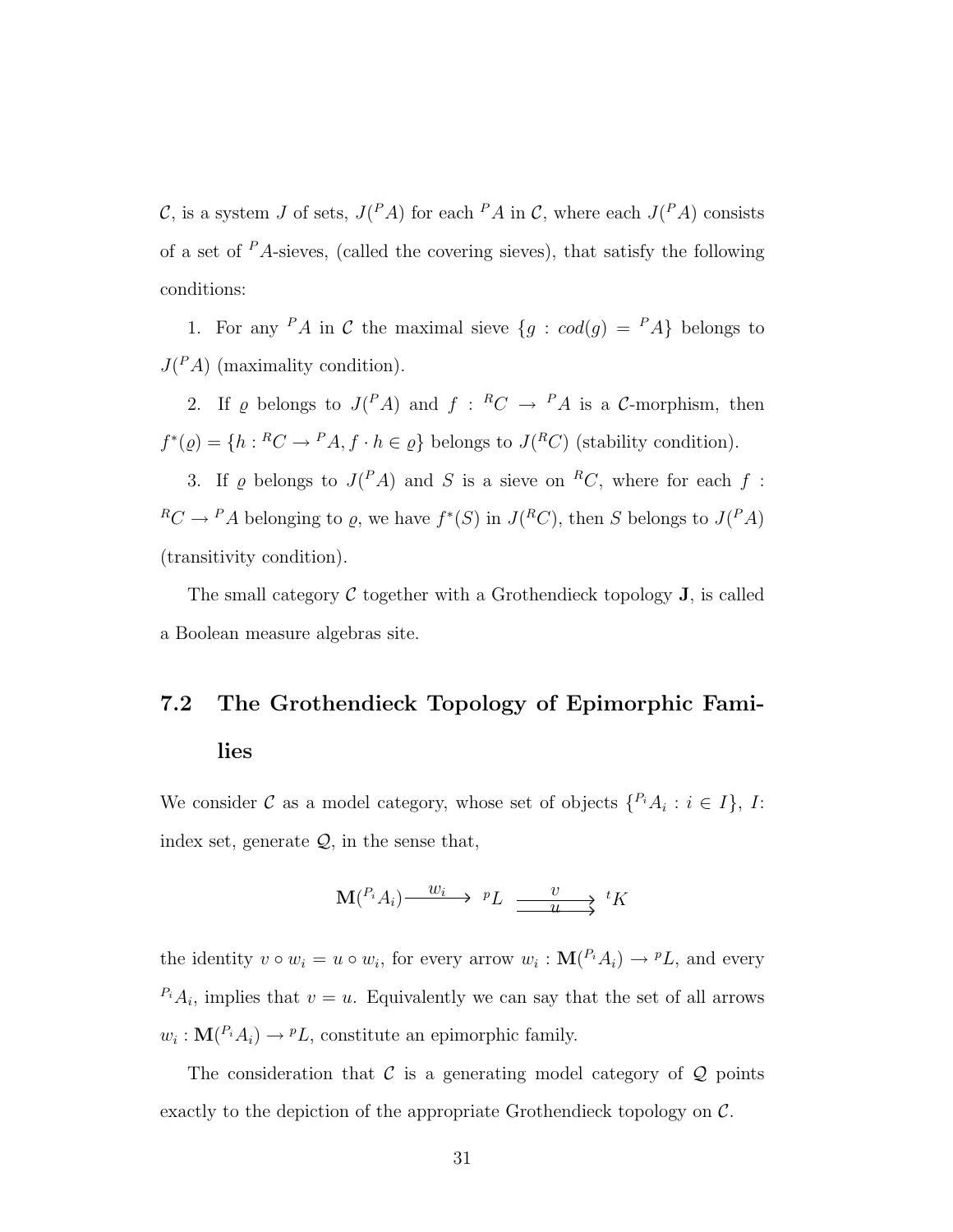$\mathcal{C}$, is a system $J$ of sets, $J({}^{P}A)$ for each ${}^{P}A$ in $\mathcal{C}$, where each $J({}^{P}A)$ consists of a set of ${}^{P}A$-sieves, (called the covering sieves), that satisfy the following conditions:

1. For any ${}^{P}A$ in $\mathcal{C}$ the maximal sieve $\{g : cod(g) = {}^{P}A\}$ belongs to $J({}^{P}A)$ (maximality condition).

2. If $\varrho$ belongs to $J({}^{P}A)$ and $f : {}^{R}C \to {}^{P}A$ is a $\mathcal{C}$-morphism, then $f^{*}(\varrho) = \{h : {}^{R}C \to {}^{P}A, f \cdot h \in \varrho\}$ belongs to $J({}^{R}C)$ (stability condition).

3. If $\varrho$ belongs to $J({}^{P}A)$ and $S$ is a sieve on ${}^{R}C$, where for each $f : {}^{R}C \to {}^{P}A$ belonging to $\varrho$, we have $f^{*}(S)$ in $J({}^{R}C)$, then $S$ belongs to $J({}^{P}A)$ (transitivity condition).

The small category $\mathcal{C}$ together with a Grothendieck topology $\mathbf{J}$, is called a Boolean measure algebras site.

## 7.2 The Grothendieck Topology of Epimorphic Families

We consider $\mathcal{C}$ as a model category, whose set of objects $\{{}^{P_i}A_i : i \in I\}$, $I$: index set, generate $\mathcal{Q}$, in the sense that,

$$\mathbf{M}({}^{P_i}A_i) \xrightarrow{\ w_i\ } {}^{p}L \ \underset{u}{\overset{v}{\rightrightarrows}}\ {}^{t}K$$

the identity $v \circ w_i = u \circ w_i$, for every arrow $w_i : \mathbf{M}({}^{P_i}A_i) \to {}^{p}L$, and every ${}^{P_i}A_i$, implies that $v = u$. Equivalently we can say that the set of all arrows $w_i : \mathbf{M}({}^{P_i}A_i) \to {}^{p}L$, constitute an epimorphic family.

The consideration that $\mathcal{C}$ is a generating model category of $\mathcal{Q}$ points exactly to the depiction of the appropriate Grothendieck topology on $\mathcal{C}$.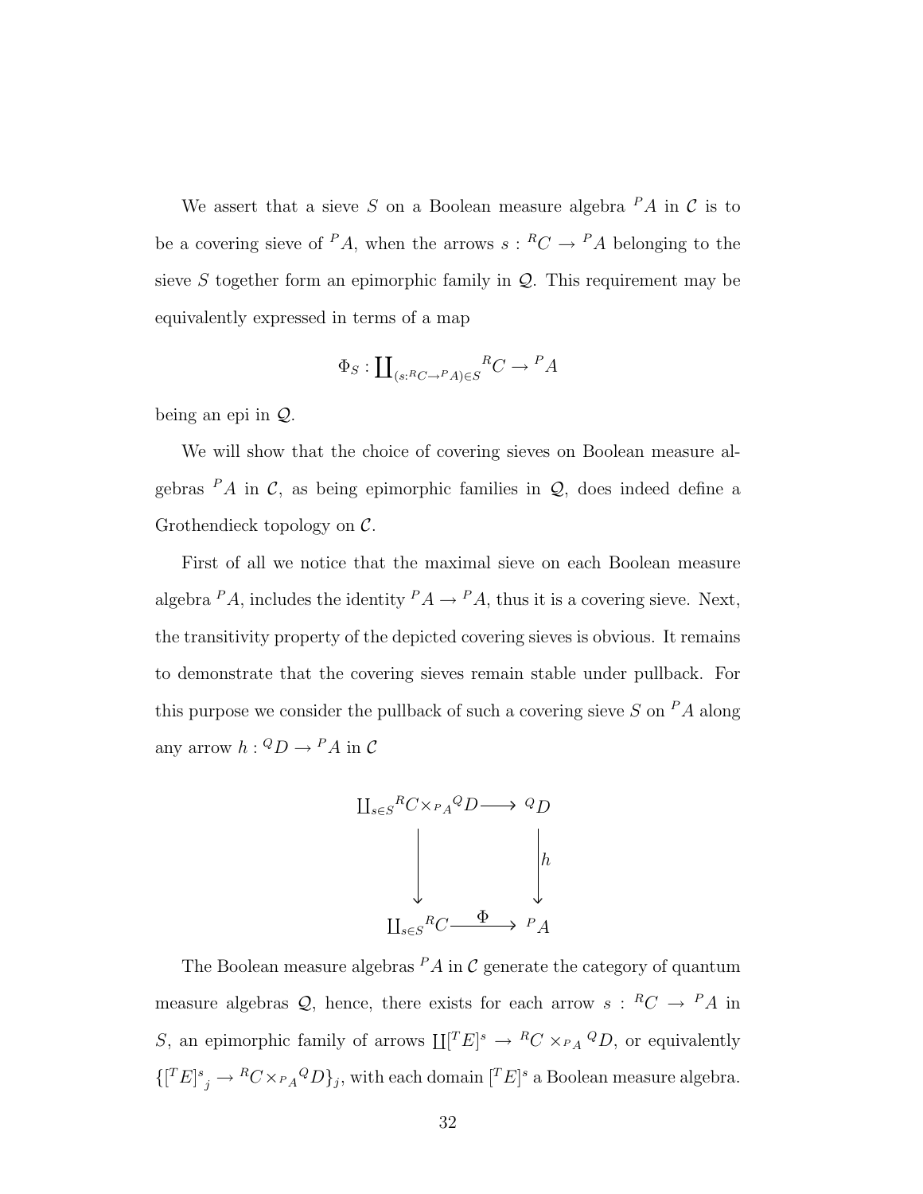We assert that a sieve $S$ on a Boolean measure algebra ${}^{P}A$ in $\mathcal{C}$ is to be a covering sieve of ${}^{P}A$, when the arrows $s : {}^{R}C \to {}^{P}A$ belonging to the sieve $S$ together form an epimorphic family in $\mathcal{Q}$. This requirement may be equivalently expressed in terms of a map

$$\Phi_S : \coprod_{(s:{}^{R}C \to {}^{P}A) \in S} {}^{R}C \to {}^{P}A$$

being an epi in $\mathcal{Q}$.

We will show that the choice of covering sieves on Boolean measure algebras ${}^{P}A$ in $\mathcal{C}$, as being epimorphic families in $\mathcal{Q}$, does indeed define a Grothendieck topology on $\mathcal{C}$.

First of all we notice that the maximal sieve on each Boolean measure algebra ${}^{P}A$, includes the identity ${}^{P}A \to {}^{P}A$, thus it is a covering sieve. Next, the transitivity property of the depicted covering sieves is obvious. It remains to demonstrate that the covering sieves remain stable under pullback. For this purpose we consider the pullback of such a covering sieve $S$ on ${}^{P}A$ along any arrow $h : {}^{Q}D \to {}^{P}A$ in $\mathcal{C}$

$$\begin{array}{ccc}
\coprod_{s \in S} {}^{R}C \times_{{}^{P}A} {}^{Q}D & \longrightarrow & {}^{Q}D \\
\downarrow & & \downarrow h \\
\coprod_{s \in S} {}^{R}C & \xrightarrow{\Phi} & {}^{P}A
\end{array}$$

The Boolean measure algebras ${}^{P}A$ in $\mathcal{C}$ generate the category of quantum measure algebras $\mathcal{Q}$, hence, there exists for each arrow $s : {}^{R}C \to {}^{P}A$ in $S$, an epimorphic family of arrows $\coprod [{}^{T}E]^{s} \to {}^{R}C \times_{{}^{P}A} {}^{Q}D$, or equivalently $\{[{}^{T}E]^{s}{}_{j} \to {}^{R}C \times_{{}^{P}A} {}^{Q}D\}_{j}$, with each domain $[{}^{T}E]^{s}$ a Boolean measure algebra.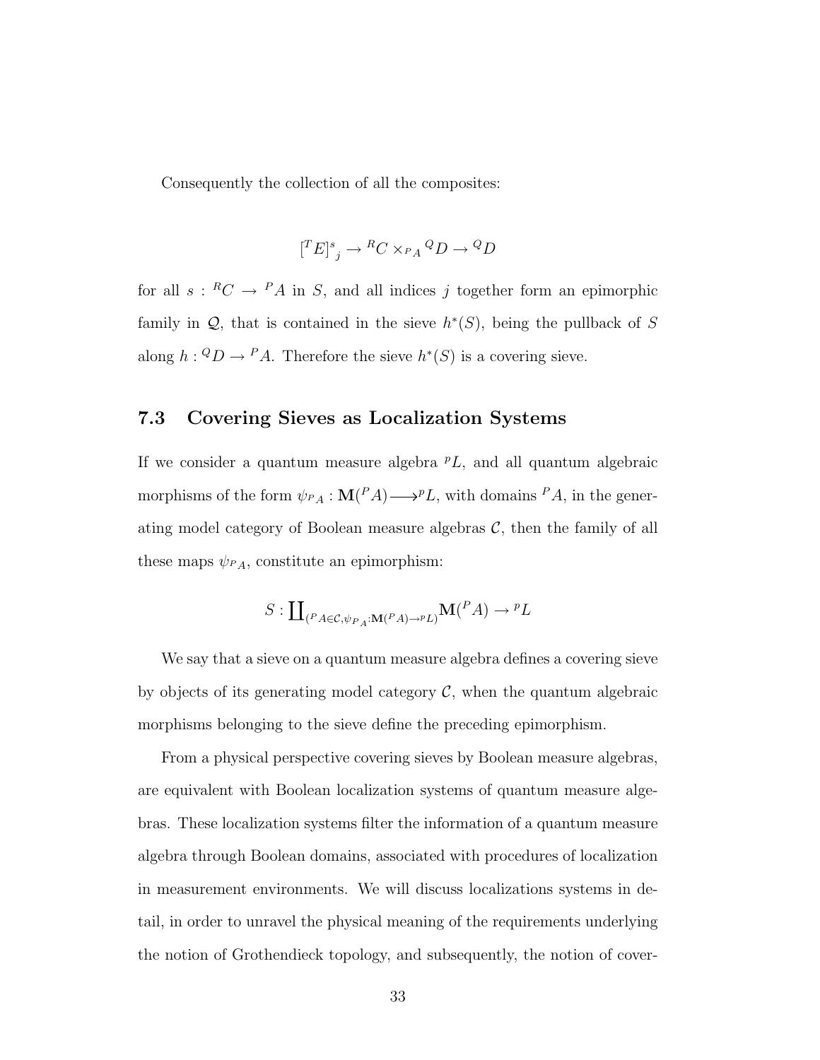Consequently the collection of all the composites:

$$[{}^{T}E]^{s}{}_{j} \to {}^{R}C \times_{{}^{P}A} {}^{Q}D \to {}^{Q}D$$

for all $s : {}^{R}C \to {}^{P}A$ in $S$, and all indices $j$ together form an epimorphic family in $\mathcal{Q}$, that is contained in the sieve $h^{*}(S)$, being the pullback of $S$ along $h : {}^{Q}D \to {}^{P}A$. Therefore the sieve $h^{*}(S)$ is a covering sieve.

### 7.3 Covering Sieves as Localization Systems

If we consider a quantum measure algebra ${}^{p}L$, and all quantum algebraic morphisms of the form $\psi_{{}^{P}A} : \mathbf{M}({}^{P}A) \longrightarrow {}^{p}L$, with domains ${}^{P}A$, in the generating model category of Boolean measure algebras $\mathcal{C}$, then the family of all these maps $\psi_{{}^{P}A}$, constitute an epimorphism:

$$S : \coprod_{({}^{P}A \in \mathcal{C}, \psi_{{}^{P}A} : \mathbf{M}({}^{P}A) \to {}^{p}L)} \mathbf{M}({}^{P}A) \to {}^{p}L$$

We say that a sieve on a quantum measure algebra defines a covering sieve by objects of its generating model category $\mathcal{C}$, when the quantum algebraic morphisms belonging to the sieve define the preceding epimorphism.

From a physical perspective covering sieves by Boolean measure algebras, are equivalent with Boolean localization systems of quantum measure algebras. These localization systems filter the information of a quantum measure algebra through Boolean domains, associated with procedures of localization in measurement environments. We will discuss localizations systems in detail, in order to unravel the physical meaning of the requirements underlying the notion of Grothendieck topology, and subsequently, the notion of cover-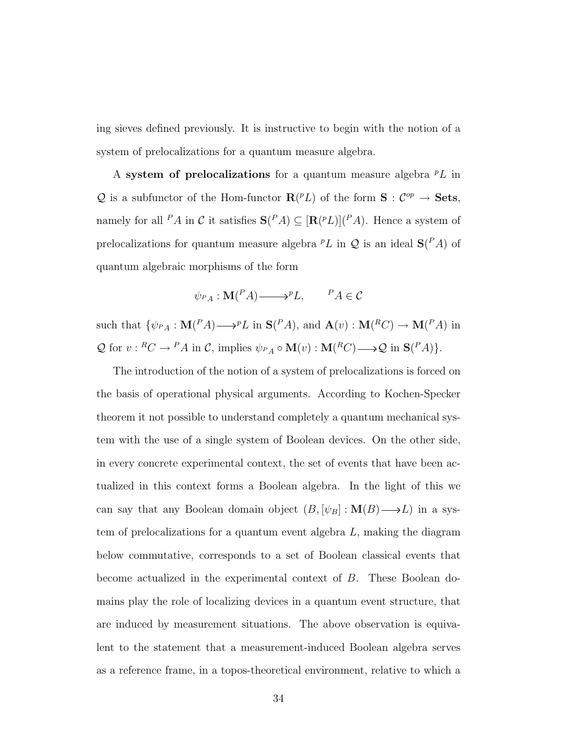ing sieves defined previously. It is instructive to begin with the notion of a system of prelocalizations for a quantum measure algebra.

A **system of prelocalizations** for a quantum measure algebra ${}^{p}L$ in $\mathcal{Q}$ is a subfunctor of the Hom-functor $\mathbf{R}({}^{p}L)$ of the form $\mathbf{S} : \mathcal{C}^{op} \to \mathbf{Sets}$, namely for all ${}^{P}A$ in $\mathcal{C}$ it satisfies $\mathbf{S}({}^{P}A) \subseteq [\mathbf{R}({}^{p}L)]({}^{P}A)$. Hence a system of prelocalizations for quantum measure algebra ${}^{p}L$ in $\mathcal{Q}$ is an ideal $\mathbf{S}({}^{P}A)$ of quantum algebraic morphisms of the form

$$\psi_{{}^{P}A} : \mathbf{M}({}^{P}A) \longrightarrow {}^{p}L, \qquad {}^{P}A \in \mathcal{C}$$

such that $\{\psi_{{}^{P}A} : \mathbf{M}({}^{P}A) \longrightarrow {}^{p}L$ in $\mathbf{S}({}^{P}A)$, and $\mathbf{A}(v) : \mathbf{M}({}^{R}C) \to \mathbf{M}({}^{P}A)$ in $\mathcal{Q}$ for $v : {}^{R}C \to {}^{P}A$ in $\mathcal{C}$, implies $\psi_{{}^{P}A} \circ \mathbf{M}(v) : \mathbf{M}({}^{R}C) \longrightarrow \mathcal{Q}$ in $\mathbf{S}({}^{P}A)\}$.

The introduction of the notion of a system of prelocalizations is forced on the basis of operational physical arguments. According to Kochen-Specker theorem it not possible to understand completely a quantum mechanical system with the use of a single system of Boolean devices. On the other side, in every concrete experimental context, the set of events that have been actualized in this context forms a Boolean algebra. In the light of this we can say that any Boolean domain object $(B, [\psi_B] : \mathbf{M}(B) \longrightarrow L)$ in a system of prelocalizations for a quantum event algebra $L$, making the diagram below commutative, corresponds to a set of Boolean classical events that become actualized in the experimental context of $B$. These Boolean domains play the role of localizing devices in a quantum event structure, that are induced by measurement situations. The above observation is equivalent to the statement that a measurement-induced Boolean algebra serves as a reference frame, in a topos-theoretical environment, relative to which a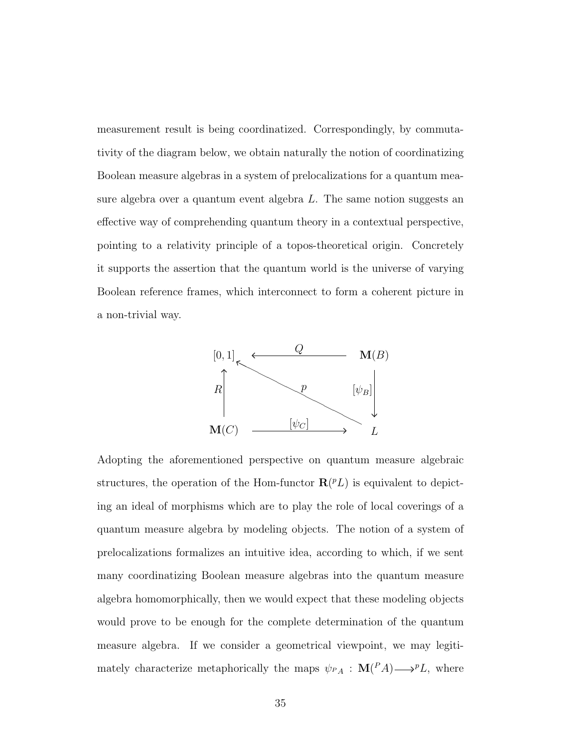measurement result is being coordinatized. Correspondingly, by commutativity of the diagram below, we obtain naturally the notion of coordinatizing Boolean measure algebras in a system of prelocalizations for a quantum measure algebra over a quantum event algebra $L$. The same notion suggests an effective way of comprehending quantum theory in a contextual perspective, pointing to a relativity principle of a topos-theoretical origin. Concretely it supports the assertion that the quantum world is the universe of varying Boolean reference frames, which interconnect to form a coherent picture in a non-trivial way.

$$
\begin{array}{ccc}
[0,1] & \xleftarrow{\quad Q \quad} & \mathbf{M}(B) \\
\uparrow R & \nwarrow p & \downarrow [\psi_B] \\
\mathbf{M}(C) & \xrightarrow{\quad [\psi_C] \quad} & L
\end{array}
$$

Adopting the aforementioned perspective on quantum measure algebraic structures, the operation of the Hom-functor $\mathbf{R}({}^{p}L)$ is equivalent to depicting an ideal of morphisms which are to play the role of local coverings of a quantum measure algebra by modeling objects. The notion of a system of prelocalizations formalizes an intuitive idea, according to which, if we sent many coordinatizing Boolean measure algebras into the quantum measure algebra homomorphically, then we would expect that these modeling objects would prove to be enough for the complete determination of the quantum measure algebra. If we consider a geometrical viewpoint, we may legitimately characterize metaphorically the maps $\psi_{{}^{P}A} : \mathbf{M}({}^{P}A) \longrightarrow {}^{p}L$, where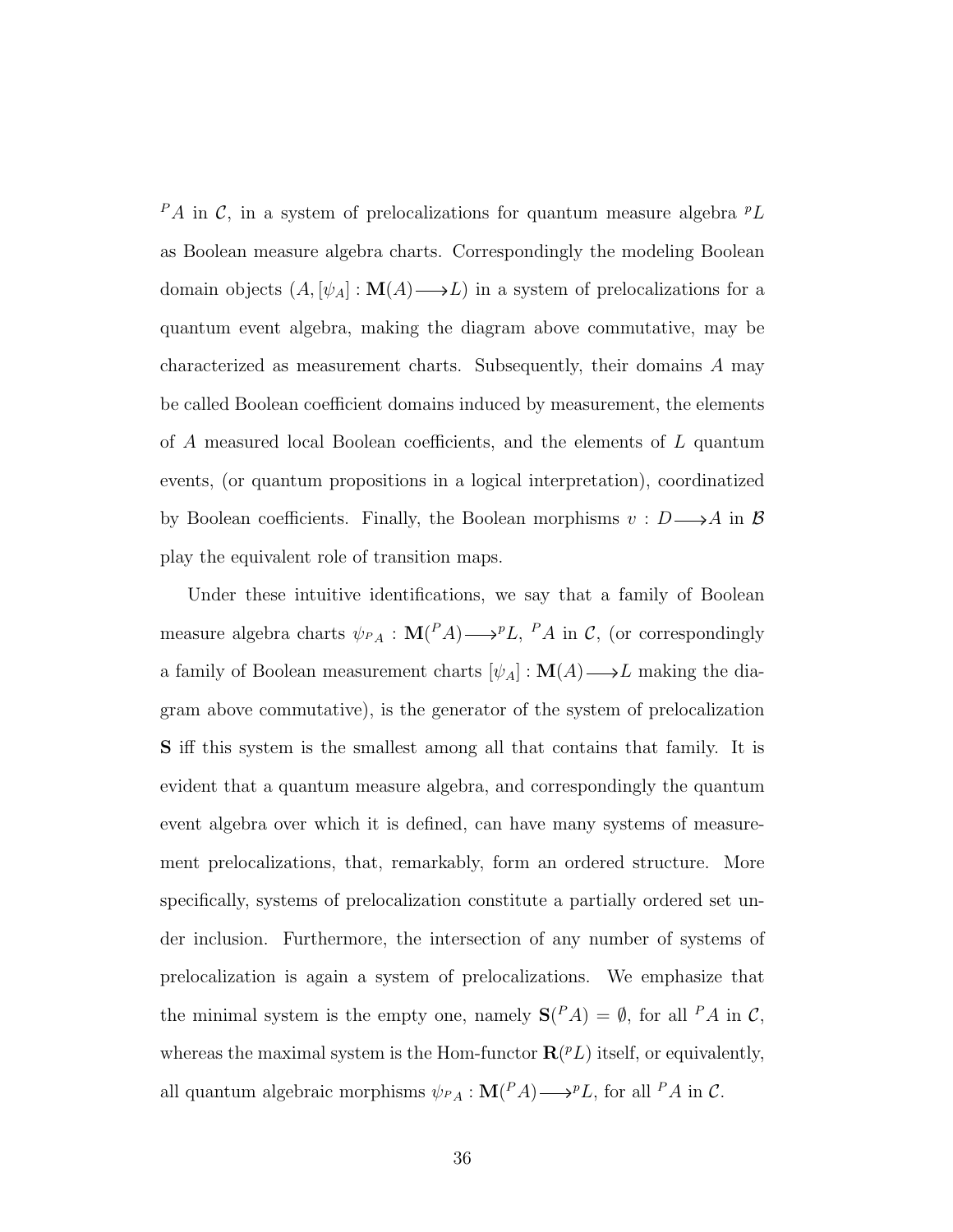${}^{P}A$ in $\mathcal{C}$, in a system of prelocalizations for quantum measure algebra ${}^{p}L$ as Boolean measure algebra charts. Correspondingly the modeling Boolean domain objects $(A, [\psi_A] : \mathbf{M}(A) \longrightarrow L)$ in a system of prelocalizations for a quantum event algebra, making the diagram above commutative, may be characterized as measurement charts. Subsequently, their domains $A$ may be called Boolean coefficient domains induced by measurement, the elements of $A$ measured local Boolean coefficients, and the elements of $L$ quantum events, (or quantum propositions in a logical interpretation), coordinatized by Boolean coefficients. Finally, the Boolean morphisms $v : D \longrightarrow A$ in $\mathcal{B}$ play the equivalent role of transition maps.

Under these intuitive identifications, we say that a family of Boolean measure algebra charts $\psi_{{}^{P}A} : \mathbf{M}({}^{P}A) \longrightarrow {}^{p}L$, ${}^{P}A$ in $\mathcal{C}$, (or correspondingly a family of Boolean measurement charts $[\psi_A] : \mathbf{M}(A) \longrightarrow L$ making the diagram above commutative), is the generator of the system of prelocalization **S** iff this system is the smallest among all that contains that family. It is evident that a quantum measure algebra, and correspondingly the quantum event algebra over which it is defined, can have many systems of measurement prelocalizations, that, remarkably, form an ordered structure. More specifically, systems of prelocalization constitute a partially ordered set under inclusion. Furthermore, the intersection of any number of systems of prelocalization is again a system of prelocalizations. We emphasize that the minimal system is the empty one, namely $\mathbf{S}({}^{P}A) = \emptyset$, for all ${}^{P}A$ in $\mathcal{C}$, whereas the maximal system is the Hom-functor $\mathbf{R}({}^{p}L)$ itself, or equivalently, all quantum algebraic morphisms $\psi_{{}^{P}A} : \mathbf{M}({}^{P}A) \longrightarrow {}^{p}L$, for all ${}^{P}A$ in $\mathcal{C}$.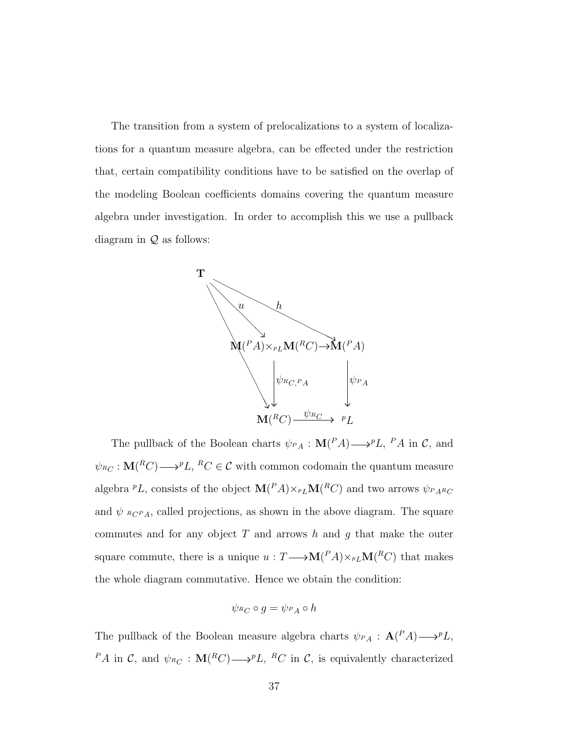The transition from a system of prelocalizations to a system of localizations for a quantum measure algebra, can be effected under the restriction that, certain compatibility conditions have to be satisfied on the overlap of the modeling Boolean coefficients domains covering the quantum measure algebra under investigation. In order to accomplish this we use a pullback diagram in $\mathcal{Q}$ as follows:

$$
\begin{array}{ccc}
\mathbf{T} & & \\
& \searrow^{u} \quad \searrow^{h} & \\
& \mathbf{M}({}^{P}A)\times_{{}^{p}L}\mathbf{M}({}^{R}C) \longrightarrow & \mathbf{M}({}^{P}A) \\
& \downarrow \psi_{{}^{R}C,{}^{P}A} & \downarrow \psi_{{}^{P}A} \\
& \mathbf{M}({}^{R}C) \xrightarrow{\ \psi_{{}^{R}C}\ } & {}^{p}L
\end{array}
$$

The pullback of the Boolean charts $\psi_{{}^{P}A} : \mathbf{M}({}^{P}A) \longrightarrow {}^{p}L$, ${}^{P}A$ in $\mathcal{C}$, and $\psi_{{}^{R}C} : \mathbf{M}({}^{R}C) \longrightarrow {}^{p}L$, ${}^{R}C \in \mathcal{C}$ with common codomain the quantum measure algebra ${}^{p}L$, consists of the object $\mathbf{M}({}^{P}A)\times_{{}^{p}L}\mathbf{M}({}^{R}C)$ and two arrows $\psi_{{}^{P}A{}^{R}C}$ and $\psi_{\ {}^{R}C{}^{P}A}$, called projections, as shown in the above diagram. The square commutes and for any object $T$ and arrows $h$ and $g$ that make the outer square commute, there is a unique $u : T \longrightarrow \mathbf{M}({}^{P}A)\times_{{}^{p}L}\mathbf{M}({}^{R}C)$ that makes the whole diagram commutative. Hence we obtain the condition:

$$
\psi_{{}^{R}C} \circ g = \psi_{{}^{P}A} \circ h
$$

The pullback of the Boolean measure algebra charts $\psi_{{}^{P}A} : \mathbf{A}({}^{P}A) \longrightarrow {}^{p}L$, ${}^{P}A$ in $\mathcal{C}$, and $\psi_{{}^{R}C} : \mathbf{M}({}^{R}C) \longrightarrow {}^{p}L$, ${}^{R}C$ in $\mathcal{C}$, is equivalently characterized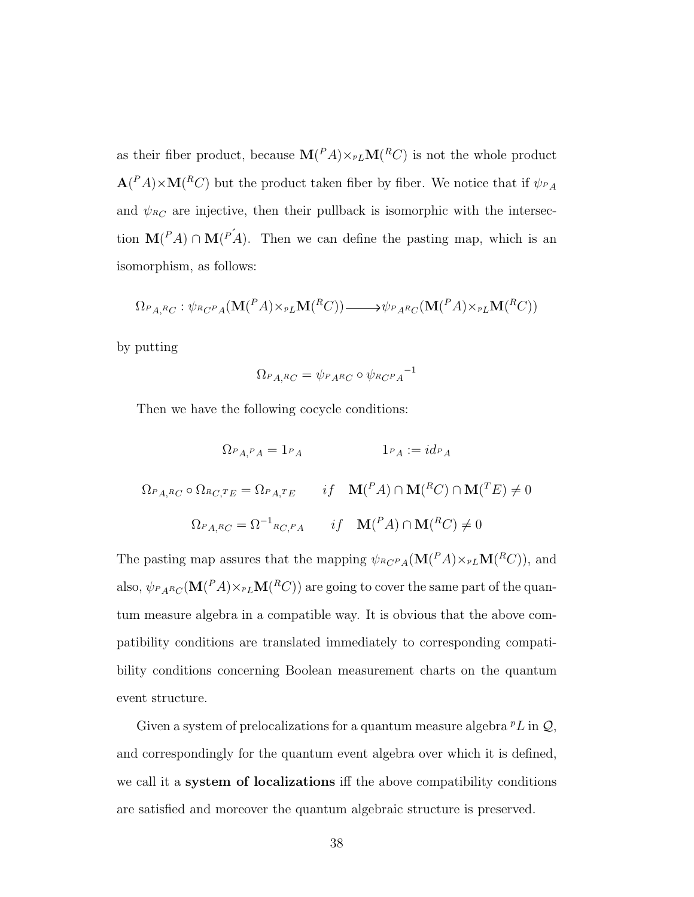as their fiber product, because $\mathbf{M}(^P A)\times_{^P L}\mathbf{M}(^R C)$ is not the whole product $\mathbf{A}(^P A)\times\mathbf{M}(^R C)$ but the product taken fiber by fiber. We notice that if $\psi_{^P A}$ and $\psi_{^R C}$ are injective, then their pullback is isomorphic with the intersection $\mathbf{M}(^P A)\cap\mathbf{M}(^{P^{'}} A)$. Then we can define the pasting map, which is an isomorphism, as follows:

$$\Omega_{^P A, ^R C} : \psi_{^R C ^P A}(\mathbf{M}(^P A)\times_{^P L}\mathbf{M}(^R C)) \longrightarrow \psi_{^P A ^R C}(\mathbf{M}(^P A)\times_{^P L}\mathbf{M}(^R C))$$

by putting

$$\Omega_{^P A, ^R C} = \psi_{^P A ^R C} \circ {\psi_{^R C ^P A}}^{-1}$$

Then we have the following cocycle conditions:

$$\Omega_{^P A, ^P A} = 1_{^P A} \qquad\qquad 1_{^P A} := id_{^P A}$$

$$\Omega_{^P A, ^R C} \circ \Omega_{^R C, ^T E} = \Omega_{^P A, ^T E} \qquad if \quad \mathbf{M}(^P A)\cap\mathbf{M}(^R C)\cap\mathbf{M}(^T E) \neq 0$$

$$\Omega_{^P A, ^R C} = {\Omega^{-1}}_{^R C, ^P A} \qquad if \quad \mathbf{M}(^P A)\cap\mathbf{M}(^R C) \neq 0$$

The pasting map assures that the mapping $\psi_{^R C ^P A}(\mathbf{M}(^P A)\times_{^P L}\mathbf{M}(^R C))$, and also, $\psi_{^P A ^R C}(\mathbf{M}(^P A)\times_{^P L}\mathbf{M}(^R C))$ are going to cover the same part of the quantum measure algebra in a compatible way. It is obvious that the above compatibility conditions are translated immediately to corresponding compatibility conditions concerning Boolean measurement charts on the quantum event structure.

Given a system of prelocalizations for a quantum measure algebra $^P L$ in $\mathcal{Q}$, and correspondingly for the quantum event algebra over which it is defined, we call it a **system of localizations** iff the above compatibility conditions are satisfied and moreover the quantum algebraic structure is preserved.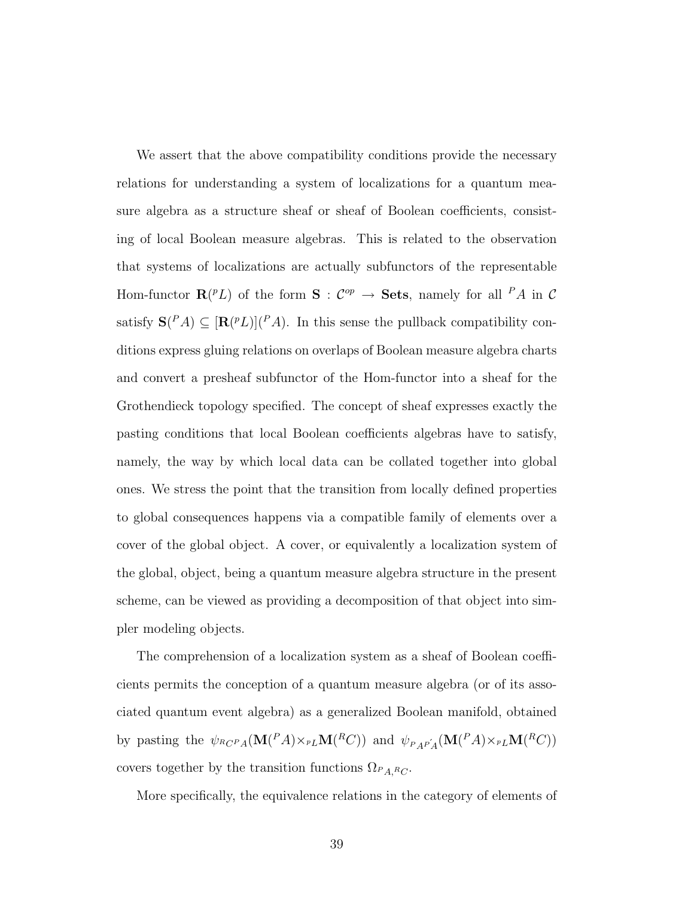We assert that the above compatibility conditions provide the necessary relations for understanding a system of localizations for a quantum measure algebra as a structure sheaf or sheaf of Boolean coefficients, consisting of local Boolean measure algebras. This is related to the observation that systems of localizations are actually subfunctors of the representable Hom-functor $\mathbf{R}({}^{p}L)$ of the form $\mathbf{S} : \mathcal{C}^{op} \to \mathbf{Sets}$, namely for all ${}^{P}A$ in $\mathcal{C}$ satisfy $\mathbf{S}({}^{P}A) \subseteq [\mathbf{R}({}^{p}L)]({}^{P}A)$. In this sense the pullback compatibility conditions express gluing relations on overlaps of Boolean measure algebra charts and convert a presheaf subfunctor of the Hom-functor into a sheaf for the Grothendieck topology specified. The concept of sheaf expresses exactly the pasting conditions that local Boolean coefficients algebras have to satisfy, namely, the way by which local data can be collated together into global ones. We stress the point that the transition from locally defined properties to global consequences happens via a compatible family of elements over a cover of the global object. A cover, or equivalently a localization system of the global, object, being a quantum measure algebra structure in the present scheme, can be viewed as providing a decomposition of that object into simpler modeling objects.

The comprehension of a localization system as a sheaf of Boolean coefficients permits the conception of a quantum measure algebra (or of its associated quantum event algebra) as a generalized Boolean manifold, obtained by pasting the $\psi_{{}^{R}C^{P}A}(\mathbf{M}({}^{P}A) \times_{{}^{P}L} \mathbf{M}({}^{R}C))$ and $\psi_{{}^{P}A^{P}\acute{A}}(\mathbf{M}({}^{P}A) \times_{{}^{P}L} \mathbf{M}({}^{R}C))$ covers together by the transition functions $\Omega_{{}^{P}A,{}^{R}C}$.

More specifically, the equivalence relations in the category of elements of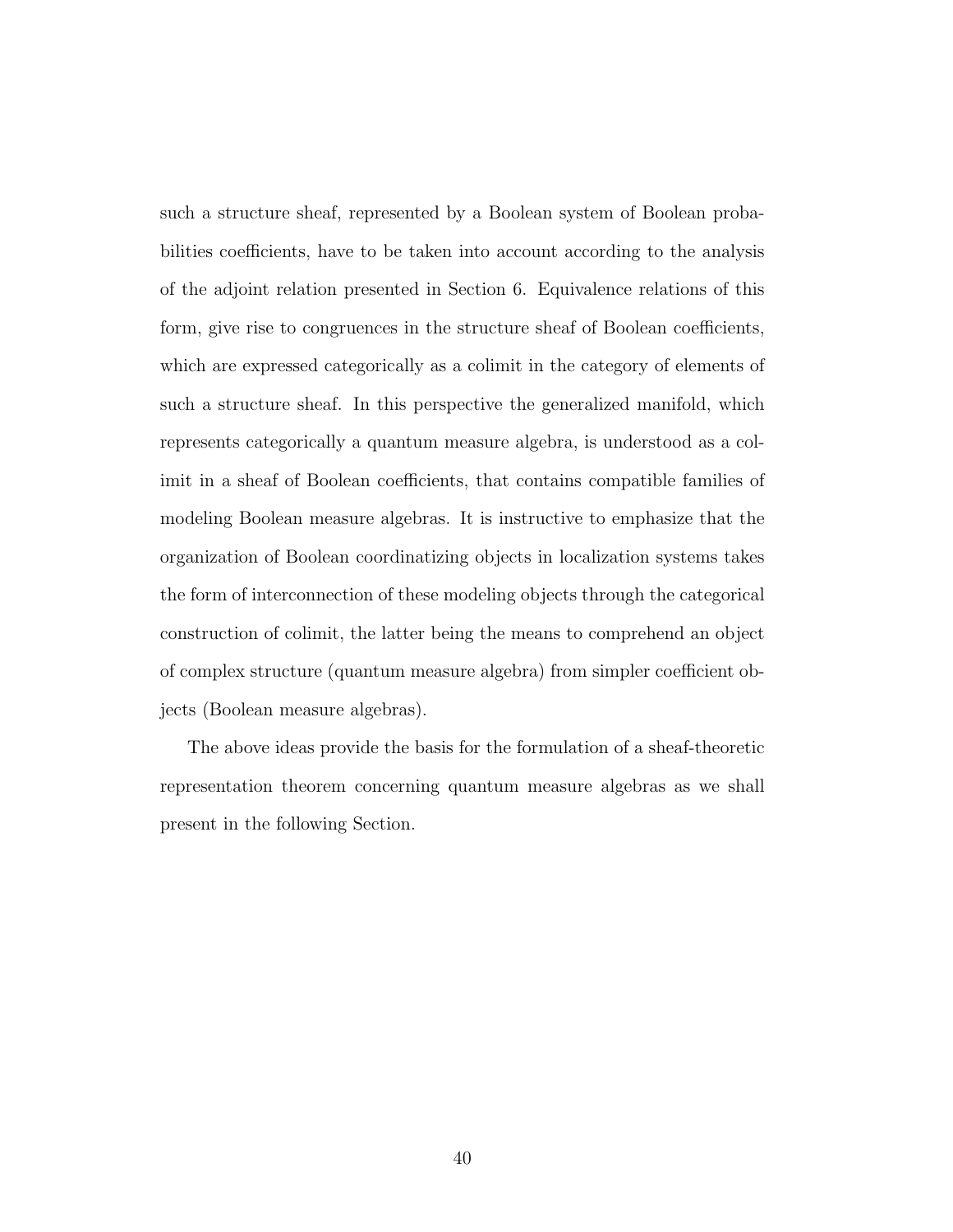such a structure sheaf, represented by a Boolean system of Boolean probabilities coefficients, have to be taken into account according to the analysis of the adjoint relation presented in Section 6. Equivalence relations of this form, give rise to congruences in the structure sheaf of Boolean coefficients, which are expressed categorically as a colimit in the category of elements of such a structure sheaf. In this perspective the generalized manifold, which represents categorically a quantum measure algebra, is understood as a colimit in a sheaf of Boolean coefficients, that contains compatible families of modeling Boolean measure algebras. It is instructive to emphasize that the organization of Boolean coordinatizing objects in localization systems takes the form of interconnection of these modeling objects through the categorical construction of colimit, the latter being the means to comprehend an object of complex structure (quantum measure algebra) from simpler coefficient objects (Boolean measure algebras).

The above ideas provide the basis for the formulation of a sheaf-theoretic representation theorem concerning quantum measure algebras as we shall present in the following Section.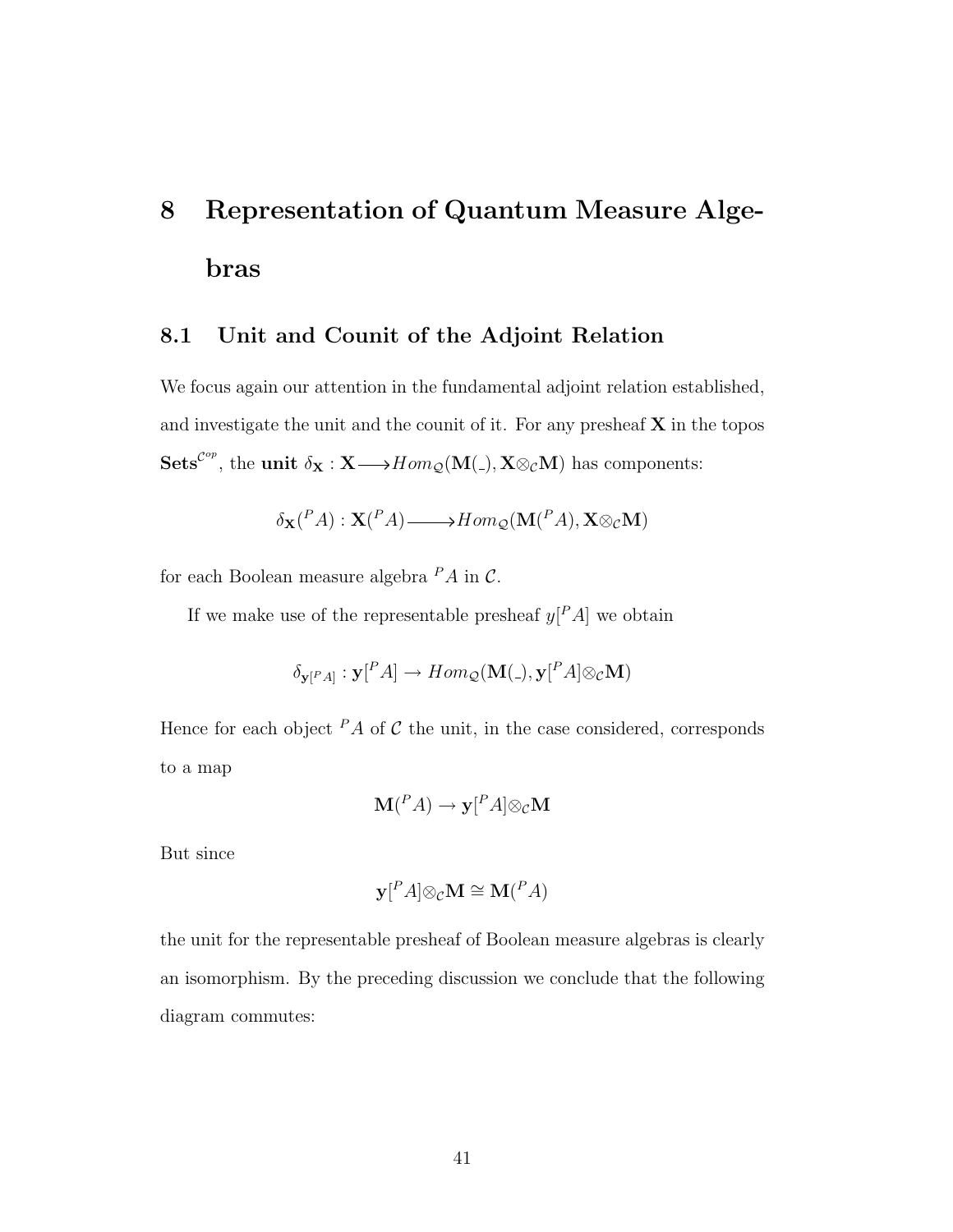# 8 Representation of Quantum Measure Algebras

## 8.1 Unit and Counit of the Adjoint Relation

We focus again our attention in the fundamental adjoint relation established, and investigate the unit and the counit of it. For any presheaf $\mathbf{X}$ in the topos $\mathbf{Sets}^{\mathcal{C}^{op}}$, the **unit** $\delta_{\mathbf{X}} : \mathbf{X} \longrightarrow Hom_{\mathcal{Q}}(\mathbf{M}(\_), \mathbf{X} \otimes_{\mathcal{C}} \mathbf{M})$ has components:

$$\delta_{\mathbf{X}}({}^{P}A) : \mathbf{X}({}^{P}A) \longrightarrow Hom_{\mathcal{Q}}(\mathbf{M}({}^{P}A), \mathbf{X} \otimes_{\mathcal{C}} \mathbf{M})$$

for each Boolean measure algebra ${}^{P}A$ in $\mathcal{C}$.

If we make use of the representable presheaf $y[{}^{P}A]$ we obtain

$$\delta_{\mathbf{y}[{}^{P}A]} : \mathbf{y}[{}^{P}A] \rightarrow Hom_{\mathcal{Q}}(\mathbf{M}(\_), \mathbf{y}[{}^{P}A] \otimes_{\mathcal{C}} \mathbf{M})$$

Hence for each object ${}^{P}A$ of $\mathcal{C}$ the unit, in the case considered, corresponds to a map

$$\mathbf{M}({}^{P}A) \rightarrow \mathbf{y}[{}^{P}A] \otimes_{\mathcal{C}} \mathbf{M}$$

But since

$$\mathbf{y}[{}^{P}A] \otimes_{\mathcal{C}} \mathbf{M} \cong \mathbf{M}({}^{P}A)$$

the unit for the representable presheaf of Boolean measure algebras is clearly an isomorphism. By the preceding discussion we conclude that the following diagram commutes: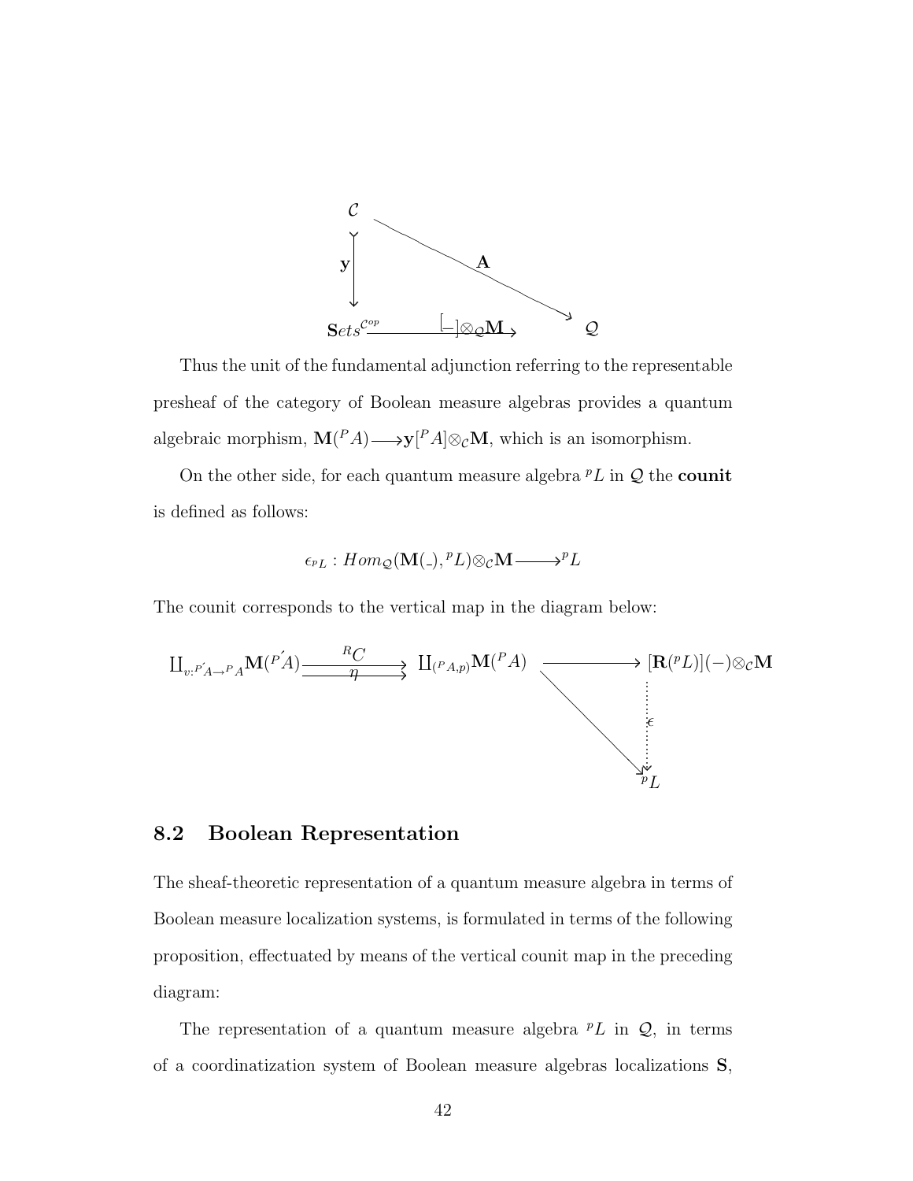$$
\begin{array}{ccc}
\mathcal{C} & & \\
\downarrow \mathbf{y} & \searrow \mathbf{A} & \\
\mathbf{S}ets^{\mathcal{C}^{op}} & \xrightarrow{[\_]\otimes_{\mathcal{Q}}\mathbf{M}} & \mathcal{Q}
\end{array}
$$

Thus the unit of the fundamental adjunction referring to the representable presheaf of the category of Boolean measure algebras provides a quantum algebraic morphism, $\mathbf{M}({}^{P}A) \longrightarrow \mathbf{y}[{}^{P}A] \otimes_{\mathcal{C}} \mathbf{M}$, which is an isomorphism.

On the other side, for each quantum measure algebra ${}^{p}L$ in $\mathcal{Q}$ the **counit** is defined as follows:

$$
\epsilon_{{}^{p}L} : Hom_{\mathcal{Q}}(\mathbf{M}(\_), {}^{p}L) \otimes_{\mathcal{C}} \mathbf{M} \longrightarrow {}^{p}L
$$

The counit corresponds to the vertical map in the diagram below:

$$
\begin{array}{ccccc}
\coprod_{v:{}^{P}\acute{A} \to {}^{P}A} \mathbf{M}({}^{P}\acute{A}) & \overset{{}^{R}C}{\underset{\eta}{\rightrightarrows}} & \coprod_{({}^{P}A, p)} \mathbf{M}({}^{P}A) & \longrightarrow & [\mathbf{R}({}^{p}L)](-) \otimes_{\mathcal{C}} \mathbf{M} \\
& & & \searrow & \vdots \epsilon \\
& & & & {}^{p}L
\end{array}
$$

## 8.2 Boolean Representation

The sheaf-theoretic representation of a quantum measure algebra in terms of Boolean measure localization systems, is formulated in terms of the following proposition, effectuated by means of the vertical counit map in the preceding diagram:

The representation of a quantum measure algebra ${}^{p}L$ in $\mathcal{Q}$, in terms of a coordinatization system of Boolean measure algebras localizations $\mathbf{S}$,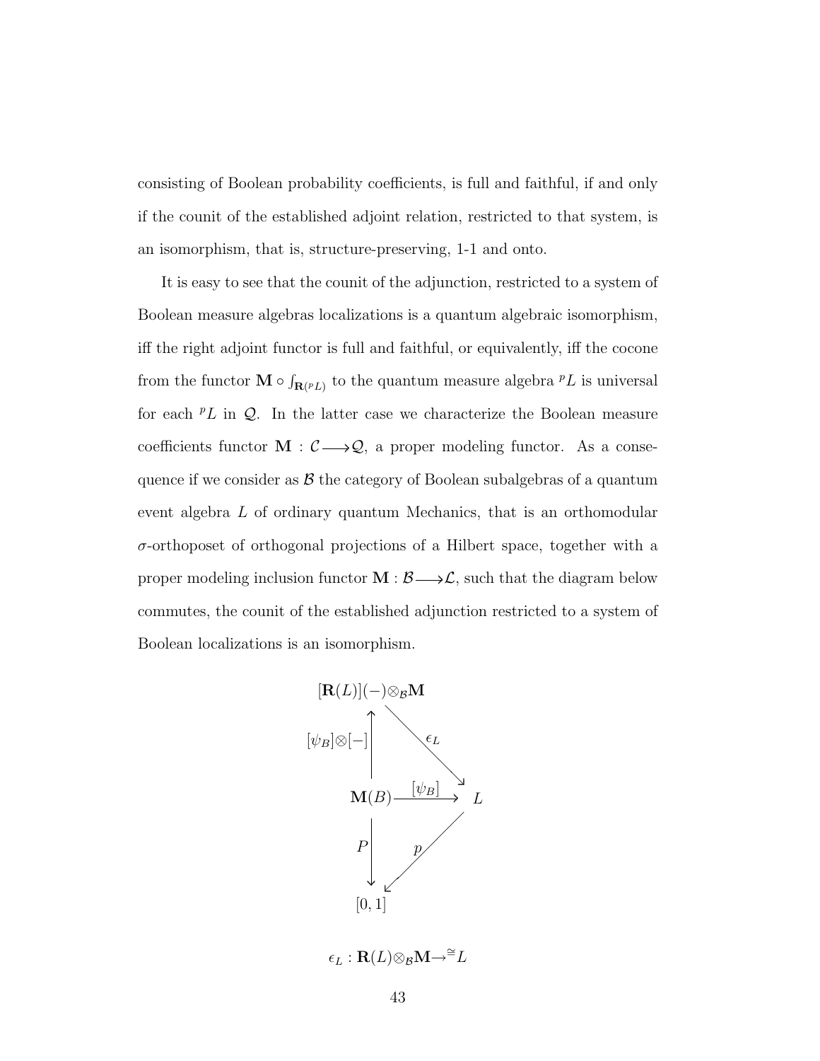consisting of Boolean probability coefficients, is full and faithful, if and only if the counit of the established adjoint relation, restricted to that system, is an isomorphism, that is, structure-preserving, 1-1 and onto.

It is easy to see that the counit of the adjunction, restricted to a system of Boolean measure algebras localizations is a quantum algebraic isomorphism, iff the right adjoint functor is full and faithful, or equivalently, iff the cocone from the functor $\mathbf{M} \circ \int_{\mathbf{R}({}^pL)}$ to the quantum measure algebra ${}^pL$ is universal for each ${}^pL$ in $\mathcal{Q}$. In the latter case we characterize the Boolean measure coefficients functor $\mathbf{M} : \mathcal{C} \longrightarrow \mathcal{Q}$, a proper modeling functor. As a consequence if we consider as $\mathcal{B}$ the category of Boolean subalgebras of a quantum event algebra $L$ of ordinary quantum Mechanics, that is an orthomodular $\sigma$-orthoposet of orthogonal projections of a Hilbert space, together with a proper modeling inclusion functor $\mathbf{M} : \mathcal{B} \longrightarrow \mathcal{L}$, such that the diagram below commutes, the counit of the established adjunction restricted to a system of Boolean localizations is an isomorphism.

$$
\begin{array}{ccc}
[\mathbf{R}(L)](-)\otimes_{\mathcal{B}}\mathbf{M} & & \\
\uparrow [\psi_B]\otimes[-] & \searrow \epsilon_L & \\
\mathbf{M}(B) & \xrightarrow{[\psi_B]} & L \\
\downarrow P & \swarrow p & \\
[0,1] & &
\end{array}
$$

$$\epsilon_L : \mathbf{R}(L)\otimes_{\mathcal{B}}\mathbf{M} \rightarrow^{\cong} L$$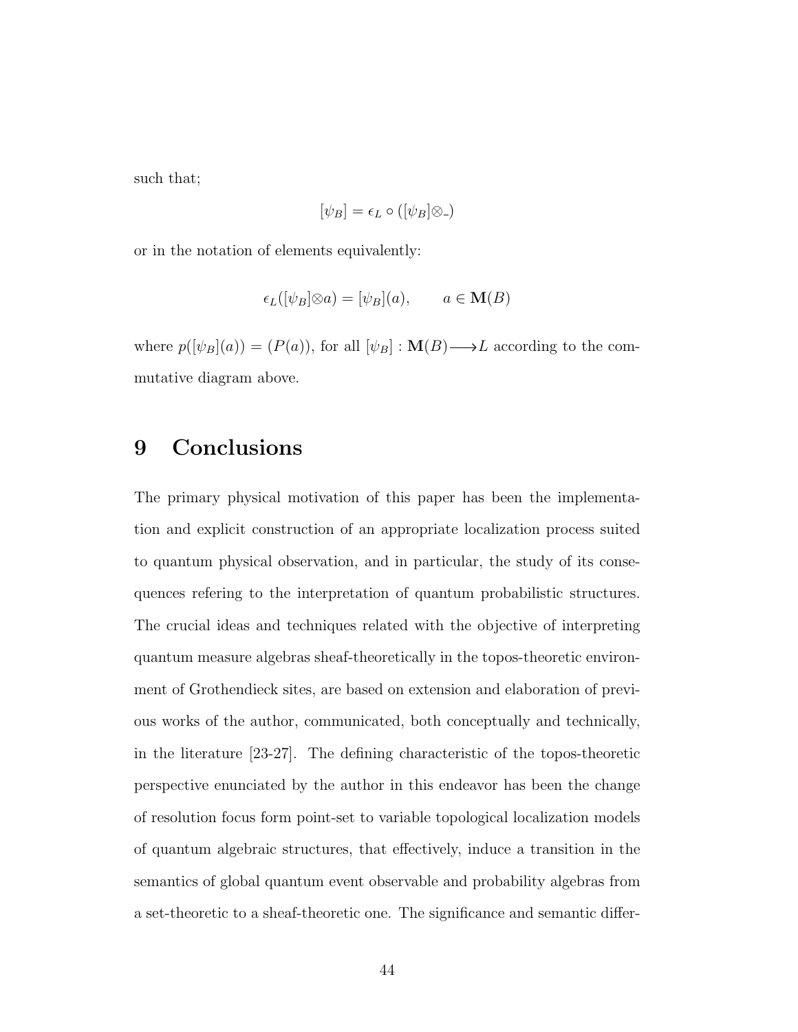such that;

$$[\psi_B] = \epsilon_L \circ ([\psi_B] \otimes \_)$$

or in the notation of elements equivalently:

$$\epsilon_L([\psi_B] \otimes a) = [\psi_B](a), \qquad a \in \mathbf{M}(B)$$

where $p([\psi_B](a)) = (P(a))$, for all $[\psi_B] : \mathbf{M}(B) \longrightarrow L$ according to the commutative diagram above.

# 9 Conclusions

The primary physical motivation of this paper has been the implementation and explicit construction of an appropriate localization process suited to quantum physical observation, and in particular, the study of its consequences refering to the interpretation of quantum probabilistic structures. The crucial ideas and techniques related with the objective of interpreting quantum measure algebras sheaf-theoretically in the topos-theoretic environment of Grothendieck sites, are based on extension and elaboration of previous works of the author, communicated, both conceptually and technically, in the literature [23-27]. The defining characteristic of the topos-theoretic perspective enunciated by the author in this endeavor has been the change of resolution focus form point-set to variable topological localization models of quantum algebraic structures, that effectively, induce a transition in the semantics of global quantum event observable and probability algebras from a set-theoretic to a sheaf-theoretic one. The significance and semantic differ-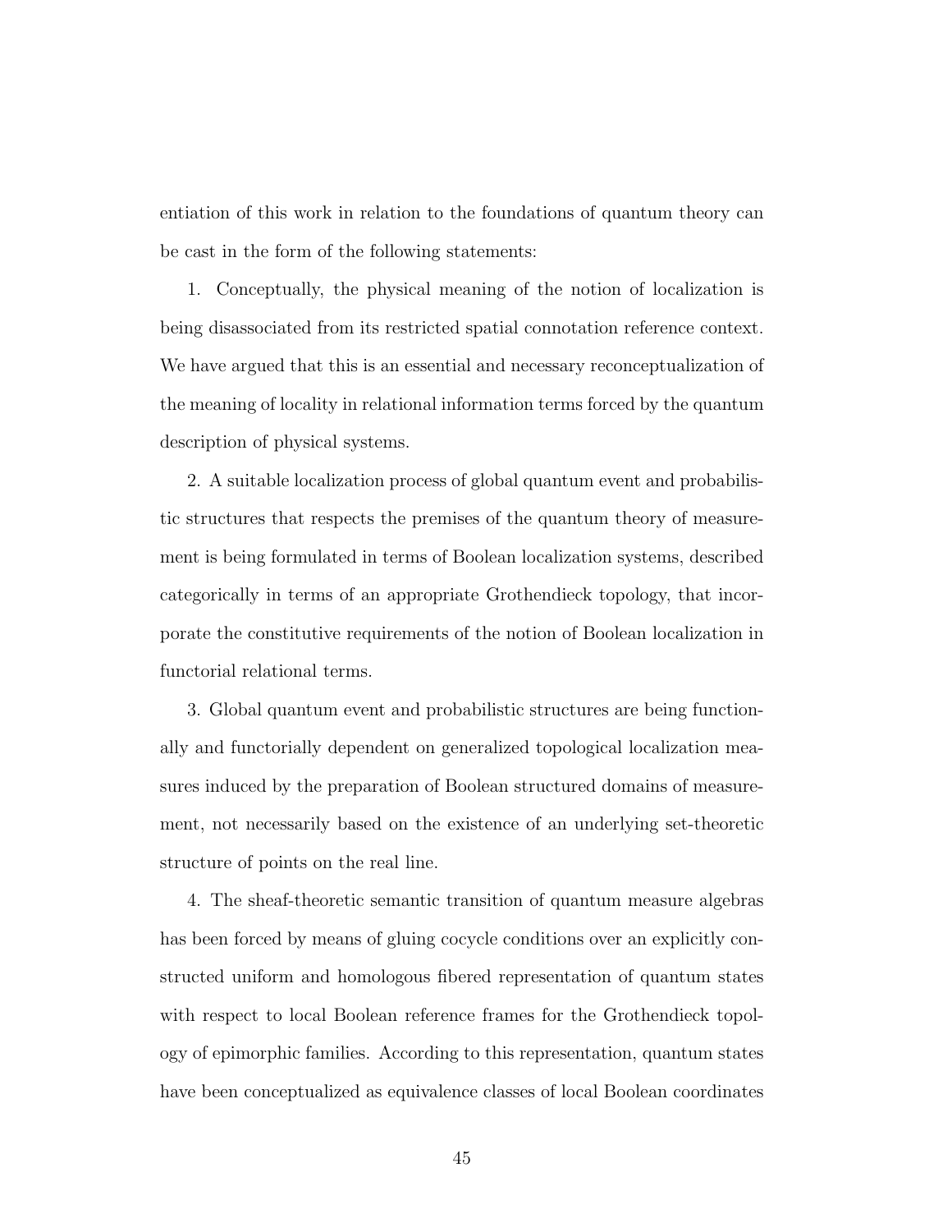entiation of this work in relation to the foundations of quantum theory can be cast in the form of the following statements:

1. Conceptually, the physical meaning of the notion of localization is being disassociated from its restricted spatial connotation reference context. We have argued that this is an essential and necessary reconceptualization of the meaning of locality in relational information terms forced by the quantum description of physical systems.

2. A suitable localization process of global quantum event and probabilistic structures that respects the premises of the quantum theory of measurement is being formulated in terms of Boolean localization systems, described categorically in terms of an appropriate Grothendieck topology, that incorporate the constitutive requirements of the notion of Boolean localization in functorial relational terms.

3. Global quantum event and probabilistic structures are being functionally and functorially dependent on generalized topological localization measures induced by the preparation of Boolean structured domains of measurement, not necessarily based on the existence of an underlying set-theoretic structure of points on the real line.

4. The sheaf-theoretic semantic transition of quantum measure algebras has been forced by means of gluing cocycle conditions over an explicitly constructed uniform and homologous fibered representation of quantum states with respect to local Boolean reference frames for the Grothendieck topology of epimorphic families. According to this representation, quantum states have been conceptualized as equivalence classes of local Boolean coordinates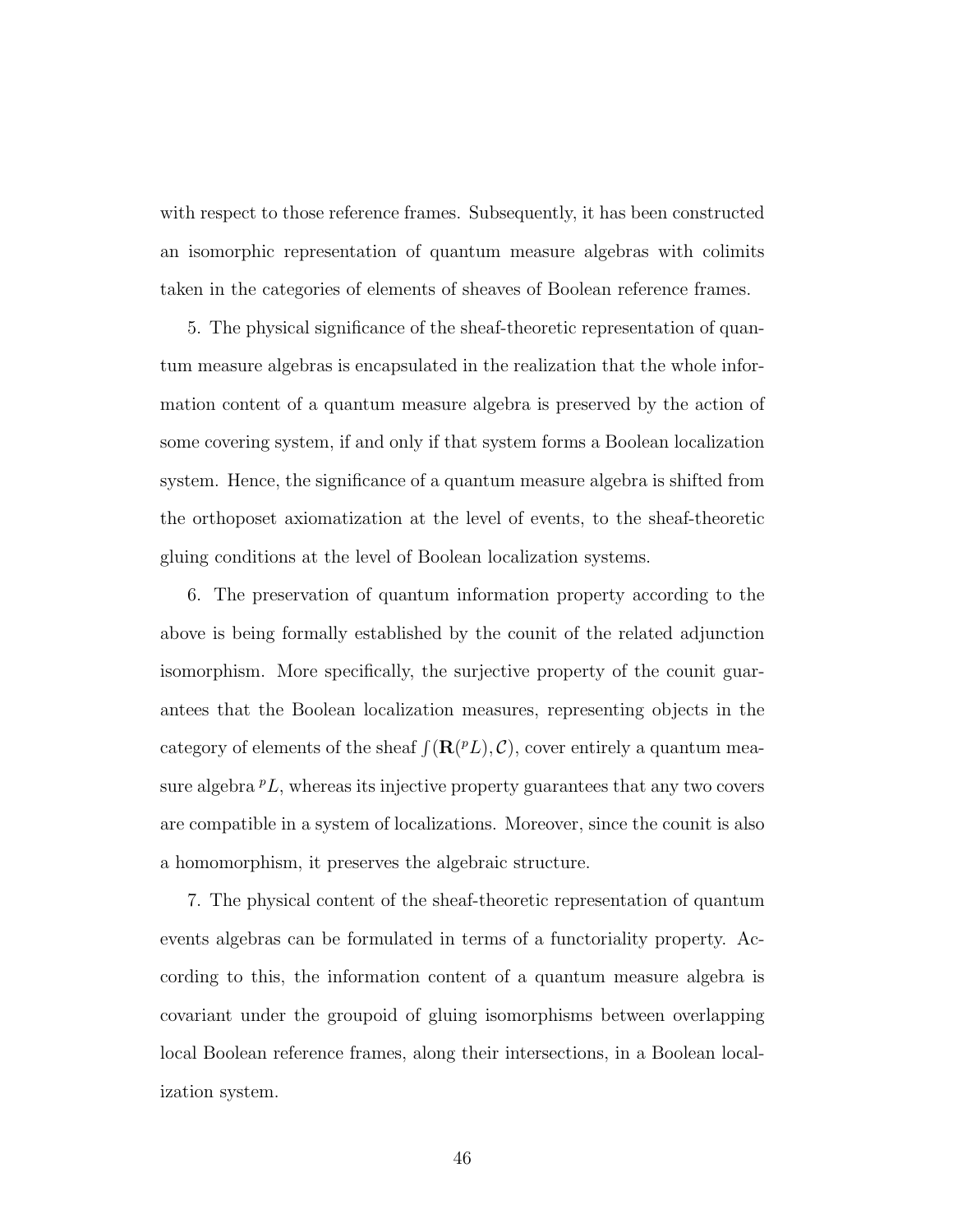with respect to those reference frames. Subsequently, it has been constructed an isomorphic representation of quantum measure algebras with colimits taken in the categories of elements of sheaves of Boolean reference frames.

5. The physical significance of the sheaf-theoretic representation of quantum measure algebras is encapsulated in the realization that the whole information content of a quantum measure algebra is preserved by the action of some covering system, if and only if that system forms a Boolean localization system. Hence, the significance of a quantum measure algebra is shifted from the orthoposet axiomatization at the level of events, to the sheaf-theoretic gluing conditions at the level of Boolean localization systems.

6. The preservation of quantum information property according to the above is being formally established by the counit of the related adjunction isomorphism. More specifically, the surjective property of the counit guarantees that the Boolean localization measures, representing objects in the category of elements of the sheaf $\int(\mathbf{R}({}^{p}L), \mathcal{C})$, cover entirely a quantum measure algebra ${}^{p}L$, whereas its injective property guarantees that any two covers are compatible in a system of localizations. Moreover, since the counit is also a homomorphism, it preserves the algebraic structure.

7. The physical content of the sheaf-theoretic representation of quantum events algebras can be formulated in terms of a functoriality property. According to this, the information content of a quantum measure algebra is covariant under the groupoid of gluing isomorphisms between overlapping local Boolean reference frames, along their intersections, in a Boolean localization system.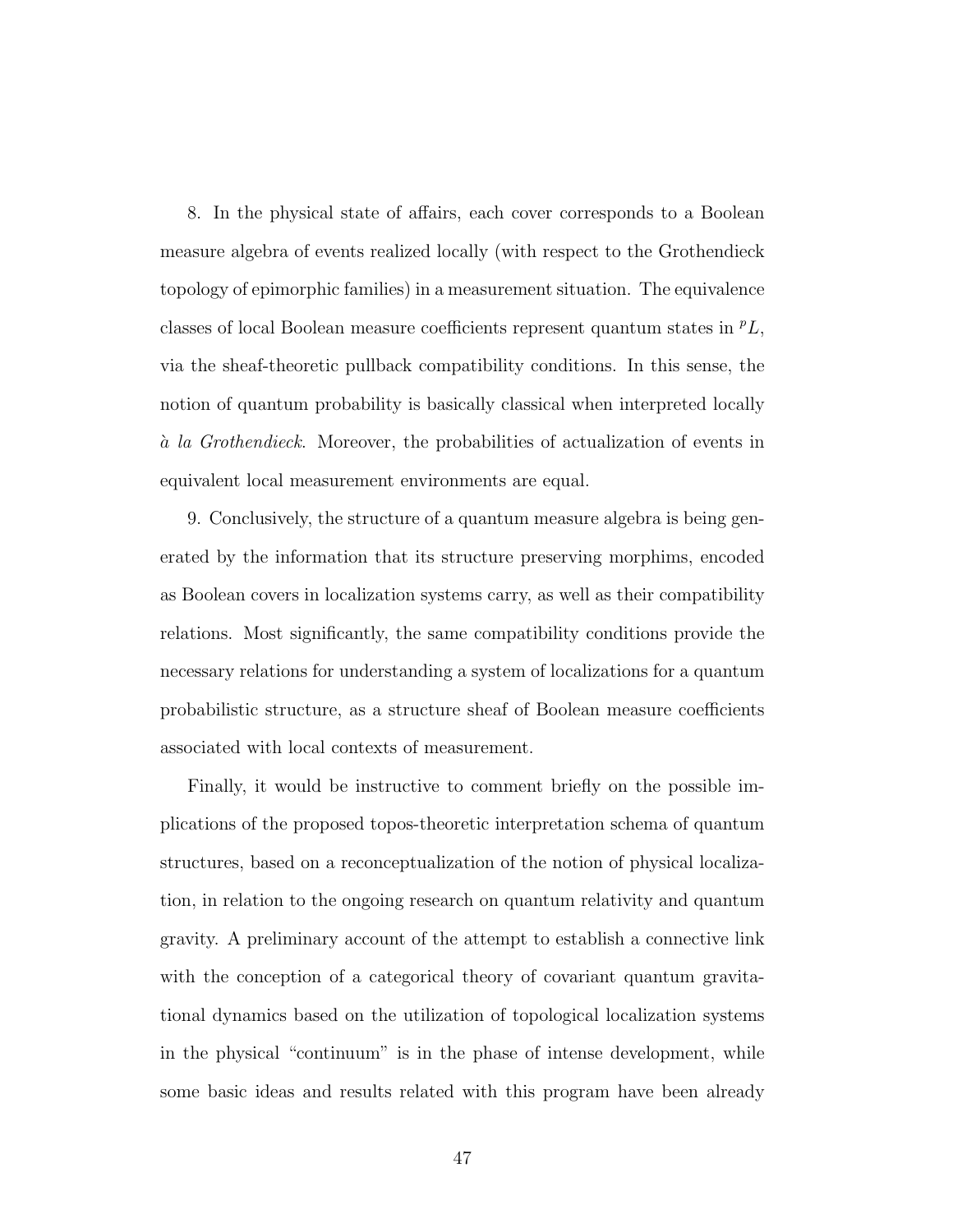8. In the physical state of affairs, each cover corresponds to a Boolean measure algebra of events realized locally (with respect to the Grothendieck topology of epimorphic families) in a measurement situation. The equivalence classes of local Boolean measure coefficients represent quantum states in ${}^{p}L$, via the sheaf-theoretic pullback compatibility conditions. In this sense, the notion of quantum probability is basically classical when interpreted locally *à la Grothendieck*. Moreover, the probabilities of actualization of events in equivalent local measurement environments are equal.

9. Conclusively, the structure of a quantum measure algebra is being generated by the information that its structure preserving morphims, encoded as Boolean covers in localization systems carry, as well as their compatibility relations. Most significantly, the same compatibility conditions provide the necessary relations for understanding a system of localizations for a quantum probabilistic structure, as a structure sheaf of Boolean measure coefficients associated with local contexts of measurement.

Finally, it would be instructive to comment briefly on the possible implications of the proposed topos-theoretic interpretation schema of quantum structures, based on a reconceptualization of the notion of physical localization, in relation to the ongoing research on quantum relativity and quantum gravity. A preliminary account of the attempt to establish a connective link with the conception of a categorical theory of covariant quantum gravitational dynamics based on the utilization of topological localization systems in the physical "continuum" is in the phase of intense development, while some basic ideas and results related with this program have been already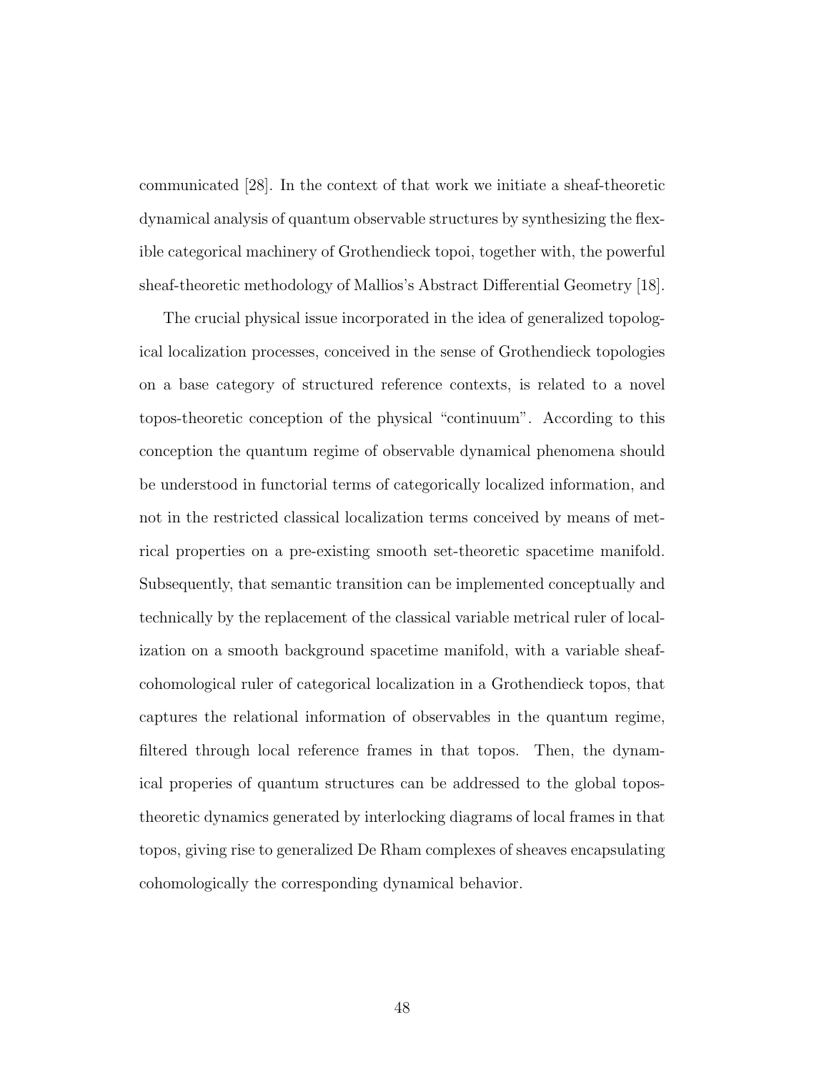communicated [28]. In the context of that work we initiate a sheaf-theoretic dynamical analysis of quantum observable structures by synthesizing the flexible categorical machinery of Grothendieck topoi, together with, the powerful sheaf-theoretic methodology of Mallios's Abstract Differential Geometry [18].

The crucial physical issue incorporated in the idea of generalized topological localization processes, conceived in the sense of Grothendieck topologies on a base category of structured reference contexts, is related to a novel topos-theoretic conception of the physical "continuum". According to this conception the quantum regime of observable dynamical phenomena should be understood in functorial terms of categorically localized information, and not in the restricted classical localization terms conceived by means of metrical properties on a pre-existing smooth set-theoretic spacetime manifold. Subsequently, that semantic transition can be implemented conceptually and technically by the replacement of the classical variable metrical ruler of localization on a smooth background spacetime manifold, with a variable sheaf-cohomological ruler of categorical localization in a Grothendieck topos, that captures the relational information of observables in the quantum regime, filtered through local reference frames in that topos. Then, the dynamical properies of quantum structures can be addressed to the global topos-theoretic dynamics generated by interlocking diagrams of local frames in that topos, giving rise to generalized De Rham complexes of sheaves encapsulating cohomologically the corresponding dynamical behavior.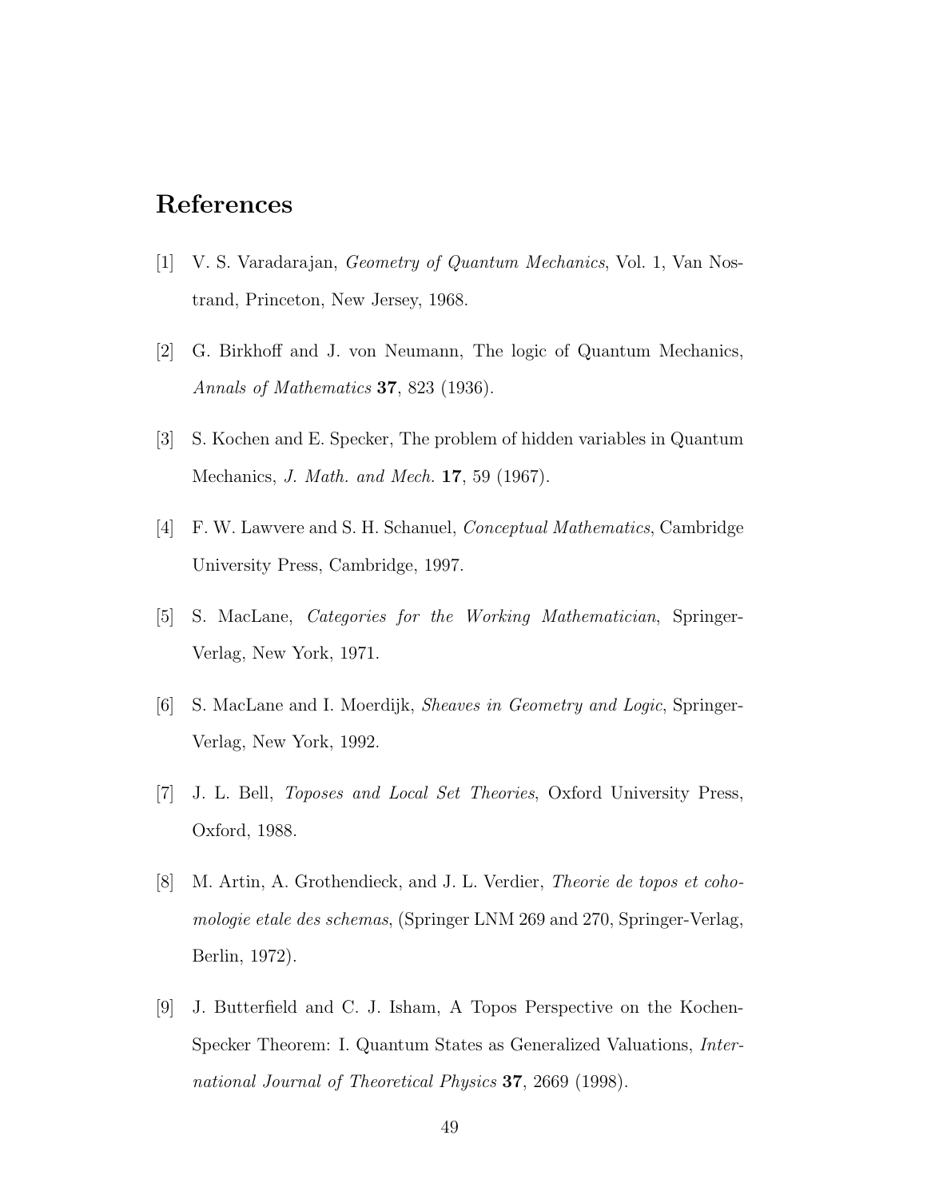## References

[1] V. S. Varadarajan, *Geometry of Quantum Mechanics*, Vol. 1, Van Nostrand, Princeton, New Jersey, 1968.

[2] G. Birkhoff and J. von Neumann, The logic of Quantum Mechanics, *Annals of Mathematics* **37**, 823 (1936).

[3] S. Kochen and E. Specker, The problem of hidden variables in Quantum Mechanics, *J. Math. and Mech.* **17**, 59 (1967).

[4] F. W. Lawvere and S. H. Schanuel, *Conceptual Mathematics*, Cambridge University Press, Cambridge, 1997.

[5] S. MacLane, *Categories for the Working Mathematician*, Springer-Verlag, New York, 1971.

[6] S. MacLane and I. Moerdijk, *Sheaves in Geometry and Logic*, Springer-Verlag, New York, 1992.

[7] J. L. Bell, *Toposes and Local Set Theories*, Oxford University Press, Oxford, 1988.

[8] M. Artin, A. Grothendieck, and J. L. Verdier, *Theorie de topos et cohomologie etale des schemas*, (Springer LNM 269 and 270, Springer-Verlag, Berlin, 1972).

[9] J. Butterfield and C. J. Isham, A Topos Perspective on the Kochen-Specker Theorem: I. Quantum States as Generalized Valuations, *International Journal of Theoretical Physics* **37**, 2669 (1998).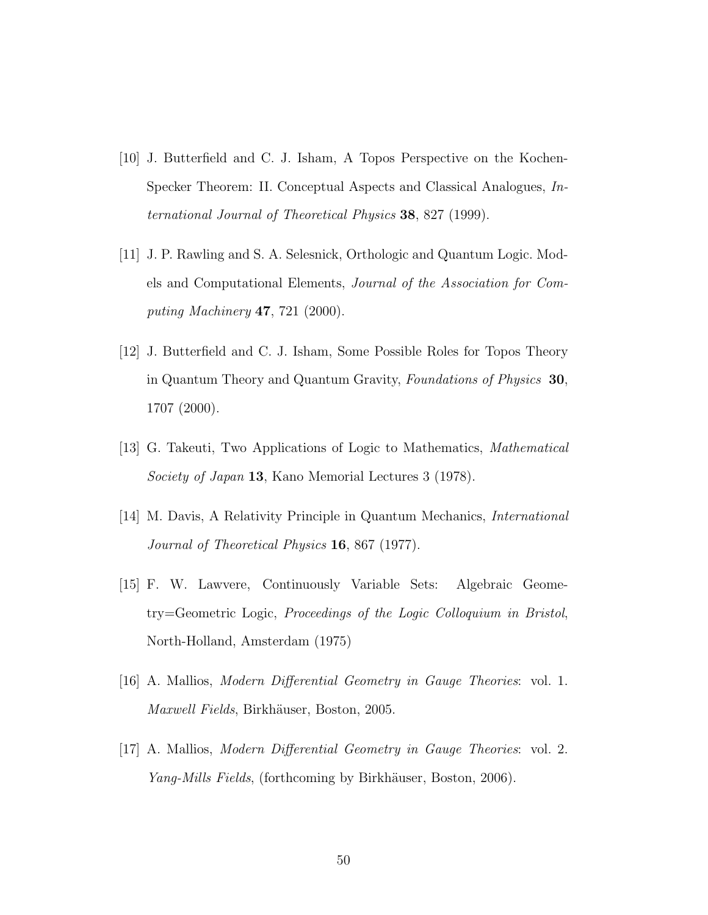[10] J. Butterfield and C. J. Isham, A Topos Perspective on the Kochen-Specker Theorem: II. Conceptual Aspects and Classical Analogues, *International Journal of Theoretical Physics* **38**, 827 (1999).

[11] J. P. Rawling and S. A. Selesnick, Orthologic and Quantum Logic. Models and Computational Elements, *Journal of the Association for Computing Machinery* **47**, 721 (2000).

[12] J. Butterfield and C. J. Isham, Some Possible Roles for Topos Theory in Quantum Theory and Quantum Gravity, *Foundations of Physics* **30**, 1707 (2000).

[13] G. Takeuti, Two Applications of Logic to Mathematics, *Mathematical Society of Japan* **13**, Kano Memorial Lectures 3 (1978).

[14] M. Davis, A Relativity Principle in Quantum Mechanics, *International Journal of Theoretical Physics* **16**, 867 (1977).

[15] F. W. Lawvere, Continuously Variable Sets: Algebraic Geometry=Geometric Logic, *Proceedings of the Logic Colloquium in Bristol*, North-Holland, Amsterdam (1975)

[16] A. Mallios, *Modern Differential Geometry in Gauge Theories*: vol. 1. *Maxwell Fields*, Birkhäuser, Boston, 2005.

[17] A. Mallios, *Modern Differential Geometry in Gauge Theories*: vol. 2. *Yang-Mills Fields*, (forthcoming by Birkhäuser, Boston, 2006).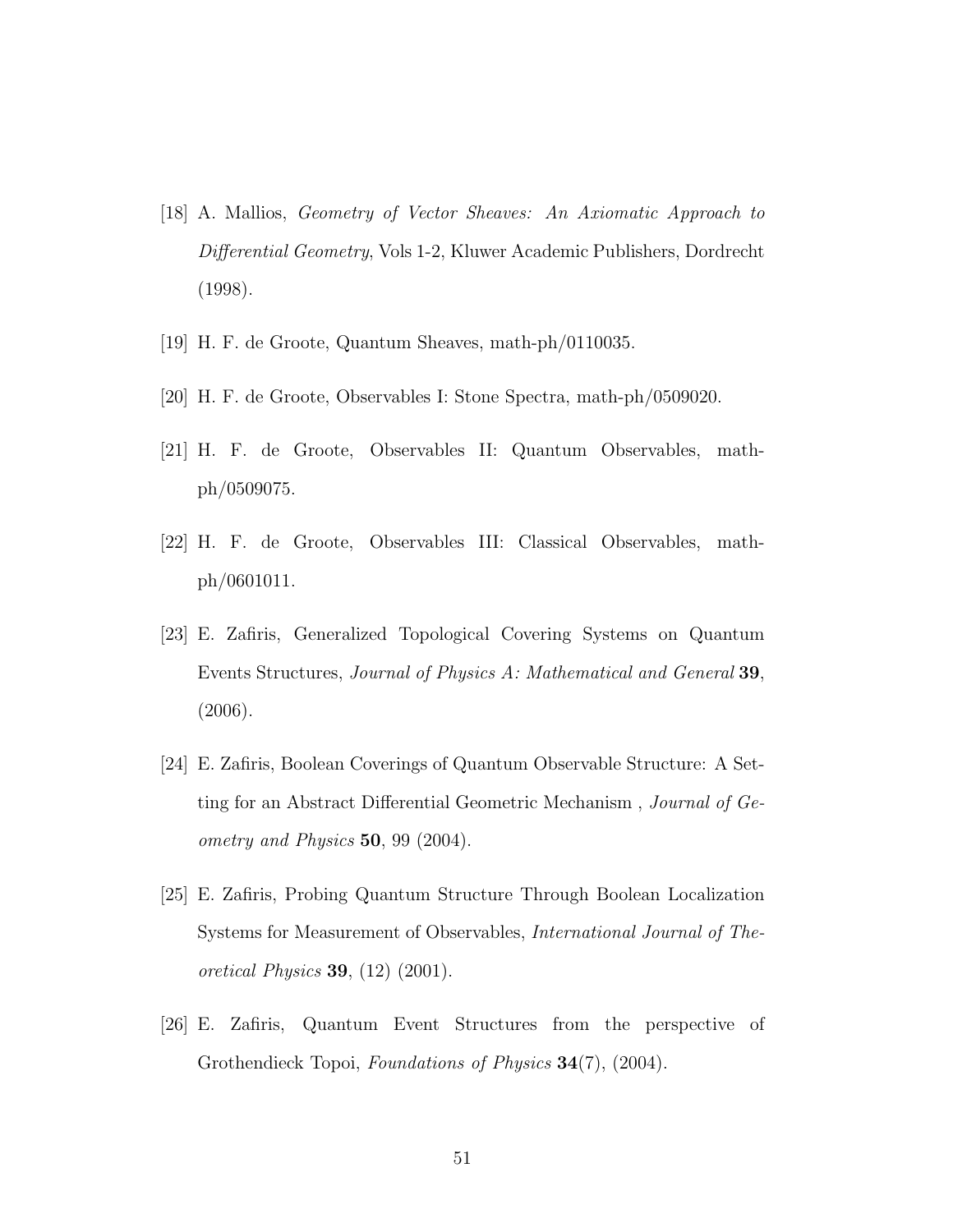[18] A. Mallios, *Geometry of Vector Sheaves: An Axiomatic Approach to Differential Geometry*, Vols 1-2, Kluwer Academic Publishers, Dordrecht (1998).

[19] H. F. de Groote, Quantum Sheaves, math-ph/0110035.

[20] H. F. de Groote, Observables I: Stone Spectra, math-ph/0509020.

[21] H. F. de Groote, Observables II: Quantum Observables, math-ph/0509075.

[22] H. F. de Groote, Observables III: Classical Observables, math-ph/0601011.

[23] E. Zafiris, Generalized Topological Covering Systems on Quantum Events Structures, *Journal of Physics A: Mathematical and General* **39**, (2006).

[24] E. Zafiris, Boolean Coverings of Quantum Observable Structure: A Setting for an Abstract Differential Geometric Mechanism , *Journal of Geometry and Physics* **50**, 99 (2004).

[25] E. Zafiris, Probing Quantum Structure Through Boolean Localization Systems for Measurement of Observables, *International Journal of Theoretical Physics* **39**, (12) (2001).

[26] E. Zafiris, Quantum Event Structures from the perspective of Grothendieck Topoi, *Foundations of Physics* **34**(7), (2004).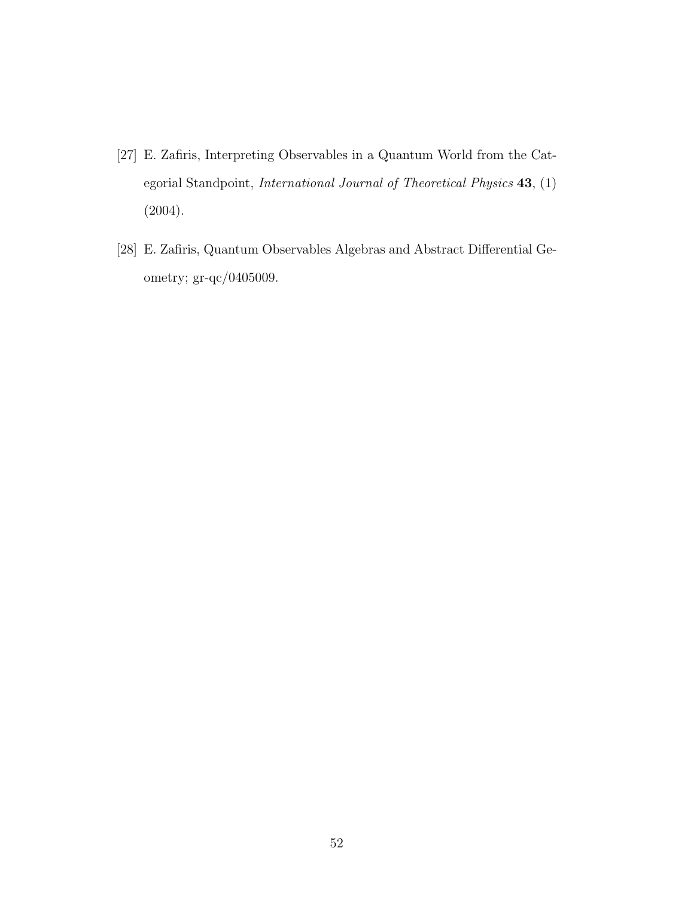[27] E. Zafiris, Interpreting Observables in a Quantum World from the Categorial Standpoint, *International Journal of Theoretical Physics* **43**, (1) (2004).

[28] E. Zafiris, Quantum Observables Algebras and Abstract Differential Geometry; gr-qc/0405009.